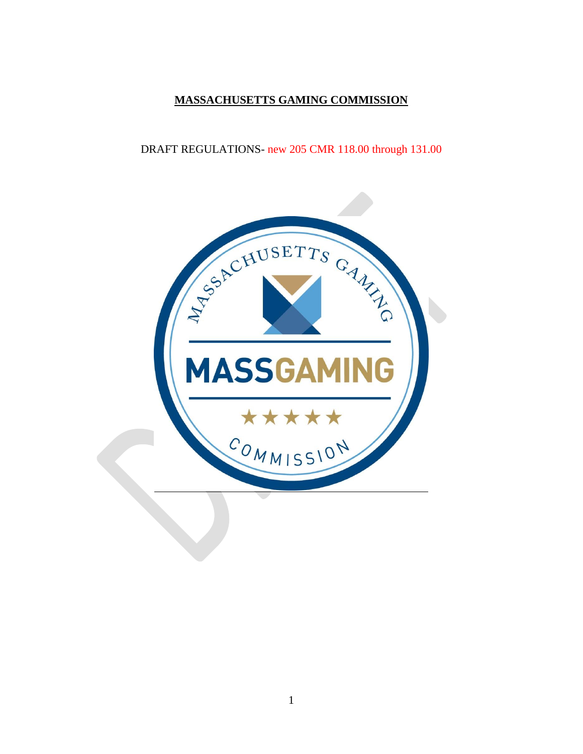# MASSACHUSETTS GAMING COMMISSION

DRAFT REGULATIONS- new 205 CMR 118.00 through 131.00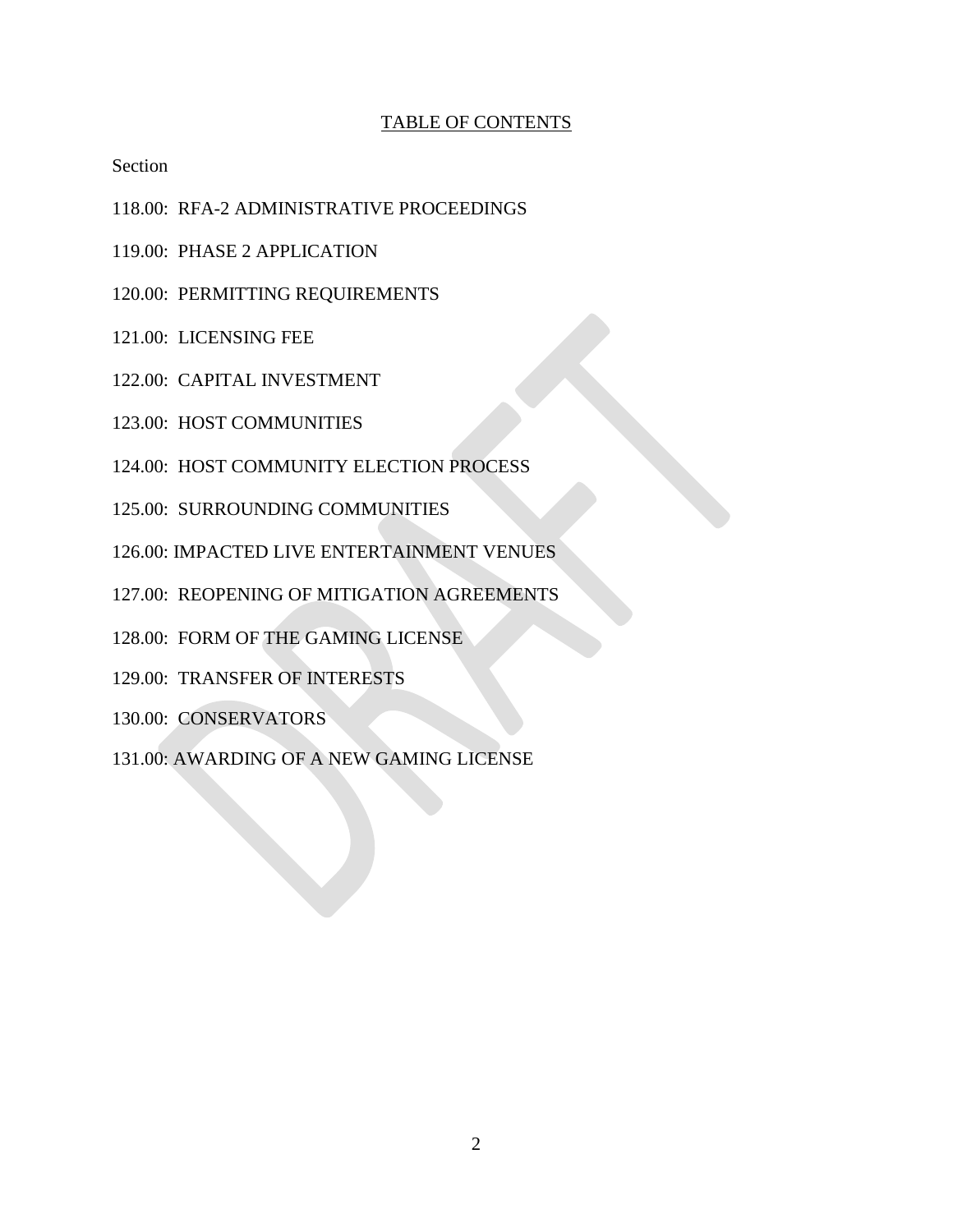## TABLE OF CONTENTS

Section

118.00: RFA-2 ADMINISTRATIVE PROCEEDINGS

119.00: PHASE 2 APPLICATION

120.00: PERMITTING REQUIREMENTS

121.00: LICENSING FEE

122.00: CAPITAL INVESTMENT

123.00: HOST COMMUNITIES

124.00: HOST COMMUNITY ELECTION PROCESS

125.00: SURROUNDING COMMUNITIES

126.00: IMPACTED LIVE ENTERTAINMENT VENUES

127.00: REOPENING OF MITIGATION AGREEMENTS

128.00: FORM OF THE GAMING LICENSE

129.00: TRANSFER OF INTERESTS

130.00: CONSERVATORS

131.00: AWARDING OF A NEW GAMING LICENSE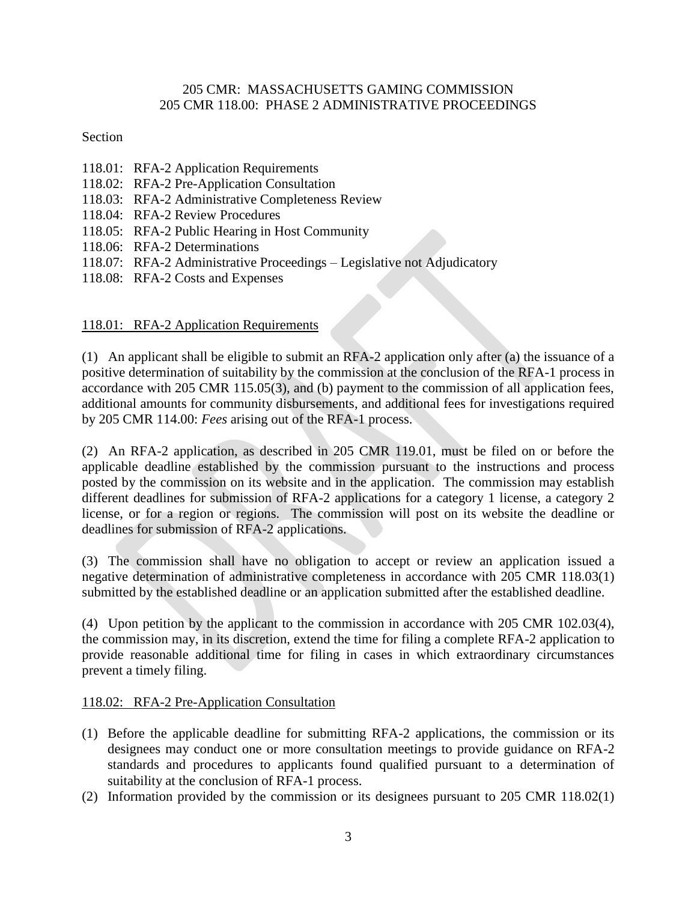205 CMR: MASSACHUSETTS GAMING COMMISSION
205 CMR 118.00: PHASE 2 ADMINISTRATIVE PROCEEDINGS

Section

118.01: RFA-2 Application Requirements
118.02: RFA-2 Pre-Application Consultation
118.03: RFA-2 Administrative Completeness Review
118.04: RFA-2 Review Procedures
118.05: RFA-2 Public Hearing in Host Community
118.06: RFA-2 Determinations
118.07: RFA-2 Administrative Proceedings – Legislative not Adjudicatory
118.08: RFA-2 Costs and Expenses

118.01: RFA-2 Application Requirements

(1) An applicant shall be eligible to submit an RFA-2 application only after (a) the issuance of a positive determination of suitability by the commission at the conclusion of the RFA-1 process in accordance with 205 CMR 115.05(3), and (b) payment to the commission of all application fees, additional amounts for community disbursements, and additional fees for investigations required by 205 CMR 114.00: *Fees* arising out of the RFA-1 process.

(2) An RFA-2 application, as described in 205 CMR 119.01, must be filed on or before the applicable deadline established by the commission pursuant to the instructions and process posted by the commission on its website and in the application. The commission may establish different deadlines for submission of RFA-2 applications for a category 1 license, a category 2 license, or for a region or regions. The commission will post on its website the deadline or deadlines for submission of RFA-2 applications.

(3) The commission shall have no obligation to accept or review an application issued a negative determination of administrative completeness in accordance with 205 CMR 118.03(1) submitted by the established deadline or an application submitted after the established deadline.

(4) Upon petition by the applicant to the commission in accordance with 205 CMR 102.03(4), the commission may, in its discretion, extend the time for filing a complete RFA-2 application to provide reasonable additional time for filing in cases in which extraordinary circumstances prevent a timely filing.

118.02: RFA-2 Pre-Application Consultation

(1) Before the applicable deadline for submitting RFA-2 applications, the commission or its designees may conduct one or more consultation meetings to provide guidance on RFA-2 standards and procedures to applicants found qualified pursuant to a determination of suitability at the conclusion of RFA-1 process.
(2) Information provided by the commission or its designees pursuant to 205 CMR 118.02(1)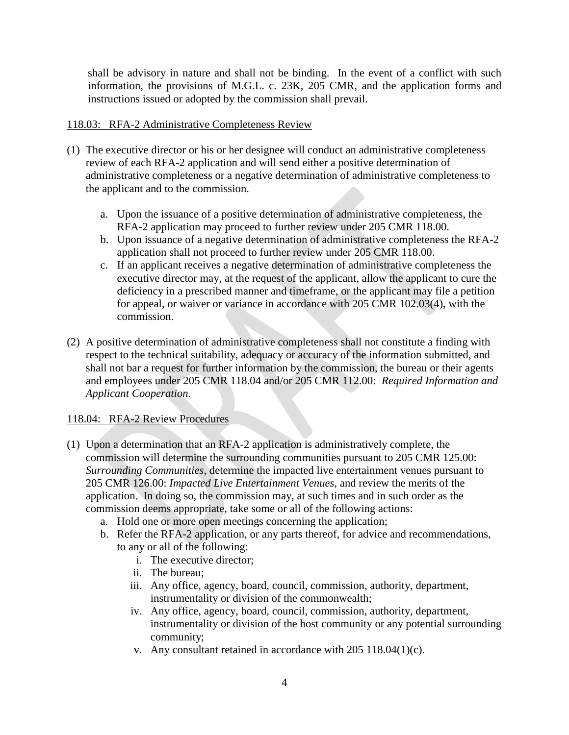shall be advisory in nature and shall not be binding. In the event of a conflict with such information, the provisions of M.G.L. c. 23K, 205 CMR, and the application forms and instructions issued or adopted by the commission shall prevail.

118.03: RFA-2 Administrative Completeness Review

(1) The executive director or his or her designee will conduct an administrative completeness review of each RFA-2 application and will send either a positive determination of administrative completeness or a negative determination of administrative completeness to the applicant and to the commission.

   a. Upon the issuance of a positive determination of administrative completeness, the RFA-2 application may proceed to further review under 205 CMR 118.00.
   b. Upon issuance of a negative determination of administrative completeness the RFA-2 application shall not proceed to further review under 205 CMR 118.00.
   c. If an applicant receives a negative determination of administrative completeness the executive director may, at the request of the applicant, allow the applicant to cure the deficiency in a prescribed manner and timeframe, or the applicant may file a petition for appeal, or waiver or variance in accordance with 205 CMR 102.03(4), with the commission.

(2) A positive determination of administrative completeness shall not constitute a finding with respect to the technical suitability, adequacy or accuracy of the information submitted, and shall not bar a request for further information by the commission, the bureau or their agents and employees under 205 CMR 118.04 and/or 205 CMR 112.00: *Required Information and Applicant Cooperation*.

118.04: RFA-2 Review Procedures

(1) Upon a determination that an RFA-2 application is administratively complete, the commission will determine the surrounding communities pursuant to 205 CMR 125.00: *Surrounding Communities*, determine the impacted live entertainment venues pursuant to 205 CMR 126.00: *Impacted Live Entertainment Venues*, and review the merits of the application. In doing so, the commission may, at such times and in such order as the commission deems appropriate, take some or all of the following actions:
   a. Hold one or more open meetings concerning the application;
   b. Refer the RFA-2 application, or any parts thereof, for advice and recommendations, to any or all of the following:
      i. The executive director;
      ii. The bureau;
      iii. Any office, agency, board, council, commission, authority, department, instrumentality or division of the commonwealth;
      iv. Any office, agency, board, council, commission, authority, department, instrumentality or division of the host community or any potential surrounding community;
      v. Any consultant retained in accordance with 205 118.04(1)(c).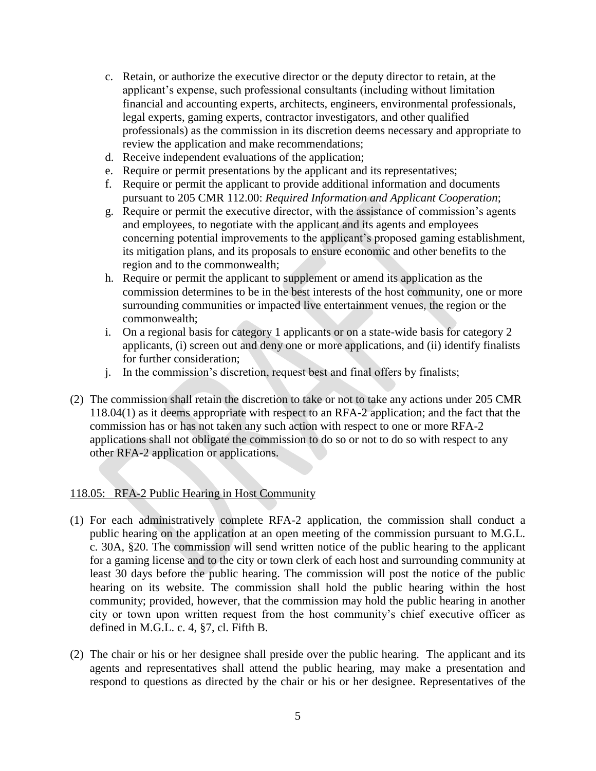c. Retain, or authorize the executive director or the deputy director to retain, at the applicant's expense, such professional consultants (including without limitation financial and accounting experts, architects, engineers, environmental professionals, legal experts, gaming experts, contractor investigators, and other qualified professionals) as the commission in its discretion deems necessary and appropriate to review the application and make recommendations;
d. Receive independent evaluations of the application;
e. Require or permit presentations by the applicant and its representatives;
f. Require or permit the applicant to provide additional information and documents pursuant to 205 CMR 112.00: *Required Information and Applicant Cooperation*;
g. Require or permit the executive director, with the assistance of commission's agents and employees, to negotiate with the applicant and its agents and employees concerning potential improvements to the applicant's proposed gaming establishment, its mitigation plans, and its proposals to ensure economic and other benefits to the region and to the commonwealth;
h. Require or permit the applicant to supplement or amend its application as the commission determines to be in the best interests of the host community, one or more surrounding communities or impacted live entertainment venues, the region or the commonwealth;
i. On a regional basis for category 1 applicants or on a state-wide basis for category 2 applicants, (i) screen out and deny one or more applications, and (ii) identify finalists for further consideration;
j. In the commission's discretion, request best and final offers by finalists;

(2) The commission shall retain the discretion to take or not to take any actions under 205 CMR 118.04(1) as it deems appropriate with respect to an RFA-2 application; and the fact that the commission has or has not taken any such action with respect to one or more RFA-2 applications shall not obligate the commission to do so or not to do so with respect to any other RFA-2 application or applications.

118.05: RFA-2 Public Hearing in Host Community

(1) For each administratively complete RFA-2 application, the commission shall conduct a public hearing on the application at an open meeting of the commission pursuant to M.G.L. c. 30A, §20. The commission will send written notice of the public hearing to the applicant for a gaming license and to the city or town clerk of each host and surrounding community at least 30 days before the public hearing. The commission will post the notice of the public hearing on its website. The commission shall hold the public hearing within the host community; provided, however, that the commission may hold the public hearing in another city or town upon written request from the host community's chief executive officer as defined in M.G.L. c. 4, §7, cl. Fifth B.

(2) The chair or his or her designee shall preside over the public hearing. The applicant and its agents and representatives shall attend the public hearing, may make a presentation and respond to questions as directed by the chair or his or her designee. Representatives of the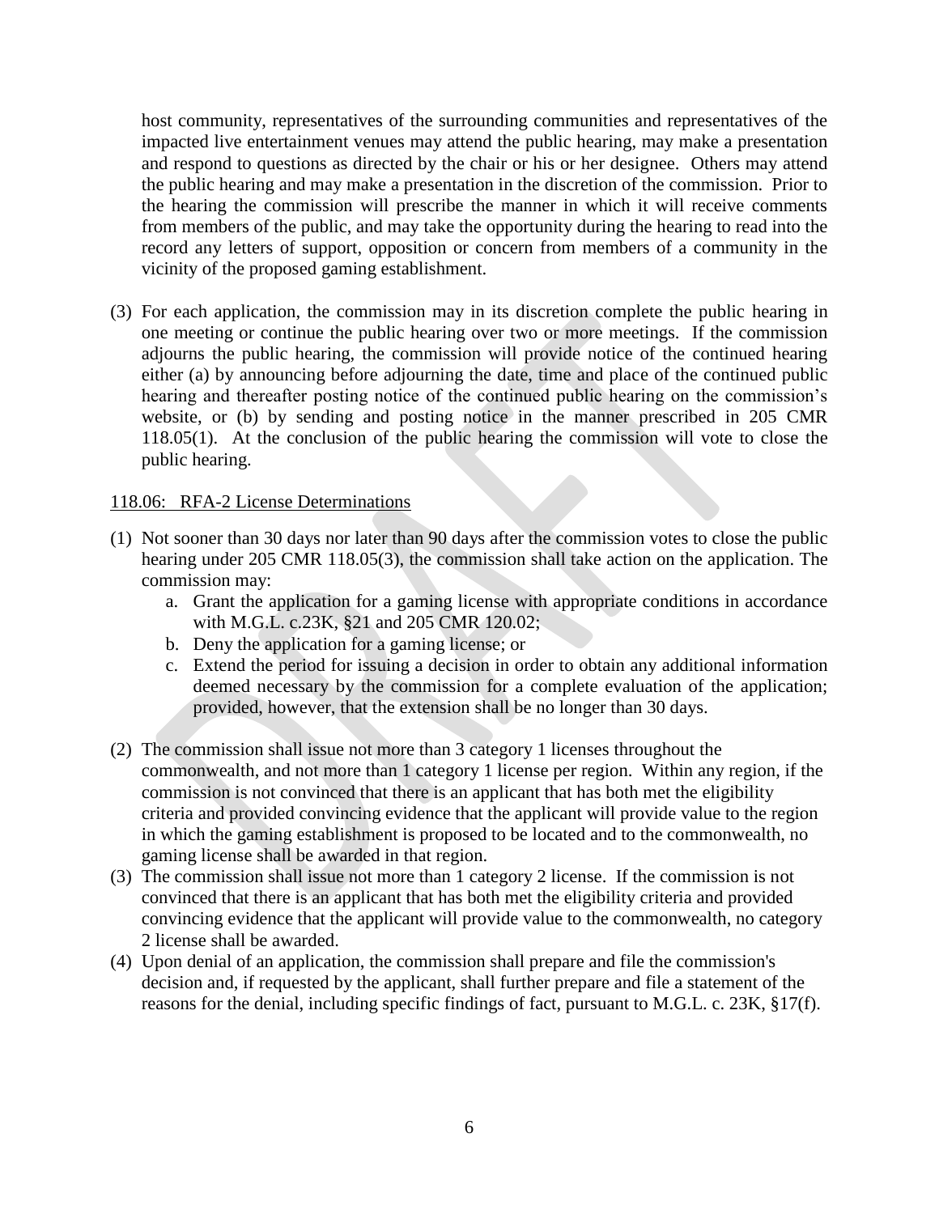host community, representatives of the surrounding communities and representatives of the impacted live entertainment venues may attend the public hearing, may make a presentation and respond to questions as directed by the chair or his or her designee. Others may attend the public hearing and may make a presentation in the discretion of the commission. Prior to the hearing the commission will prescribe the manner in which it will receive comments from members of the public, and may take the opportunity during the hearing to read into the record any letters of support, opposition or concern from members of a community in the vicinity of the proposed gaming establishment.

(3) For each application, the commission may in its discretion complete the public hearing in one meeting or continue the public hearing over two or more meetings. If the commission adjourns the public hearing, the commission will provide notice of the continued hearing either (a) by announcing before adjourning the date, time and place of the continued public hearing and thereafter posting notice of the continued public hearing on the commission's website, or (b) by sending and posting notice in the manner prescribed in 205 CMR 118.05(1). At the conclusion of the public hearing the commission will vote to close the public hearing.

118.06: RFA-2 License Determinations

(1) Not sooner than 30 days nor later than 90 days after the commission votes to close the public hearing under 205 CMR 118.05(3), the commission shall take action on the application. The commission may:
   a. Grant the application for a gaming license with appropriate conditions in accordance with M.G.L. c.23K, §21 and 205 CMR 120.02;
   b. Deny the application for a gaming license; or
   c. Extend the period for issuing a decision in order to obtain any additional information deemed necessary by the commission for a complete evaluation of the application; provided, however, that the extension shall be no longer than 30 days.

(2) The commission shall issue not more than 3 category 1 licenses throughout the commonwealth, and not more than 1 category 1 license per region. Within any region, if the commission is not convinced that there is an applicant that has both met the eligibility criteria and provided convincing evidence that the applicant will provide value to the region in which the gaming establishment is proposed to be located and to the commonwealth, no gaming license shall be awarded in that region.

(3) The commission shall issue not more than 1 category 2 license. If the commission is not convinced that there is an applicant that has both met the eligibility criteria and provided convincing evidence that the applicant will provide value to the commonwealth, no category 2 license shall be awarded.

(4) Upon denial of an application, the commission shall prepare and file the commission's decision and, if requested by the applicant, shall further prepare and file a statement of the reasons for the denial, including specific findings of fact, pursuant to M.G.L. c. 23K, §17(f).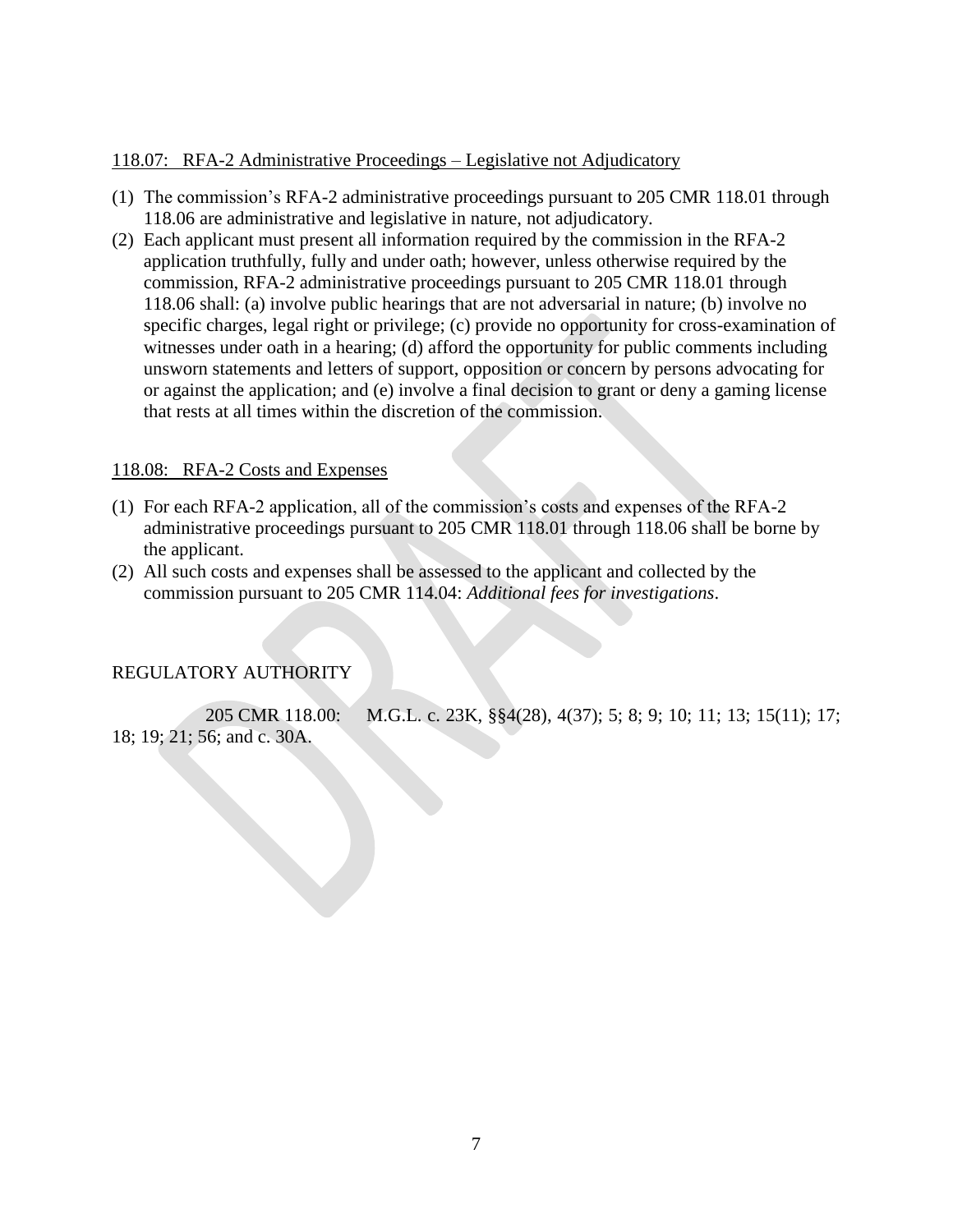118.07: RFA-2 Administrative Proceedings – Legislative not Adjudicatory

(1) The commission's RFA-2 administrative proceedings pursuant to 205 CMR 118.01 through 118.06 are administrative and legislative in nature, not adjudicatory.

(2) Each applicant must present all information required by the commission in the RFA-2 application truthfully, fully and under oath; however, unless otherwise required by the commission, RFA-2 administrative proceedings pursuant to 205 CMR 118.01 through 118.06 shall: (a) involve public hearings that are not adversarial in nature; (b) involve no specific charges, legal right or privilege; (c) provide no opportunity for cross-examination of witnesses under oath in a hearing; (d) afford the opportunity for public comments including unsworn statements and letters of support, opposition or concern by persons advocating for or against the application; and (e) involve a final decision to grant or deny a gaming license that rests at all times within the discretion of the commission.

118.08: RFA-2 Costs and Expenses

(1) For each RFA-2 application, all of the commission's costs and expenses of the RFA-2 administrative proceedings pursuant to 205 CMR 118.01 through 118.06 shall be borne by the applicant.

(2) All such costs and expenses shall be assessed to the applicant and collected by the commission pursuant to 205 CMR 114.04: *Additional fees for investigations*.

REGULATORY AUTHORITY

205 CMR 118.00: M.G.L. c. 23K, §§4(28), 4(37); 5; 8; 9; 10; 11; 13; 15(11); 17; 18; 19; 21; 56; and c. 30A.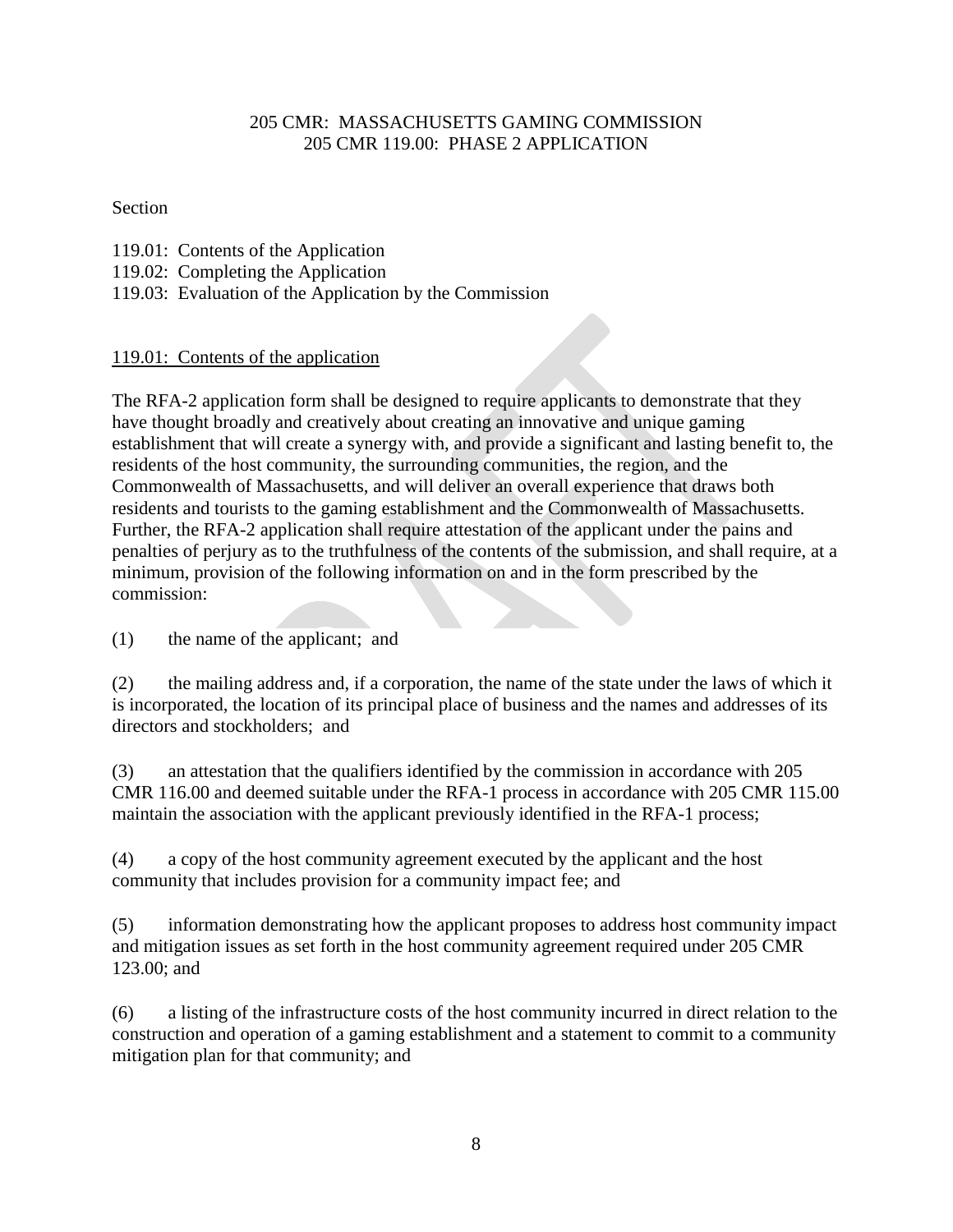205 CMR: MASSACHUSETTS GAMING COMMISSION
205 CMR 119.00: PHASE 2 APPLICATION

Section

119.01: Contents of the Application
119.02: Completing the Application
119.03: Evaluation of the Application by the Commission

119.01: Contents of the application

The RFA-2 application form shall be designed to require applicants to demonstrate that they have thought broadly and creatively about creating an innovative and unique gaming establishment that will create a synergy with, and provide a significant and lasting benefit to, the residents of the host community, the surrounding communities, the region, and the Commonwealth of Massachusetts, and will deliver an overall experience that draws both residents and tourists to the gaming establishment and the Commonwealth of Massachusetts. Further, the RFA-2 application shall require attestation of the applicant under the pains and penalties of perjury as to the truthfulness of the contents of the submission, and shall require, at a minimum, provision of the following information on and in the form prescribed by the commission:

(1) the name of the applicant; and

(2) the mailing address and, if a corporation, the name of the state under the laws of which it is incorporated, the location of its principal place of business and the names and addresses of its directors and stockholders; and

(3) an attestation that the qualifiers identified by the commission in accordance with 205 CMR 116.00 and deemed suitable under the RFA-1 process in accordance with 205 CMR 115.00 maintain the association with the applicant previously identified in the RFA-1 process;

(4) a copy of the host community agreement executed by the applicant and the host community that includes provision for a community impact fee; and

(5) information demonstrating how the applicant proposes to address host community impact and mitigation issues as set forth in the host community agreement required under 205 CMR 123.00; and

(6) a listing of the infrastructure costs of the host community incurred in direct relation to the construction and operation of a gaming establishment and a statement to commit to a community mitigation plan for that community; and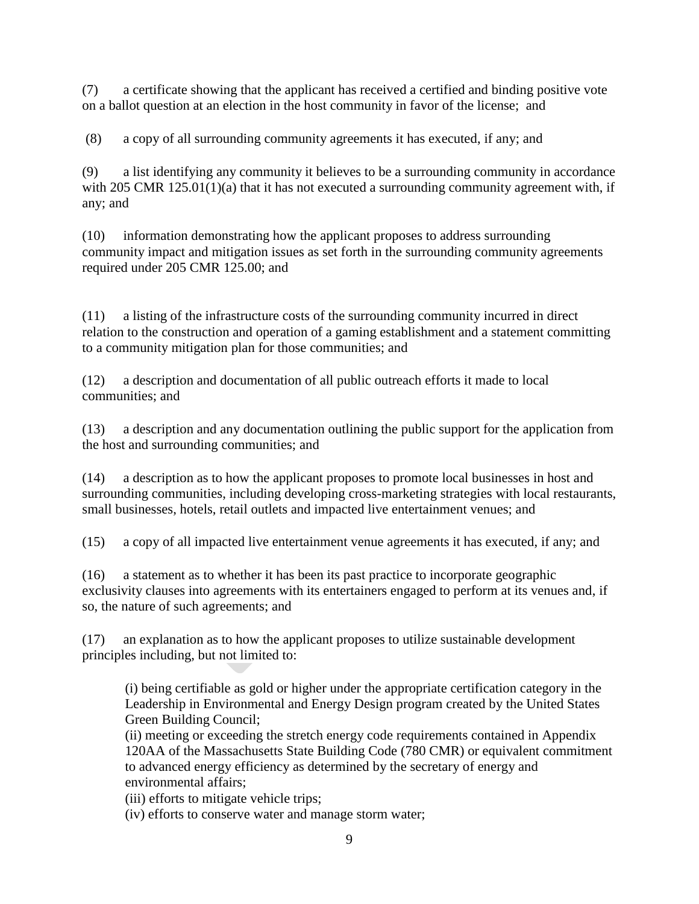(7) a certificate showing that the applicant has received a certified and binding positive vote on a ballot question at an election in the host community in favor of the license; and

(8) a copy of all surrounding community agreements it has executed, if any; and

(9) a list identifying any community it believes to be a surrounding community in accordance with 205 CMR 125.01(1)(a) that it has not executed a surrounding community agreement with, if any; and

(10) information demonstrating how the applicant proposes to address surrounding community impact and mitigation issues as set forth in the surrounding community agreements required under 205 CMR 125.00; and

(11) a listing of the infrastructure costs of the surrounding community incurred in direct relation to the construction and operation of a gaming establishment and a statement committing to a community mitigation plan for those communities; and

(12) a description and documentation of all public outreach efforts it made to local communities; and

(13) a description and any documentation outlining the public support for the application from the host and surrounding communities; and

(14) a description as to how the applicant proposes to promote local businesses in host and surrounding communities, including developing cross-marketing strategies with local restaurants, small businesses, hotels, retail outlets and impacted live entertainment venues; and

(15) a copy of all impacted live entertainment venue agreements it has executed, if any; and

(16) a statement as to whether it has been its past practice to incorporate geographic exclusivity clauses into agreements with its entertainers engaged to perform at its venues and, if so, the nature of such agreements; and

(17) an explanation as to how the applicant proposes to utilize sustainable development principles including, but not limited to:

> (i) being certifiable as gold or higher under the appropriate certification category in the Leadership in Environmental and Energy Design program created by the United States Green Building Council;
> (ii) meeting or exceeding the stretch energy code requirements contained in Appendix 120AA of the Massachusetts State Building Code (780 CMR) or equivalent commitment to advanced energy efficiency as determined by the secretary of energy and environmental affairs;
> (iii) efforts to mitigate vehicle trips;
> (iv) efforts to conserve water and manage storm water;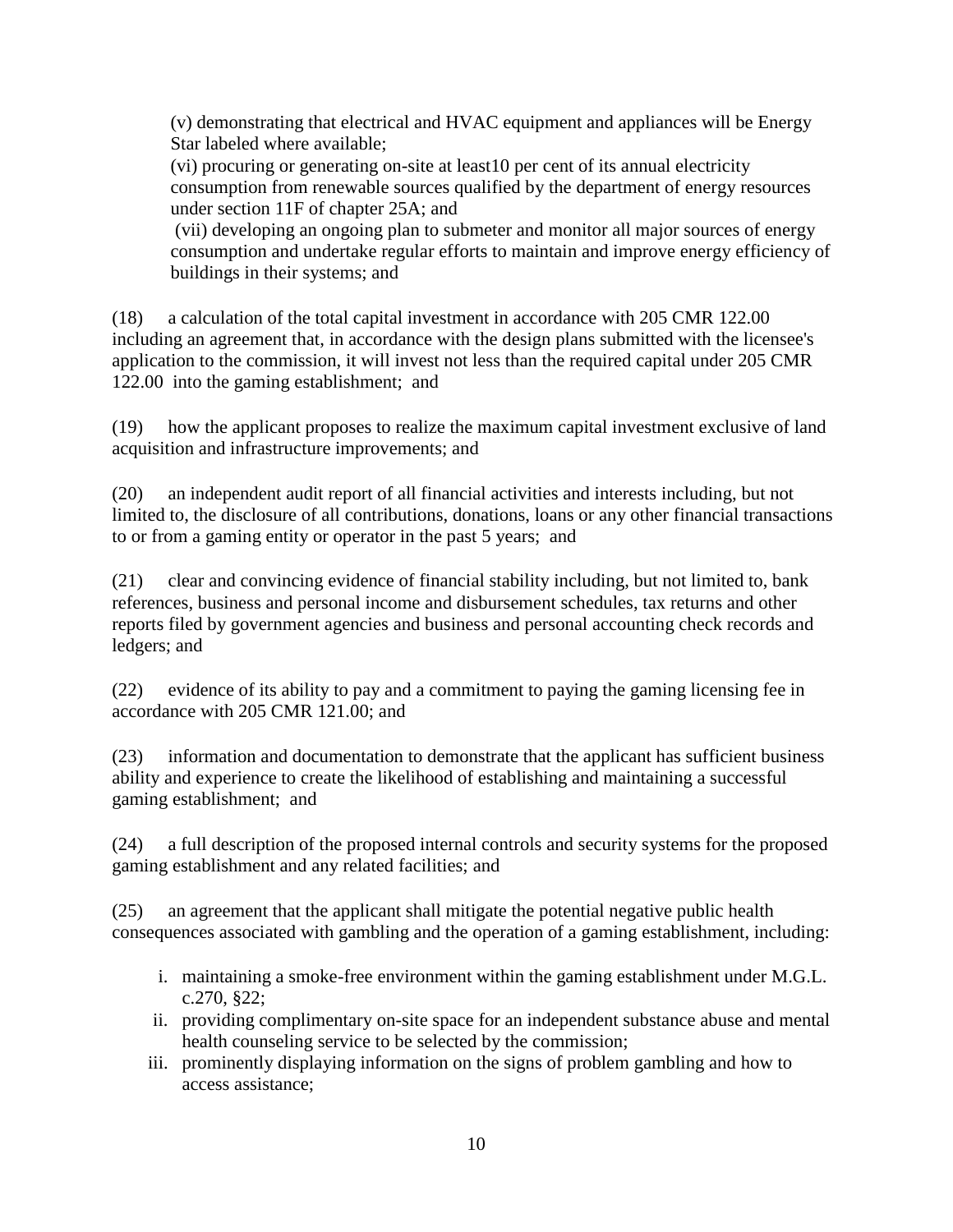(v) demonstrating that electrical and HVAC equipment and appliances will be Energy Star labeled where available;

(vi) procuring or generating on-site at least10 per cent of its annual electricity consumption from renewable sources qualified by the department of energy resources under section 11F of chapter 25A; and

(vii) developing an ongoing plan to submeter and monitor all major sources of energy consumption and undertake regular efforts to maintain and improve energy efficiency of buildings in their systems; and

(18) a calculation of the total capital investment in accordance with 205 CMR 122.00 including an agreement that, in accordance with the design plans submitted with the licensee's application to the commission, it will invest not less than the required capital under 205 CMR 122.00 into the gaming establishment; and

(19) how the applicant proposes to realize the maximum capital investment exclusive of land acquisition and infrastructure improvements; and

(20) an independent audit report of all financial activities and interests including, but not limited to, the disclosure of all contributions, donations, loans or any other financial transactions to or from a gaming entity or operator in the past 5 years; and

(21) clear and convincing evidence of financial stability including, but not limited to, bank references, business and personal income and disbursement schedules, tax returns and other reports filed by government agencies and business and personal accounting check records and ledgers; and

(22) evidence of its ability to pay and a commitment to paying the gaming licensing fee in accordance with 205 CMR 121.00; and

(23) information and documentation to demonstrate that the applicant has sufficient business ability and experience to create the likelihood of establishing and maintaining a successful gaming establishment; and

(24) a full description of the proposed internal controls and security systems for the proposed gaming establishment and any related facilities; and

(25) an agreement that the applicant shall mitigate the potential negative public health consequences associated with gambling and the operation of a gaming establishment, including:

i. maintaining a smoke-free environment within the gaming establishment under M.G.L. c.270, §22;

ii. providing complimentary on-site space for an independent substance abuse and mental health counseling service to be selected by the commission;

iii. prominently displaying information on the signs of problem gambling and how to access assistance;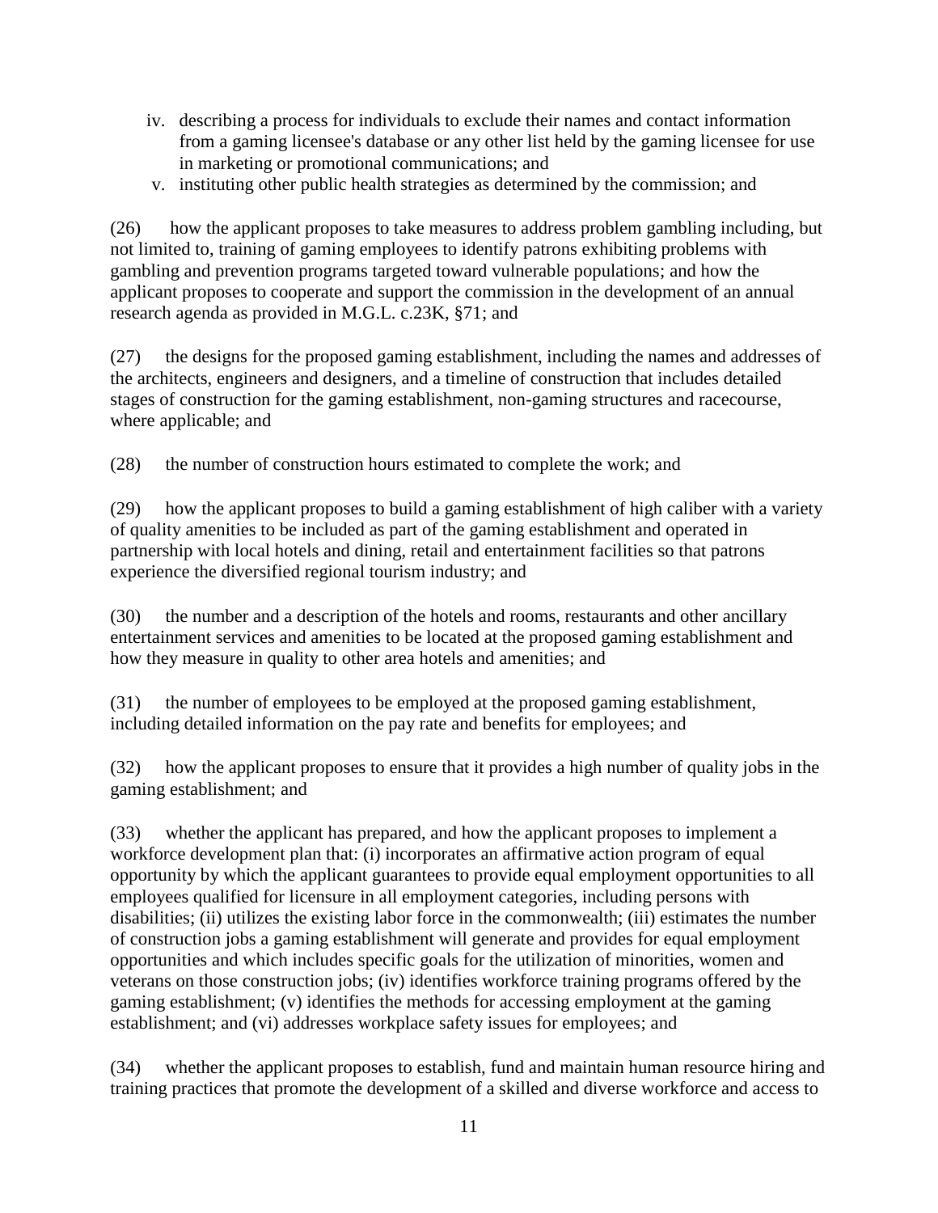iv. describing a process for individuals to exclude their names and contact information from a gaming licensee's database or any other list held by the gaming licensee for use in marketing or promotional communications; and
v. instituting other public health strategies as determined by the commission; and

(26) how the applicant proposes to take measures to address problem gambling including, but not limited to, training of gaming employees to identify patrons exhibiting problems with gambling and prevention programs targeted toward vulnerable populations; and how the applicant proposes to cooperate and support the commission in the development of an annual research agenda as provided in M.G.L. c.23K, §71; and

(27) the designs for the proposed gaming establishment, including the names and addresses of the architects, engineers and designers, and a timeline of construction that includes detailed stages of construction for the gaming establishment, non-gaming structures and racecourse, where applicable; and

(28) the number of construction hours estimated to complete the work; and

(29) how the applicant proposes to build a gaming establishment of high caliber with a variety of quality amenities to be included as part of the gaming establishment and operated in partnership with local hotels and dining, retail and entertainment facilities so that patrons experience the diversified regional tourism industry; and

(30) the number and a description of the hotels and rooms, restaurants and other ancillary entertainment services and amenities to be located at the proposed gaming establishment and how they measure in quality to other area hotels and amenities; and

(31) the number of employees to be employed at the proposed gaming establishment, including detailed information on the pay rate and benefits for employees; and

(32) how the applicant proposes to ensure that it provides a high number of quality jobs in the gaming establishment; and

(33) whether the applicant has prepared, and how the applicant proposes to implement a workforce development plan that: (i) incorporates an affirmative action program of equal opportunity by which the applicant guarantees to provide equal employment opportunities to all employees qualified for licensure in all employment categories, including persons with disabilities; (ii) utilizes the existing labor force in the commonwealth; (iii) estimates the number of construction jobs a gaming establishment will generate and provides for equal employment opportunities and which includes specific goals for the utilization of minorities, women and veterans on those construction jobs; (iv) identifies workforce training programs offered by the gaming establishment; (v) identifies the methods for accessing employment at the gaming establishment; and (vi) addresses workplace safety issues for employees; and

(34) whether the applicant proposes to establish, fund and maintain human resource hiring and training practices that promote the development of a skilled and diverse workforce and access to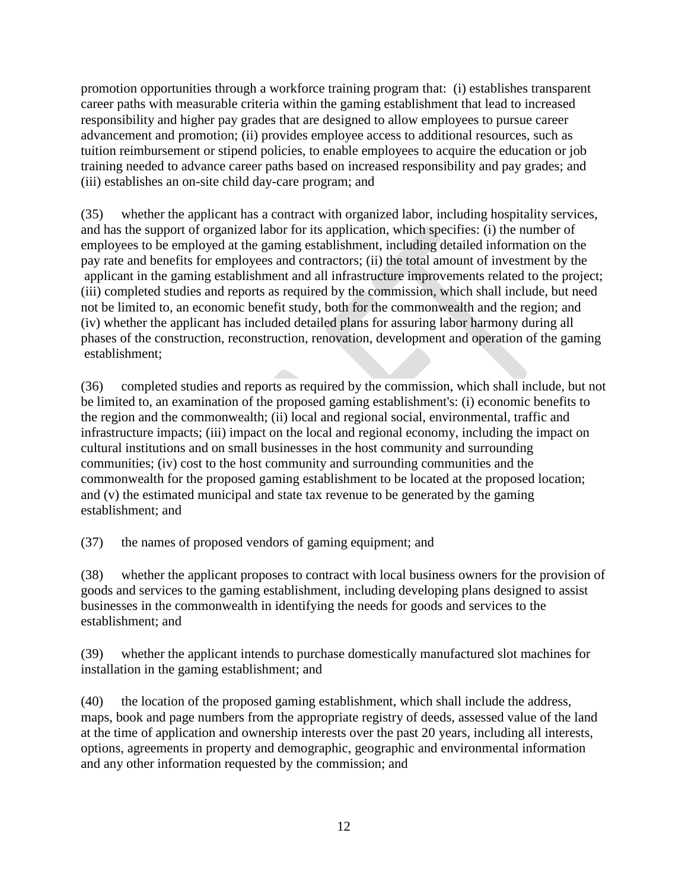promotion opportunities through a workforce training program that: (i) establishes transparent career paths with measurable criteria within the gaming establishment that lead to increased responsibility and higher pay grades that are designed to allow employees to pursue career advancement and promotion; (ii) provides employee access to additional resources, such as tuition reimbursement or stipend policies, to enable employees to acquire the education or job training needed to advance career paths based on increased responsibility and pay grades; and (iii) establishes an on-site child day-care program; and

(35) whether the applicant has a contract with organized labor, including hospitality services, and has the support of organized labor for its application, which specifies: (i) the number of employees to be employed at the gaming establishment, including detailed information on the pay rate and benefits for employees and contractors; (ii) the total amount of investment by the applicant in the gaming establishment and all infrastructure improvements related to the project; (iii) completed studies and reports as required by the commission, which shall include, but need not be limited to, an economic benefit study, both for the commonwealth and the region; and (iv) whether the applicant has included detailed plans for assuring labor harmony during all phases of the construction, reconstruction, renovation, development and operation of the gaming establishment;

(36) completed studies and reports as required by the commission, which shall include, but not be limited to, an examination of the proposed gaming establishment's: (i) economic benefits to the region and the commonwealth; (ii) local and regional social, environmental, traffic and infrastructure impacts; (iii) impact on the local and regional economy, including the impact on cultural institutions and on small businesses in the host community and surrounding communities; (iv) cost to the host community and surrounding communities and the commonwealth for the proposed gaming establishment to be located at the proposed location; and (v) the estimated municipal and state tax revenue to be generated by the gaming establishment; and

(37) the names of proposed vendors of gaming equipment; and

(38) whether the applicant proposes to contract with local business owners for the provision of goods and services to the gaming establishment, including developing plans designed to assist businesses in the commonwealth in identifying the needs for goods and services to the establishment; and

(39) whether the applicant intends to purchase domestically manufactured slot machines for installation in the gaming establishment; and

(40) the location of the proposed gaming establishment, which shall include the address, maps, book and page numbers from the appropriate registry of deeds, assessed value of the land at the time of application and ownership interests over the past 20 years, including all interests, options, agreements in property and demographic, geographic and environmental information and any other information requested by the commission; and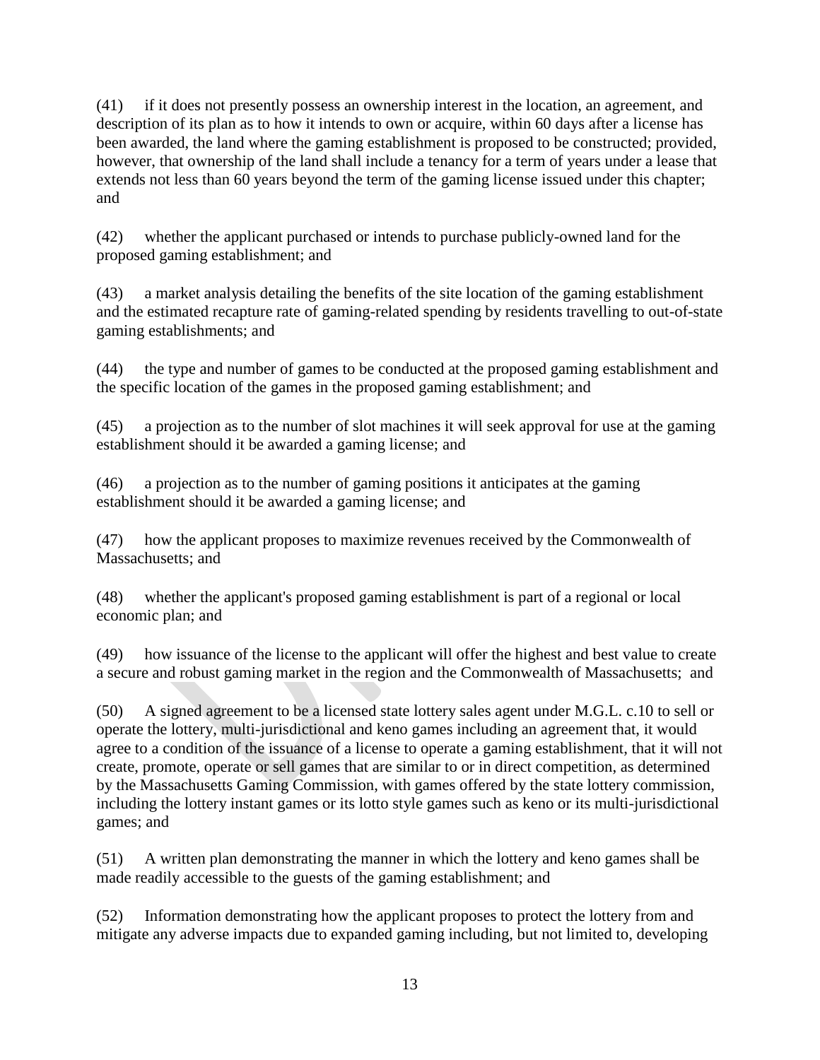(41) if it does not presently possess an ownership interest in the location, an agreement, and description of its plan as to how it intends to own or acquire, within 60 days after a license has been awarded, the land where the gaming establishment is proposed to be constructed; provided, however, that ownership of the land shall include a tenancy for a term of years under a lease that extends not less than 60 years beyond the term of the gaming license issued under this chapter; and

(42) whether the applicant purchased or intends to purchase publicly-owned land for the proposed gaming establishment; and

(43) a market analysis detailing the benefits of the site location of the gaming establishment and the estimated recapture rate of gaming-related spending by residents travelling to out-of-state gaming establishments; and

(44) the type and number of games to be conducted at the proposed gaming establishment and the specific location of the games in the proposed gaming establishment; and

(45) a projection as to the number of slot machines it will seek approval for use at the gaming establishment should it be awarded a gaming license; and

(46) a projection as to the number of gaming positions it anticipates at the gaming establishment should it be awarded a gaming license; and

(47) how the applicant proposes to maximize revenues received by the Commonwealth of Massachusetts; and

(48) whether the applicant's proposed gaming establishment is part of a regional or local economic plan; and

(49) how issuance of the license to the applicant will offer the highest and best value to create a secure and robust gaming market in the region and the Commonwealth of Massachusetts; and

(50) A signed agreement to be a licensed state lottery sales agent under M.G.L. c.10 to sell or operate the lottery, multi-jurisdictional and keno games including an agreement that, it would agree to a condition of the issuance of a license to operate a gaming establishment, that it will not create, promote, operate or sell games that are similar to or in direct competition, as determined by the Massachusetts Gaming Commission, with games offered by the state lottery commission, including the lottery instant games or its lotto style games such as keno or its multi-jurisdictional games; and

(51) A written plan demonstrating the manner in which the lottery and keno games shall be made readily accessible to the guests of the gaming establishment; and

(52) Information demonstrating how the applicant proposes to protect the lottery from and mitigate any adverse impacts due to expanded gaming including, but not limited to, developing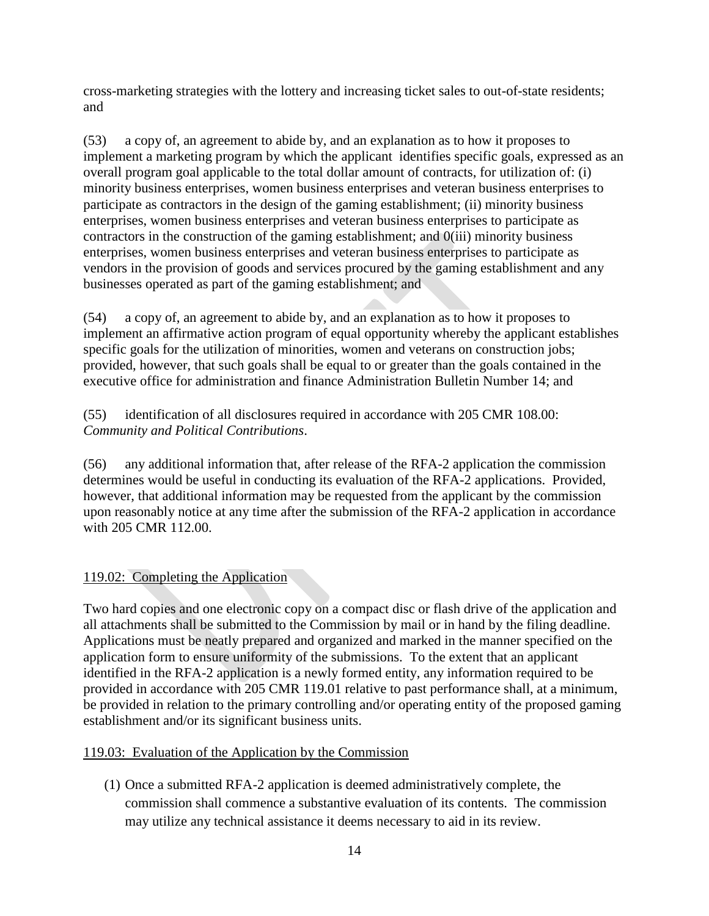cross-marketing strategies with the lottery and increasing ticket sales to out-of-state residents; and

(53) a copy of, an agreement to abide by, and an explanation as to how it proposes to implement a marketing program by which the applicant identifies specific goals, expressed as an overall program goal applicable to the total dollar amount of contracts, for utilization of: (i) minority business enterprises, women business enterprises and veteran business enterprises to participate as contractors in the design of the gaming establishment; (ii) minority business enterprises, women business enterprises and veteran business enterprises to participate as contractors in the construction of the gaming establishment; and 0(iii) minority business enterprises, women business enterprises and veteran business enterprises to participate as vendors in the provision of goods and services procured by the gaming establishment and any businesses operated as part of the gaming establishment; and

(54) a copy of, an agreement to abide by, and an explanation as to how it proposes to implement an affirmative action program of equal opportunity whereby the applicant establishes specific goals for the utilization of minorities, women and veterans on construction jobs; provided, however, that such goals shall be equal to or greater than the goals contained in the executive office for administration and finance Administration Bulletin Number 14; and

(55) identification of all disclosures required in accordance with 205 CMR 108.00: *Community and Political Contributions*.

(56) any additional information that, after release of the RFA-2 application the commission determines would be useful in conducting its evaluation of the RFA-2 applications. Provided, however, that additional information may be requested from the applicant by the commission upon reasonably notice at any time after the submission of the RFA-2 application in accordance with 205 CMR 112.00.

119.02: Completing the Application

Two hard copies and one electronic copy on a compact disc or flash drive of the application and all attachments shall be submitted to the Commission by mail or in hand by the filing deadline. Applications must be neatly prepared and organized and marked in the manner specified on the application form to ensure uniformity of the submissions. To the extent that an applicant identified in the RFA-2 application is a newly formed entity, any information required to be provided in accordance with 205 CMR 119.01 relative to past performance shall, at a minimum, be provided in relation to the primary controlling and/or operating entity of the proposed gaming establishment and/or its significant business units.

119.03: Evaluation of the Application by the Commission

(1) Once a submitted RFA-2 application is deemed administratively complete, the commission shall commence a substantive evaluation of its contents. The commission may utilize any technical assistance it deems necessary to aid in its review.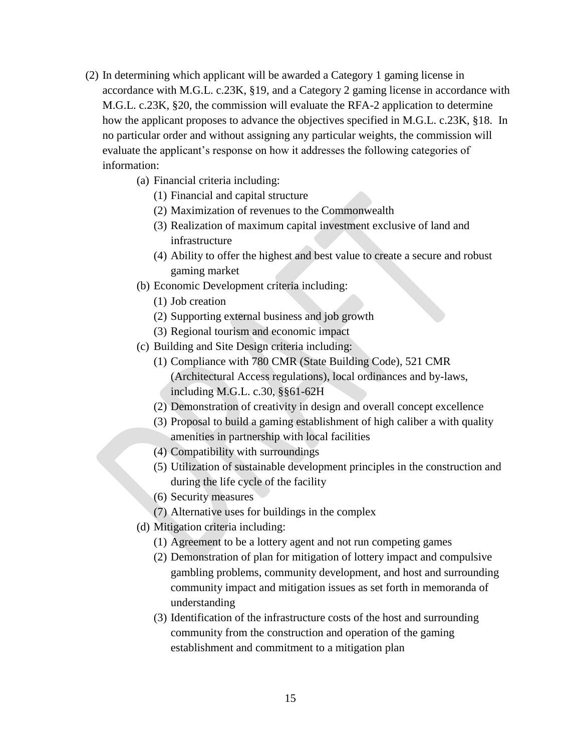(2) In determining which applicant will be awarded a Category 1 gaming license in accordance with M.G.L. c.23K, §19, and a Category 2 gaming license in accordance with M.G.L. c.23K, §20, the commission will evaluate the RFA-2 application to determine how the applicant proposes to advance the objectives specified in M.G.L. c.23K, §18. In no particular order and without assigning any particular weights, the commission will evaluate the applicant's response on how it addresses the following categories of information:

   (a) Financial criteria including:
      (1) Financial and capital structure
      (2) Maximization of revenues to the Commonwealth
      (3) Realization of maximum capital investment exclusive of land and infrastructure
      (4) Ability to offer the highest and best value to create a secure and robust gaming market

   (b) Economic Development criteria including:
      (1) Job creation
      (2) Supporting external business and job growth
      (3) Regional tourism and economic impact

   (c) Building and Site Design criteria including:
      (1) Compliance with 780 CMR (State Building Code), 521 CMR (Architectural Access regulations), local ordinances and by-laws, including M.G.L. c.30, §§61-62H
      (2) Demonstration of creativity in design and overall concept excellence
      (3) Proposal to build a gaming establishment of high caliber a with quality amenities in partnership with local facilities
      (4) Compatibility with surroundings
      (5) Utilization of sustainable development principles in the construction and during the life cycle of the facility
      (6) Security measures
      (7) Alternative uses for buildings in the complex

   (d) Mitigation criteria including:
      (1) Agreement to be a lottery agent and not run competing games
      (2) Demonstration of plan for mitigation of lottery impact and compulsive gambling problems, community development, and host and surrounding community impact and mitigation issues as set forth in memoranda of understanding
      (3) Identification of the infrastructure costs of the host and surrounding community from the construction and operation of the gaming establishment and commitment to a mitigation plan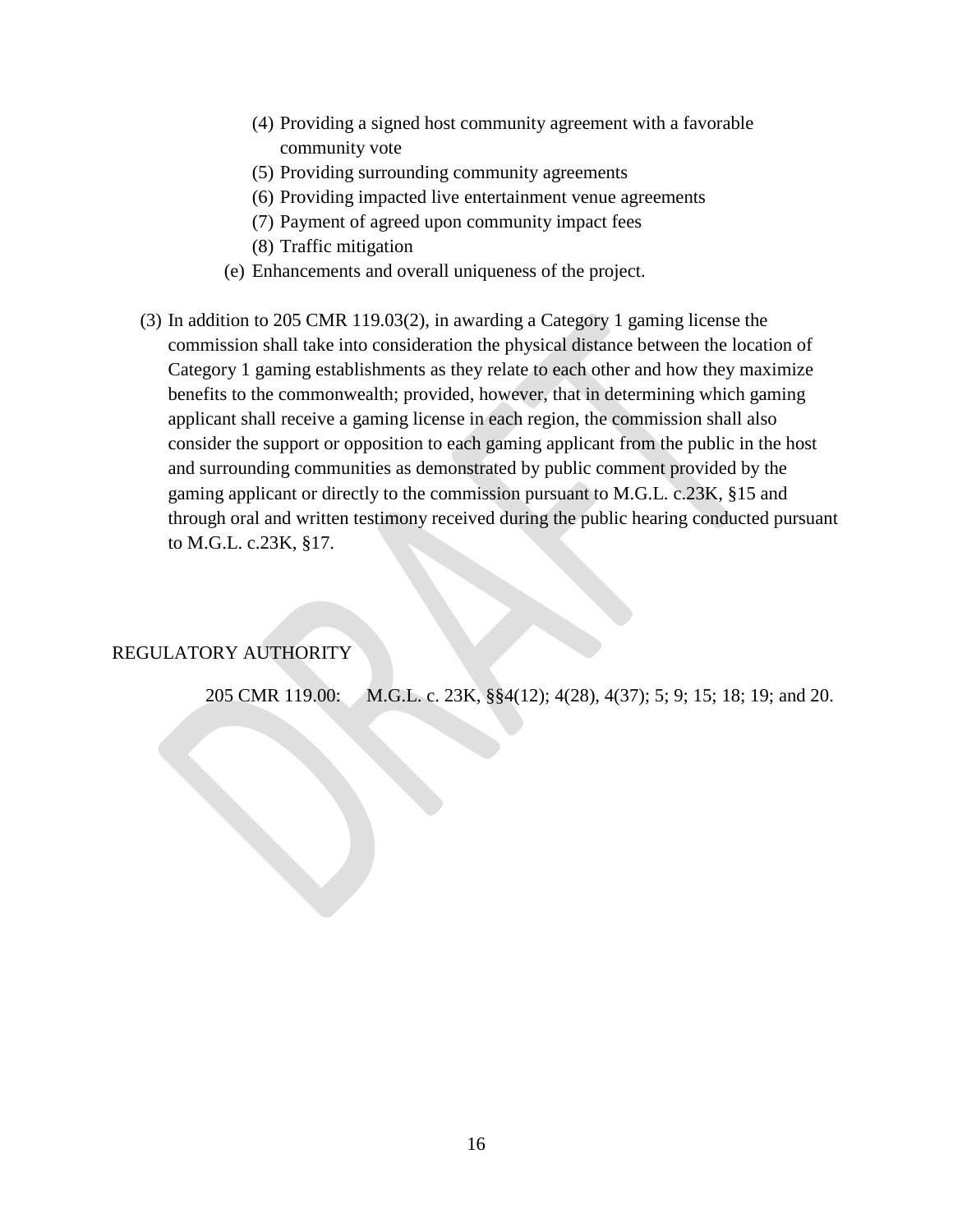(4) Providing a signed host community agreement with a favorable community vote
   (5) Providing surrounding community agreements
   (6) Providing impacted live entertainment venue agreements
   (7) Payment of agreed upon community impact fees
   (8) Traffic mitigation

(e) Enhancements and overall uniqueness of the project.

(3) In addition to 205 CMR 119.03(2), in awarding a Category 1 gaming license the commission shall take into consideration the physical distance between the location of Category 1 gaming establishments as they relate to each other and how they maximize benefits to the commonwealth; provided, however, that in determining which gaming applicant shall receive a gaming license in each region, the commission shall also consider the support or opposition to each gaming applicant from the public in the host and surrounding communities as demonstrated by public comment provided by the gaming applicant or directly to the commission pursuant to M.G.L. c.23K, §15 and through oral and written testimony received during the public hearing conducted pursuant to M.G.L. c.23K, §17.

REGULATORY AUTHORITY

205 CMR 119.00: M.G.L. c. 23K, §§4(12); 4(28), 4(37); 5; 9; 15; 18; 19; and 20.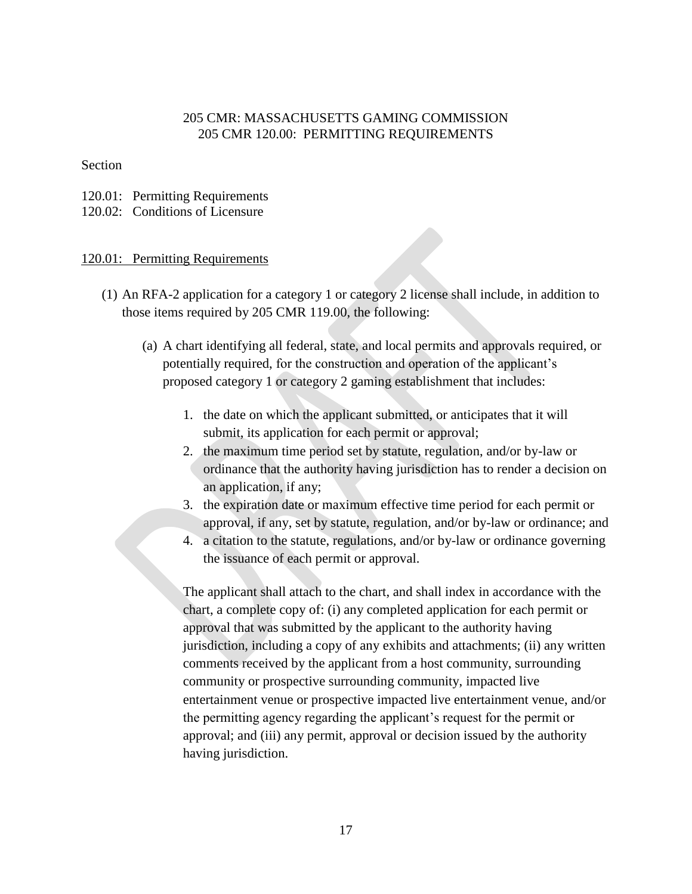205 CMR: MASSACHUSETTS GAMING COMMISSION
205 CMR 120.00: PERMITTING REQUIREMENTS

Section

120.01: Permitting Requirements
120.02: Conditions of Licensure

<u>120.01: Permitting Requirements</u>

(1) An RFA-2 application for a category 1 or category 2 license shall include, in addition to those items required by 205 CMR 119.00, the following:

(a) A chart identifying all federal, state, and local permits and approvals required, or potentially required, for the construction and operation of the applicant's proposed category 1 or category 2 gaming establishment that includes:

1. the date on which the applicant submitted, or anticipates that it will submit, its application for each permit or approval;
2. the maximum time period set by statute, regulation, and/or by-law or ordinance that the authority having jurisdiction has to render a decision on an application, if any;
3. the expiration date or maximum effective time period for each permit or approval, if any, set by statute, regulation, and/or by-law or ordinance; and
4. a citation to the statute, regulations, and/or by-law or ordinance governing the issuance of each permit or approval.

The applicant shall attach to the chart, and shall index in accordance with the chart, a complete copy of: (i) any completed application for each permit or approval that was submitted by the applicant to the authority having jurisdiction, including a copy of any exhibits and attachments; (ii) any written comments received by the applicant from a host community, surrounding community or prospective surrounding community, impacted live entertainment venue or prospective impacted live entertainment venue, and/or the permitting agency regarding the applicant's request for the permit or approval; and (iii) any permit, approval or decision issued by the authority having jurisdiction.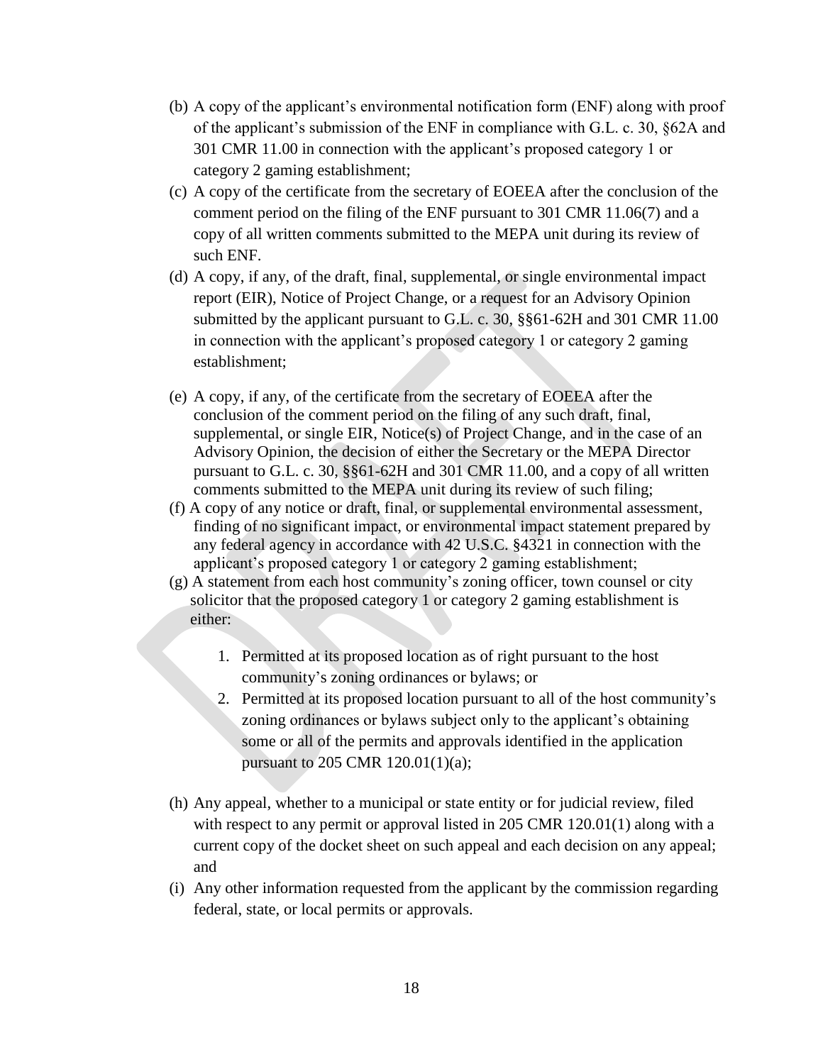(b) A copy of the applicant's environmental notification form (ENF) along with proof of the applicant's submission of the ENF in compliance with G.L. c. 30, §62A and 301 CMR 11.00 in connection with the applicant's proposed category 1 or category 2 gaming establishment;

(c) A copy of the certificate from the secretary of EOEEA after the conclusion of the comment period on the filing of the ENF pursuant to 301 CMR 11.06(7) and a copy of all written comments submitted to the MEPA unit during its review of such ENF.

(d) A copy, if any, of the draft, final, supplemental, or single environmental impact report (EIR), Notice of Project Change, or a request for an Advisory Opinion submitted by the applicant pursuant to G.L. c. 30, §§61-62H and 301 CMR 11.00 in connection with the applicant's proposed category 1 or category 2 gaming establishment;

(e) A copy, if any, of the certificate from the secretary of EOEEA after the conclusion of the comment period on the filing of any such draft, final, supplemental, or single EIR, Notice(s) of Project Change, and in the case of an Advisory Opinion, the decision of either the Secretary or the MEPA Director pursuant to G.L. c. 30, §§61-62H and 301 CMR 11.00, and a copy of all written comments submitted to the MEPA unit during its review of such filing;

(f) A copy of any notice or draft, final, or supplemental environmental assessment, finding of no significant impact, or environmental impact statement prepared by any federal agency in accordance with 42 U.S.C. §4321 in connection with the applicant's proposed category 1 or category 2 gaming establishment;

(g) A statement from each host community's zoning officer, town counsel or city solicitor that the proposed category 1 or category 2 gaming establishment is either:

1. Permitted at its proposed location as of right pursuant to the host community's zoning ordinances or bylaws; or
2. Permitted at its proposed location pursuant to all of the host community's zoning ordinances or bylaws subject only to the applicant's obtaining some or all of the permits and approvals identified in the application pursuant to 205 CMR 120.01(1)(a);

(h) Any appeal, whether to a municipal or state entity or for judicial review, filed with respect to any permit or approval listed in 205 CMR 120.01(1) along with a current copy of the docket sheet on such appeal and each decision on any appeal; and

(i) Any other information requested from the applicant by the commission regarding federal, state, or local permits or approvals.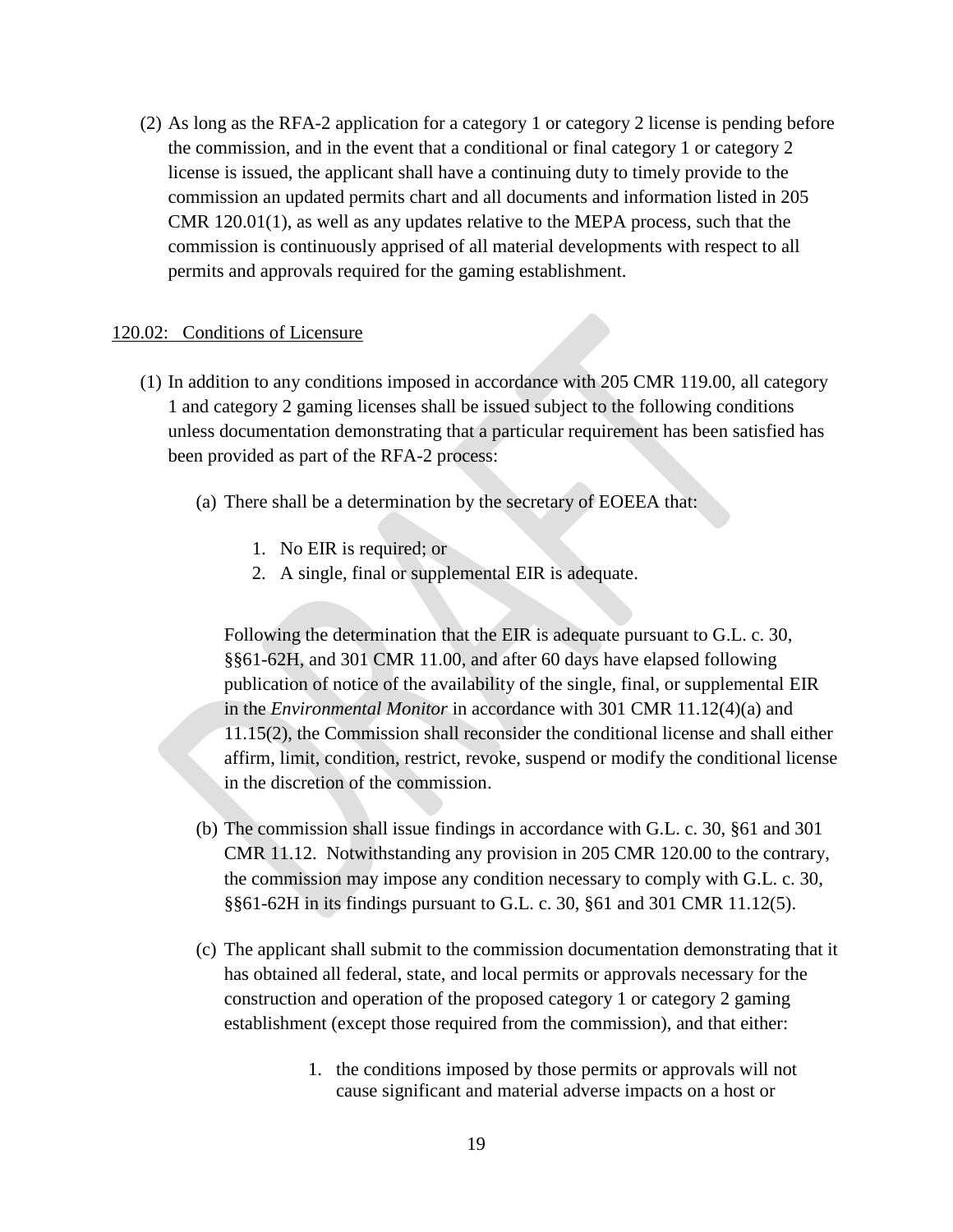(2) As long as the RFA-2 application for a category 1 or category 2 license is pending before the commission, and in the event that a conditional or final category 1 or category 2 license is issued, the applicant shall have a continuing duty to timely provide to the commission an updated permits chart and all documents and information listed in 205 CMR 120.01(1), as well as any updates relative to the MEPA process, such that the commission is continuously apprised of all material developments with respect to all permits and approvals required for the gaming establishment.

120.02: Conditions of Licensure

(1) In addition to any conditions imposed in accordance with 205 CMR 119.00, all category 1 and category 2 gaming licenses shall be issued subject to the following conditions unless documentation demonstrating that a particular requirement has been satisfied has been provided as part of the RFA-2 process:

(a) There shall be a determination by the secretary of EOEEA that:

1. No EIR is required; or
2. A single, final or supplemental EIR is adequate.

Following the determination that the EIR is adequate pursuant to G.L. c. 30, §§61-62H, and 301 CMR 11.00, and after 60 days have elapsed following publication of notice of the availability of the single, final, or supplemental EIR in the *Environmental Monitor* in accordance with 301 CMR 11.12(4)(a) and 11.15(2), the Commission shall reconsider the conditional license and shall either affirm, limit, condition, restrict, revoke, suspend or modify the conditional license in the discretion of the commission.

(b) The commission shall issue findings in accordance with G.L. c. 30, §61 and 301 CMR 11.12. Notwithstanding any provision in 205 CMR 120.00 to the contrary, the commission may impose any condition necessary to comply with G.L. c. 30, §§61-62H in its findings pursuant to G.L. c. 30, §61 and 301 CMR 11.12(5).

(c) The applicant shall submit to the commission documentation demonstrating that it has obtained all federal, state, and local permits or approvals necessary for the construction and operation of the proposed category 1 or category 2 gaming establishment (except those required from the commission), and that either:

1. the conditions imposed by those permits or approvals will not cause significant and material adverse impacts on a host or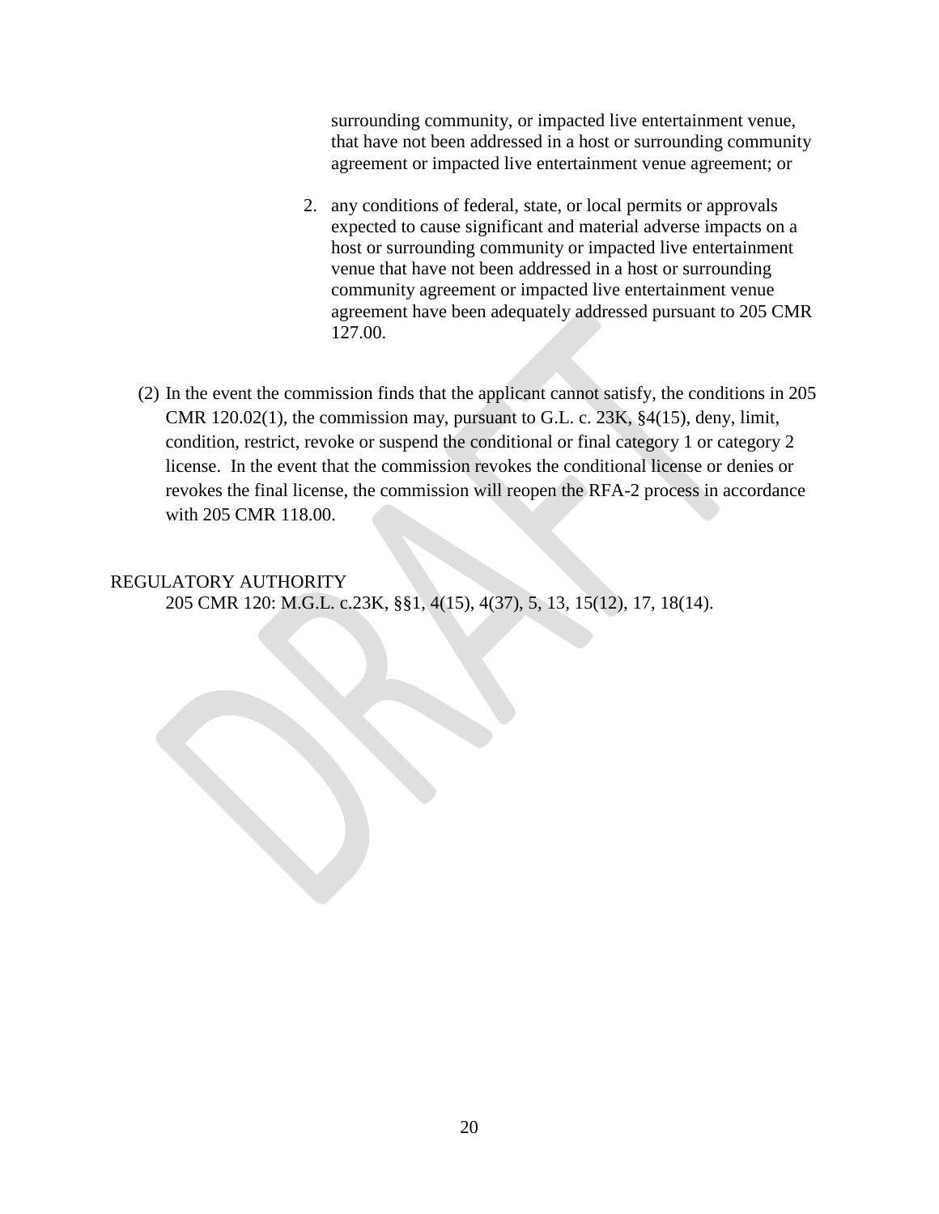surrounding community, or impacted live entertainment venue, that have not been addressed in a host or surrounding community agreement or impacted live entertainment venue agreement; or

2. any conditions of federal, state, or local permits or approvals expected to cause significant and material adverse impacts on a host or surrounding community or impacted live entertainment venue that have not been addressed in a host or surrounding community agreement or impacted live entertainment venue agreement have been adequately addressed pursuant to 205 CMR 127.00.

(2) In the event the commission finds that the applicant cannot satisfy, the conditions in 205 CMR 120.02(1), the commission may, pursuant to G.L. c. 23K, §4(15), deny, limit, condition, restrict, revoke or suspend the conditional or final category 1 or category 2 license. In the event that the commission revokes the conditional license or denies or revokes the final license, the commission will reopen the RFA-2 process in accordance with 205 CMR 118.00.

REGULATORY AUTHORITY

205 CMR 120: M.G.L. c.23K, §§1, 4(15), 4(37), 5, 13, 15(12), 17, 18(14).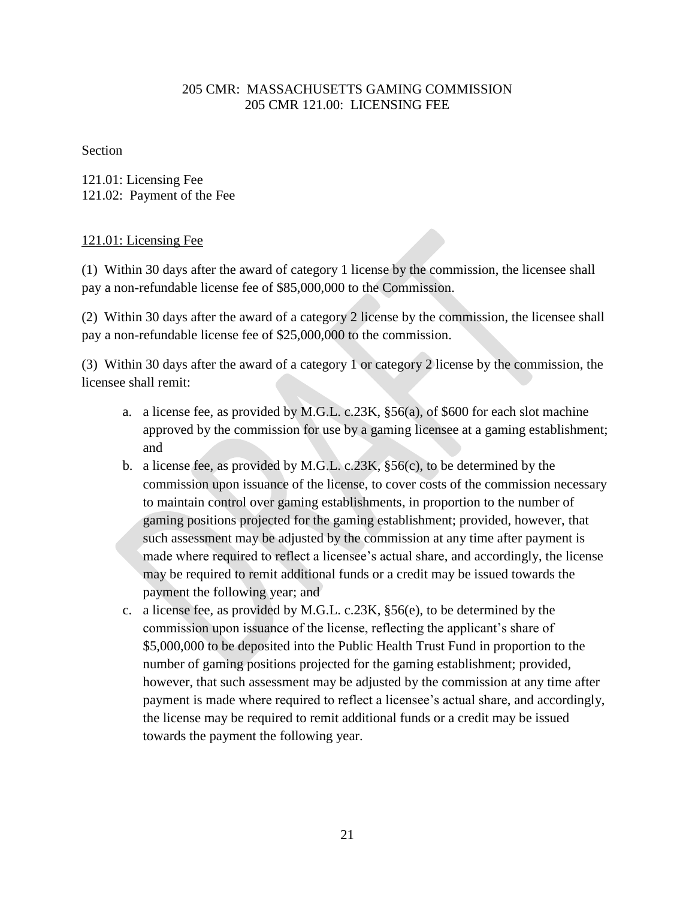205 CMR: MASSACHUSETTS GAMING COMMISSION
205 CMR 121.00: LICENSING FEE

Section

121.01: Licensing Fee
121.02: Payment of the Fee

121.01: Licensing Fee

(1) Within 30 days after the award of category 1 license by the commission, the licensee shall pay a non-refundable license fee of $85,000,000 to the Commission.

(2) Within 30 days after the award of a category 2 license by the commission, the licensee shall pay a non-refundable license fee of $25,000,000 to the commission.

(3) Within 30 days after the award of a category 1 or category 2 license by the commission, the licensee shall remit:

a. a license fee, as provided by M.G.L. c.23K, §56(a), of $600 for each slot machine approved by the commission for use by a gaming licensee at a gaming establishment; and
b. a license fee, as provided by M.G.L. c.23K, §56(c), to be determined by the commission upon issuance of the license, to cover costs of the commission necessary to maintain control over gaming establishments, in proportion to the number of gaming positions projected for the gaming establishment; provided, however, that such assessment may be adjusted by the commission at any time after payment is made where required to reflect a licensee's actual share, and accordingly, the license may be required to remit additional funds or a credit may be issued towards the payment the following year; and
c. a license fee, as provided by M.G.L. c.23K, §56(e), to be determined by the commission upon issuance of the license, reflecting the applicant's share of $5,000,000 to be deposited into the Public Health Trust Fund in proportion to the number of gaming positions projected for the gaming establishment; provided, however, that such assessment may be adjusted by the commission at any time after payment is made where required to reflect a licensee's actual share, and accordingly, the license may be required to remit additional funds or a credit may be issued towards the payment the following year.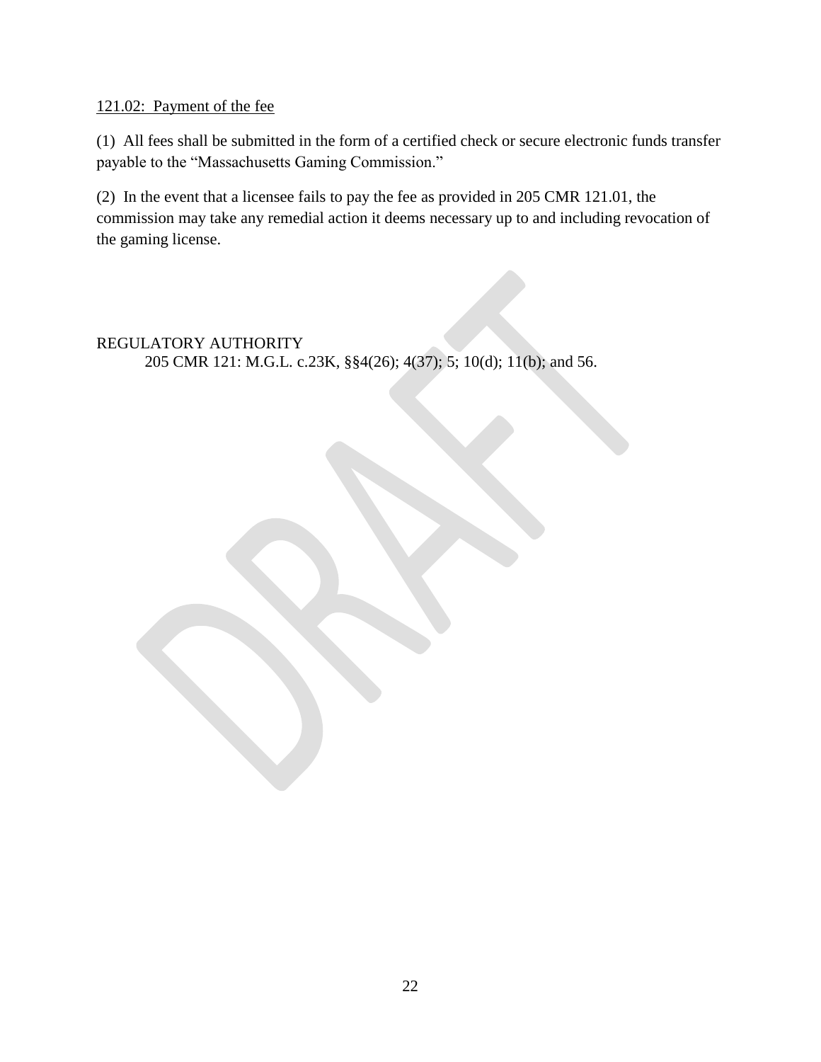<u>121.02:  Payment of the fee</u>

(1)  All fees shall be submitted in the form of a certified check or secure electronic funds transfer payable to the "Massachusetts Gaming Commission."

(2)  In the event that a licensee fails to pay the fee as provided in 205 CMR 121.01, the commission may take any remedial action it deems necessary up to and including revocation of the gaming license.

REGULATORY AUTHORITY

205 CMR 121: M.G.L. c.23K, §§4(26); 4(37); 5; 10(d); 11(b); and 56.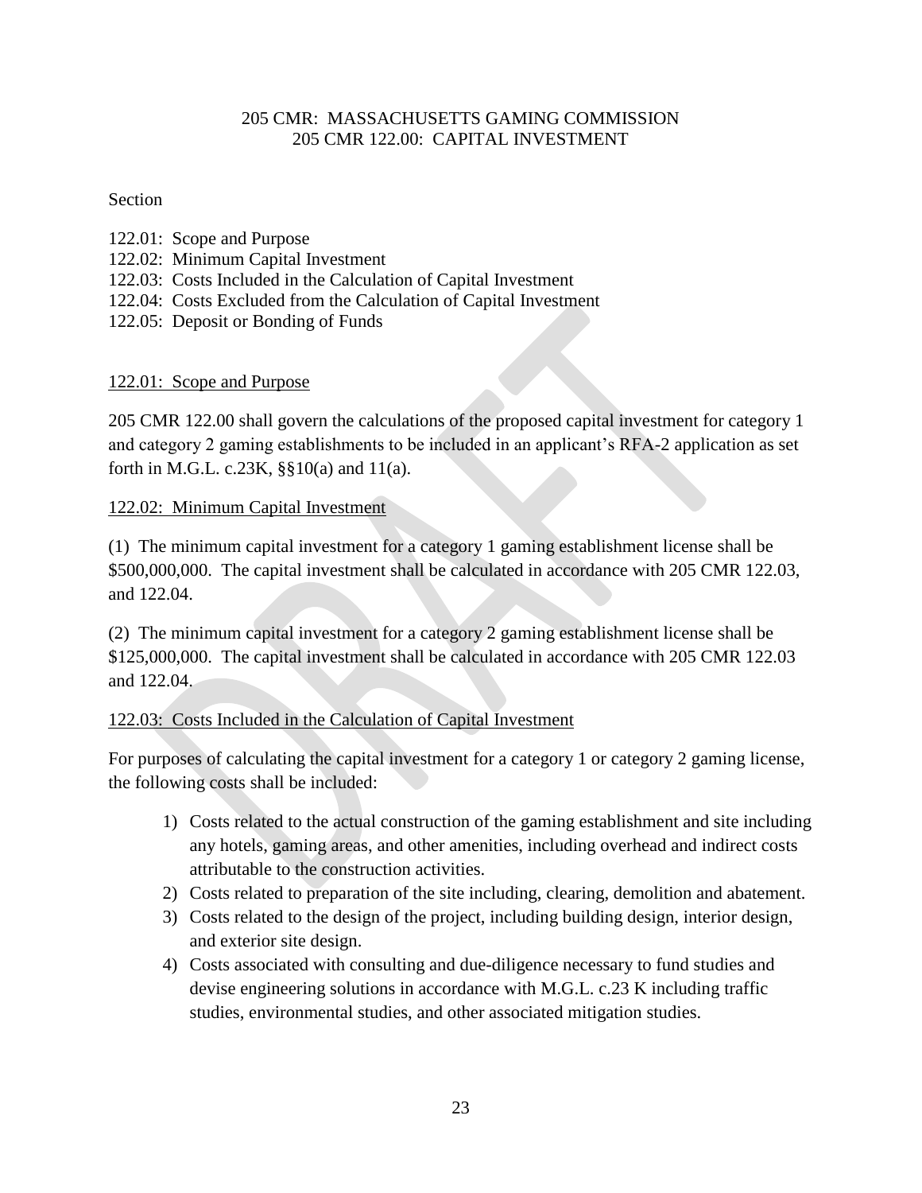205 CMR: MASSACHUSETTS GAMING COMMISSION
205 CMR 122.00: CAPITAL INVESTMENT

Section

122.01: Scope and Purpose
122.02: Minimum Capital Investment
122.03: Costs Included in the Calculation of Capital Investment
122.04: Costs Excluded from the Calculation of Capital Investment
122.05: Deposit or Bonding of Funds

122.01: Scope and Purpose

205 CMR 122.00 shall govern the calculations of the proposed capital investment for category 1 and category 2 gaming establishments to be included in an applicant's RFA-2 application as set forth in M.G.L. c.23K, §§10(a) and 11(a).

122.02: Minimum Capital Investment

(1) The minimum capital investment for a category 1 gaming establishment license shall be $500,000,000. The capital investment shall be calculated in accordance with 205 CMR 122.03, and 122.04.

(2) The minimum capital investment for a category 2 gaming establishment license shall be $125,000,000. The capital investment shall be calculated in accordance with 205 CMR 122.03 and 122.04.

122.03: Costs Included in the Calculation of Capital Investment

For purposes of calculating the capital investment for a category 1 or category 2 gaming license, the following costs shall be included:

1) Costs related to the actual construction of the gaming establishment and site including any hotels, gaming areas, and other amenities, including overhead and indirect costs attributable to the construction activities.
2) Costs related to preparation of the site including, clearing, demolition and abatement.
3) Costs related to the design of the project, including building design, interior design, and exterior site design.
4) Costs associated with consulting and due-diligence necessary to fund studies and devise engineering solutions in accordance with M.G.L. c.23 K including traffic studies, environmental studies, and other associated mitigation studies.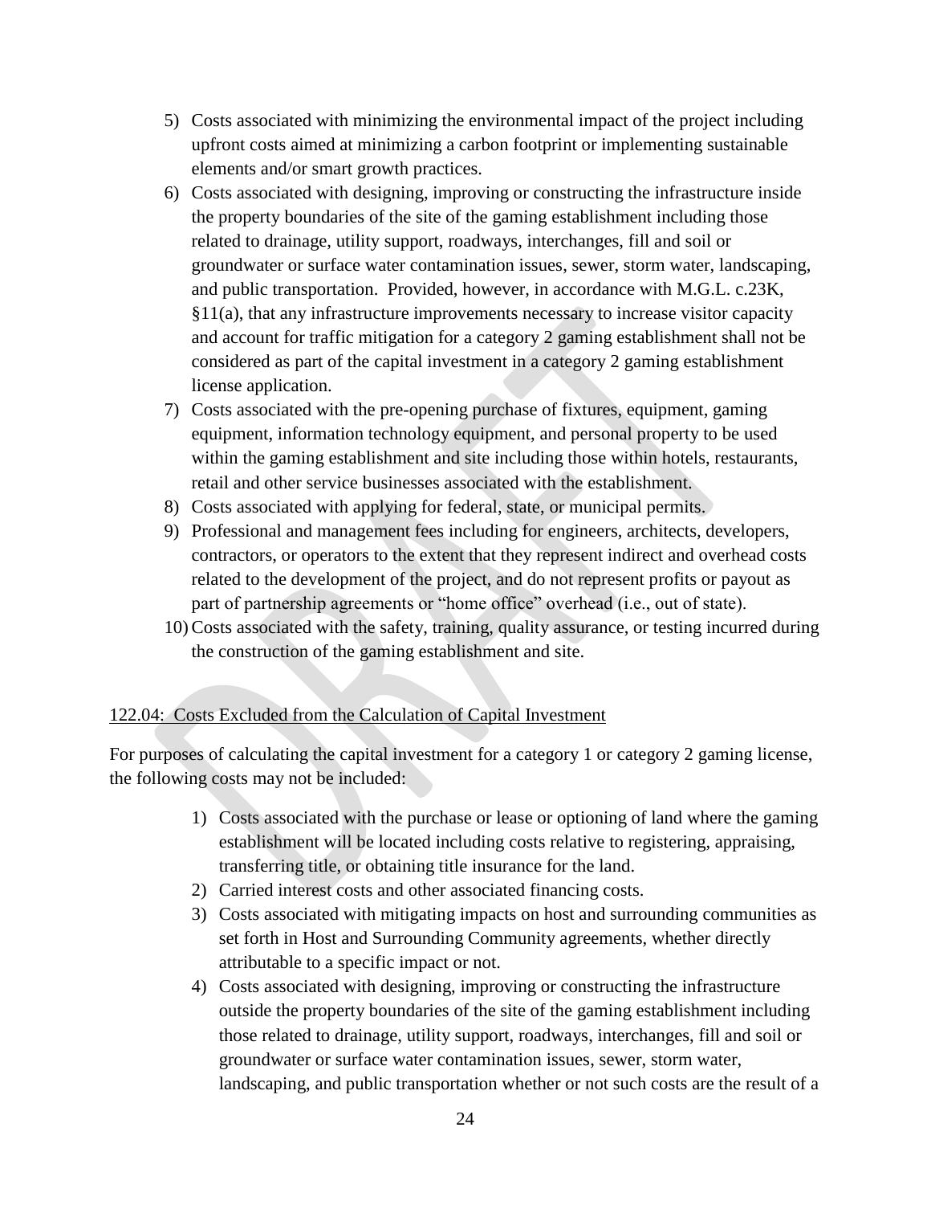5) Costs associated with minimizing the environmental impact of the project including upfront costs aimed at minimizing a carbon footprint or implementing sustainable elements and/or smart growth practices.
6) Costs associated with designing, improving or constructing the infrastructure inside the property boundaries of the site of the gaming establishment including those related to drainage, utility support, roadways, interchanges, fill and soil or groundwater or surface water contamination issues, sewer, storm water, landscaping, and public transportation. Provided, however, in accordance with M.G.L. c.23K, §11(a), that any infrastructure improvements necessary to increase visitor capacity and account for traffic mitigation for a category 2 gaming establishment shall not be considered as part of the capital investment in a category 2 gaming establishment license application.
7) Costs associated with the pre-opening purchase of fixtures, equipment, gaming equipment, information technology equipment, and personal property to be used within the gaming establishment and site including those within hotels, restaurants, retail and other service businesses associated with the establishment.
8) Costs associated with applying for federal, state, or municipal permits.
9) Professional and management fees including for engineers, architects, developers, contractors, or operators to the extent that they represent indirect and overhead costs related to the development of the project, and do not represent profits or payout as part of partnership agreements or "home office" overhead (i.e., out of state).
10) Costs associated with the safety, training, quality assurance, or testing incurred during the construction of the gaming establishment and site.

<u>122.04: Costs Excluded from the Calculation of Capital Investment</u>

For purposes of calculating the capital investment for a category 1 or category 2 gaming license, the following costs may not be included:

1) Costs associated with the purchase or lease or optioning of land where the gaming establishment will be located including costs relative to registering, appraising, transferring title, or obtaining title insurance for the land.
2) Carried interest costs and other associated financing costs.
3) Costs associated with mitigating impacts on host and surrounding communities as set forth in Host and Surrounding Community agreements, whether directly attributable to a specific impact or not.
4) Costs associated with designing, improving or constructing the infrastructure outside the property boundaries of the site of the gaming establishment including those related to drainage, utility support, roadways, interchanges, fill and soil or groundwater or surface water contamination issues, sewer, storm water, landscaping, and public transportation whether or not such costs are the result of a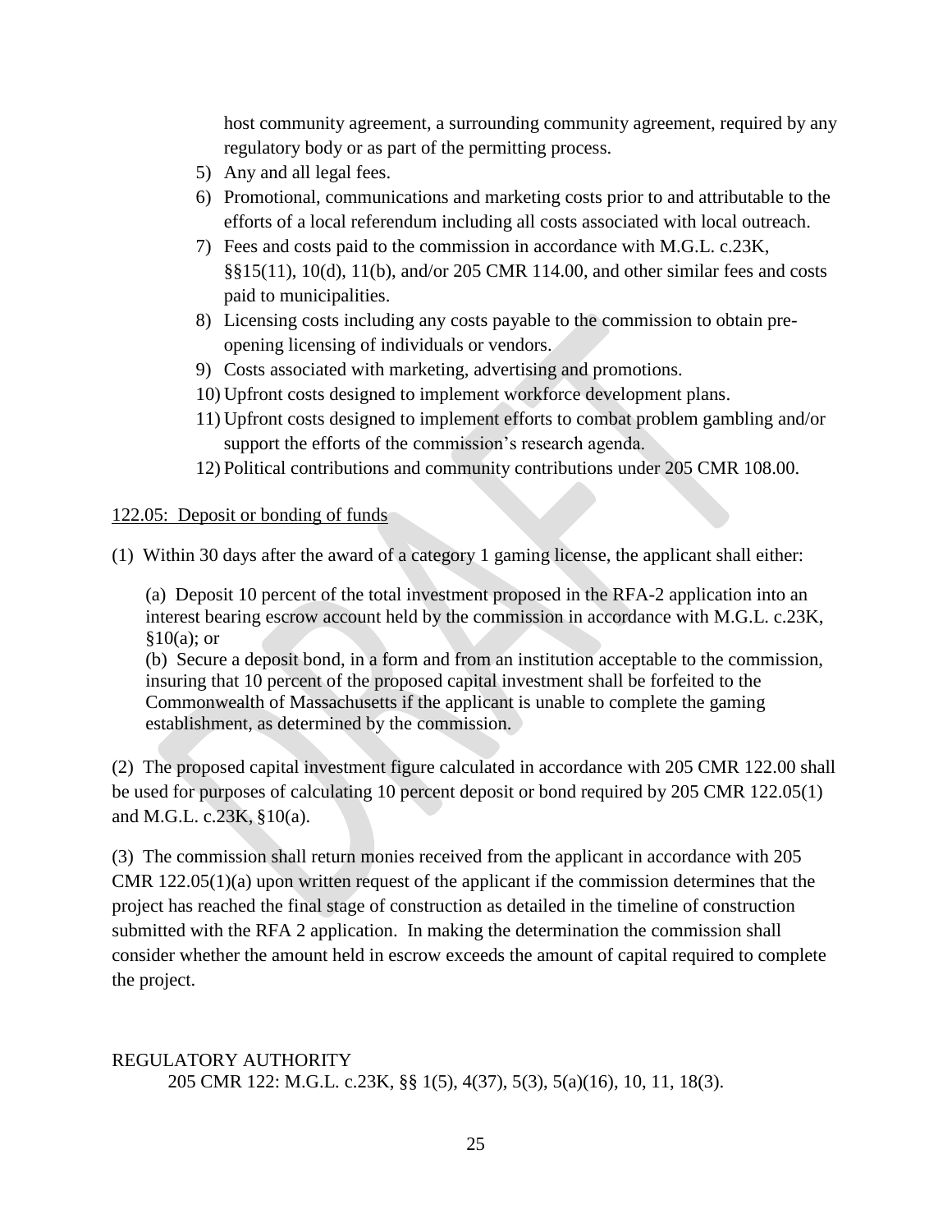host community agreement, a surrounding community agreement, required by any regulatory body or as part of the permitting process.

5) Any and all legal fees.
6) Promotional, communications and marketing costs prior to and attributable to the efforts of a local referendum including all costs associated with local outreach.
7) Fees and costs paid to the commission in accordance with M.G.L. c.23K, §§15(11), 10(d), 11(b), and/or 205 CMR 114.00, and other similar fees and costs paid to municipalities.
8) Licensing costs including any costs payable to the commission to obtain pre-opening licensing of individuals or vendors.
9) Costs associated with marketing, advertising and promotions.
10) Upfront costs designed to implement workforce development plans.
11) Upfront costs designed to implement efforts to combat problem gambling and/or support the efforts of the commission's research agenda.
12) Political contributions and community contributions under 205 CMR 108.00.

122.05: Deposit or bonding of funds

(1) Within 30 days after the award of a category 1 gaming license, the applicant shall either:

(a) Deposit 10 percent of the total investment proposed in the RFA-2 application into an interest bearing escrow account held by the commission in accordance with M.G.L. c.23K, §10(a); or
(b) Secure a deposit bond, in a form and from an institution acceptable to the commission, insuring that 10 percent of the proposed capital investment shall be forfeited to the Commonwealth of Massachusetts if the applicant is unable to complete the gaming establishment, as determined by the commission.

(2) The proposed capital investment figure calculated in accordance with 205 CMR 122.00 shall be used for purposes of calculating 10 percent deposit or bond required by 205 CMR 122.05(1) and M.G.L. c.23K, §10(a).

(3) The commission shall return monies received from the applicant in accordance with 205 CMR 122.05(1)(a) upon written request of the applicant if the commission determines that the project has reached the final stage of construction as detailed in the timeline of construction submitted with the RFA 2 application. In making the determination the commission shall consider whether the amount held in escrow exceeds the amount of capital required to complete the project.

REGULATORY AUTHORITY
205 CMR 122: M.G.L. c.23K, §§ 1(5), 4(37), 5(3), 5(a)(16), 10, 11, 18(3).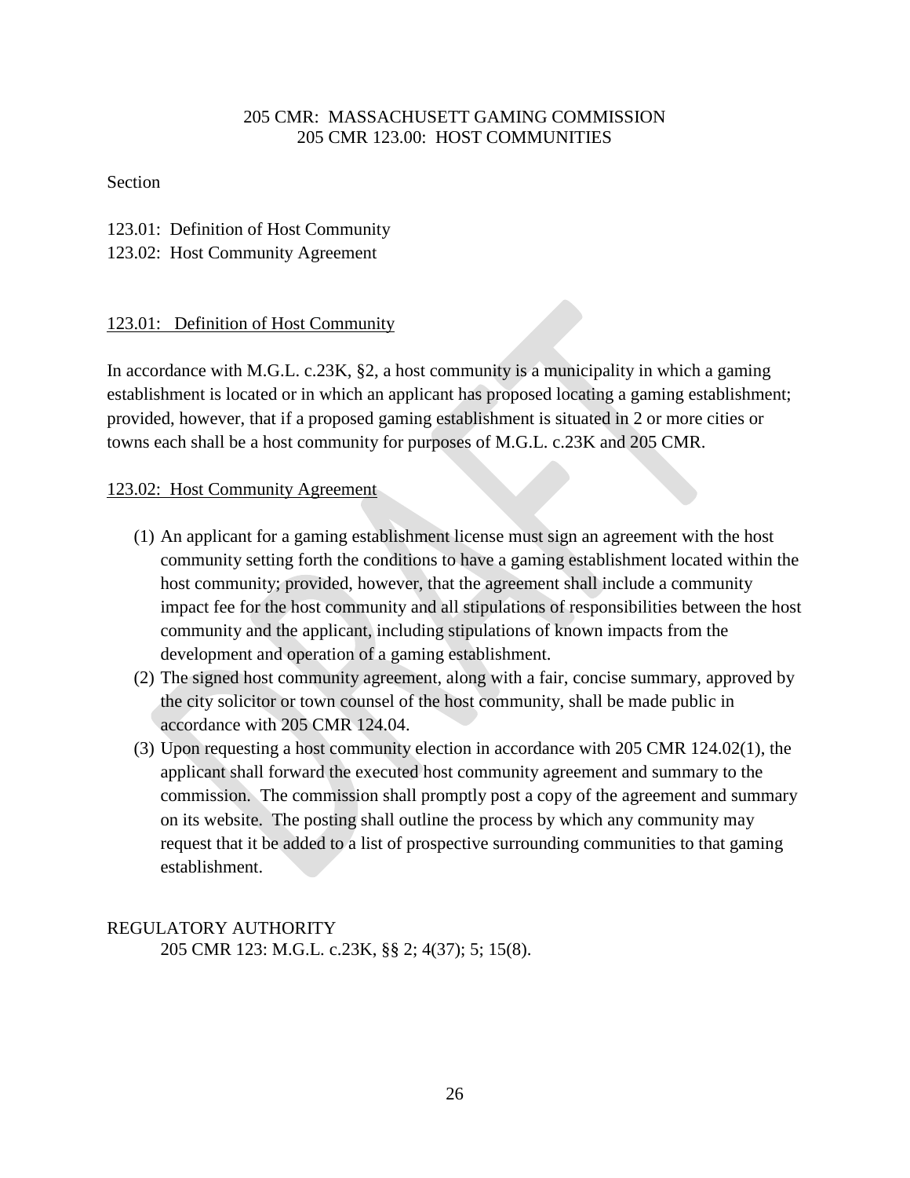205 CMR: MASSACHUSETT GAMING COMMISSION
205 CMR 123.00: HOST COMMUNITIES

Section

123.01: Definition of Host Community
123.02: Host Community Agreement

## 123.01: Definition of Host Community

In accordance with M.G.L. c.23K, §2, a host community is a municipality in which a gaming establishment is located or in which an applicant has proposed locating a gaming establishment; provided, however, that if a proposed gaming establishment is situated in 2 or more cities or towns each shall be a host community for purposes of M.G.L. c.23K and 205 CMR.

## 123.02: Host Community Agreement

(1) An applicant for a gaming establishment license must sign an agreement with the host community setting forth the conditions to have a gaming establishment located within the host community; provided, however, that the agreement shall include a community impact fee for the host community and all stipulations of responsibilities between the host community and the applicant, including stipulations of known impacts from the development and operation of a gaming establishment.

(2) The signed host community agreement, along with a fair, concise summary, approved by the city solicitor or town counsel of the host community, shall be made public in accordance with 205 CMR 124.04.

(3) Upon requesting a host community election in accordance with 205 CMR 124.02(1), the applicant shall forward the executed host community agreement and summary to the commission. The commission shall promptly post a copy of the agreement and summary on its website. The posting shall outline the process by which any community may request that it be added to a list of prospective surrounding communities to that gaming establishment.

REGULATORY AUTHORITY
205 CMR 123: M.G.L. c.23K, §§ 2; 4(37); 5; 15(8).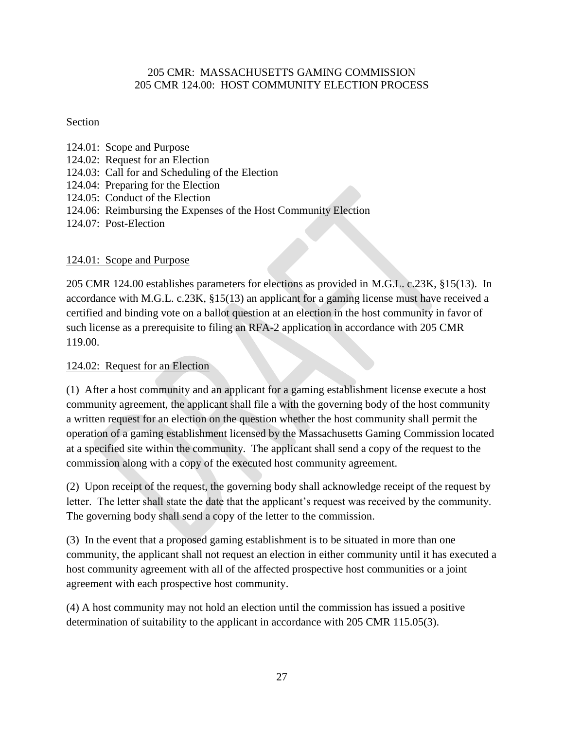205 CMR: MASSACHUSETTS GAMING COMMISSION
205 CMR 124.00: HOST COMMUNITY ELECTION PROCESS

Section

124.01: Scope and Purpose
124.02: Request for an Election
124.03: Call for and Scheduling of the Election
124.04: Preparing for the Election
124.05: Conduct of the Election
124.06: Reimbursing the Expenses of the Host Community Election
124.07: Post-Election

124.01: Scope and Purpose

205 CMR 124.00 establishes parameters for elections as provided in M.G.L. c.23K, §15(13). In accordance with M.G.L. c.23K, §15(13) an applicant for a gaming license must have received a certified and binding vote on a ballot question at an election in the host community in favor of such license as a prerequisite to filing an RFA-2 application in accordance with 205 CMR 119.00.

124.02: Request for an Election

(1) After a host community and an applicant for a gaming establishment license execute a host community agreement, the applicant shall file a with the governing body of the host community a written request for an election on the question whether the host community shall permit the operation of a gaming establishment licensed by the Massachusetts Gaming Commission located at a specified site within the community. The applicant shall send a copy of the request to the commission along with a copy of the executed host community agreement.

(2) Upon receipt of the request, the governing body shall acknowledge receipt of the request by letter. The letter shall state the date that the applicant's request was received by the community. The governing body shall send a copy of the letter to the commission.

(3) In the event that a proposed gaming establishment is to be situated in more than one community, the applicant shall not request an election in either community until it has executed a host community agreement with all of the affected prospective host communities or a joint agreement with each prospective host community.

(4) A host community may not hold an election until the commission has issued a positive determination of suitability to the applicant in accordance with 205 CMR 115.05(3).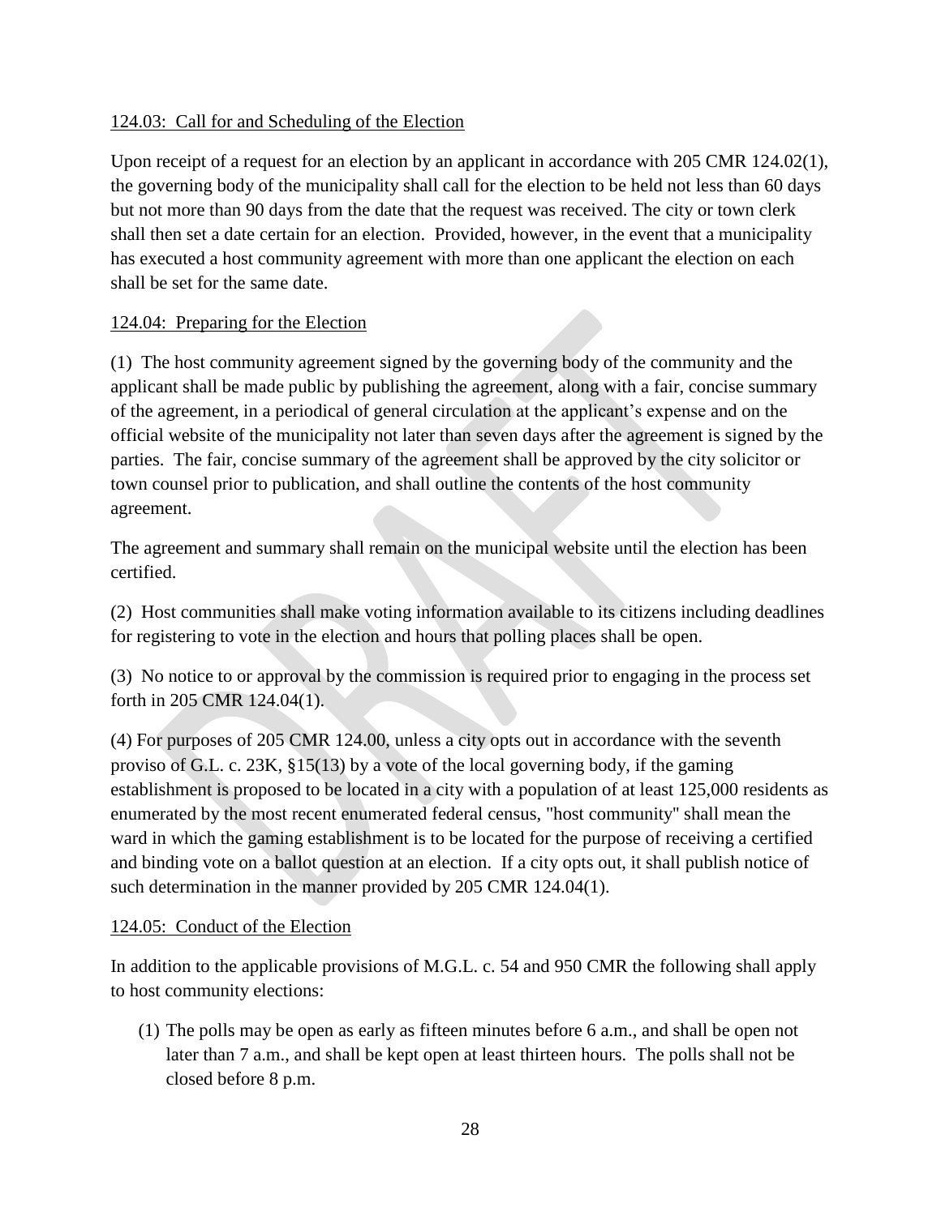124.03: Call for and Scheduling of the Election

Upon receipt of a request for an election by an applicant in accordance with 205 CMR 124.02(1), the governing body of the municipality shall call for the election to be held not less than 60 days but not more than 90 days from the date that the request was received. The city or town clerk shall then set a date certain for an election. Provided, however, in the event that a municipality has executed a host community agreement with more than one applicant the election on each shall be set for the same date.

124.04: Preparing for the Election

(1) The host community agreement signed by the governing body of the community and the applicant shall be made public by publishing the agreement, along with a fair, concise summary of the agreement, in a periodical of general circulation at the applicant's expense and on the official website of the municipality not later than seven days after the agreement is signed by the parties. The fair, concise summary of the agreement shall be approved by the city solicitor or town counsel prior to publication, and shall outline the contents of the host community agreement.

The agreement and summary shall remain on the municipal website until the election has been certified.

(2) Host communities shall make voting information available to its citizens including deadlines for registering to vote in the election and hours that polling places shall be open.

(3) No notice to or approval by the commission is required prior to engaging in the process set forth in 205 CMR 124.04(1).

(4) For purposes of 205 CMR 124.00, unless a city opts out in accordance with the seventh proviso of G.L. c. 23K, §15(13) by a vote of the local governing body, if the gaming establishment is proposed to be located in a city with a population of at least 125,000 residents as enumerated by the most recent enumerated federal census, "host community" shall mean the ward in which the gaming establishment is to be located for the purpose of receiving a certified and binding vote on a ballot question at an election. If a city opts out, it shall publish notice of such determination in the manner provided by 205 CMR 124.04(1).

124.05: Conduct of the Election

In addition to the applicable provisions of M.G.L. c. 54 and 950 CMR the following shall apply to host community elections:

(1) The polls may be open as early as fifteen minutes before 6 a.m., and shall be open not later than 7 a.m., and shall be kept open at least thirteen hours. The polls shall not be closed before 8 p.m.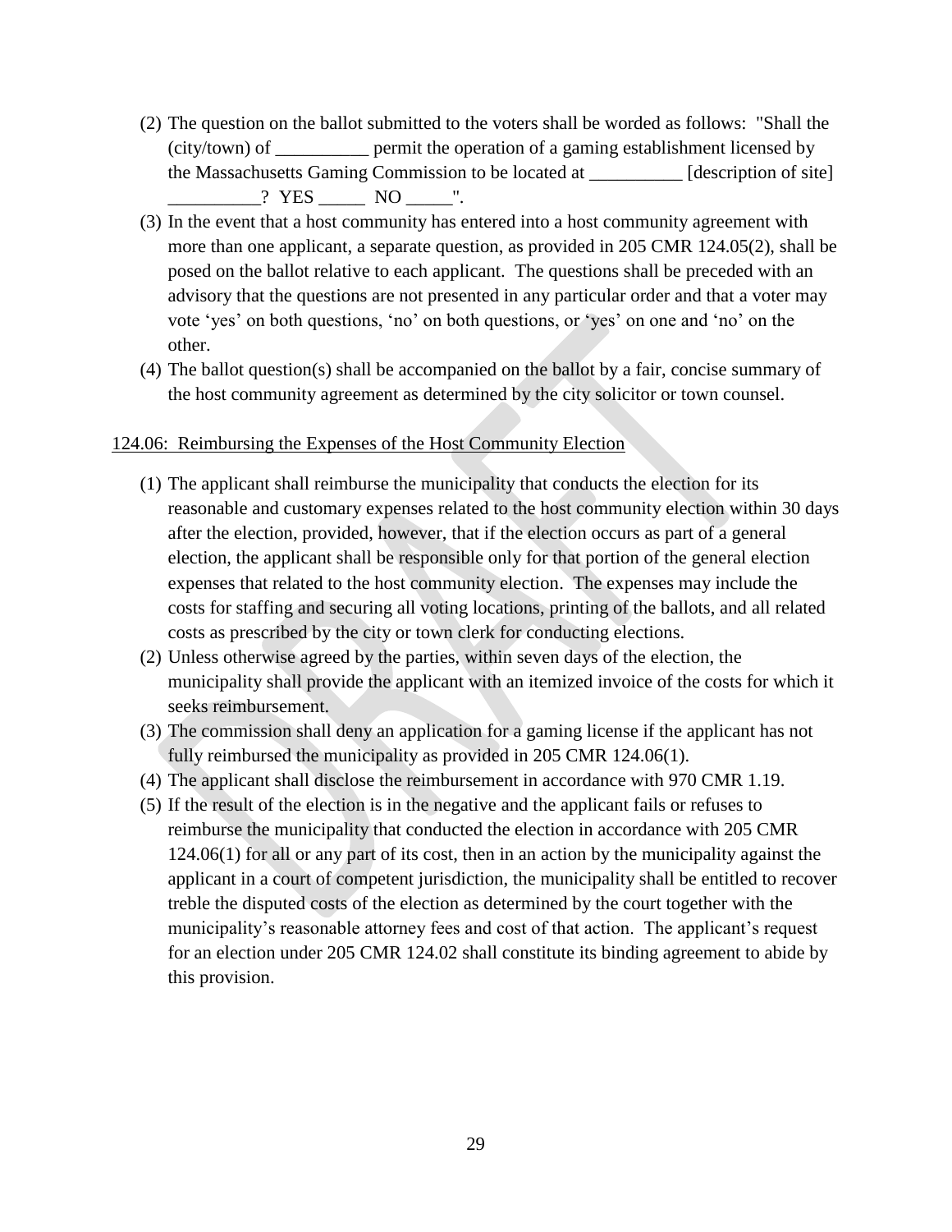(2) The question on the ballot submitted to the voters shall be worded as follows: "Shall the (city/town) of __________ permit the operation of a gaming establishment licensed by the Massachusetts Gaming Commission to be located at __________ [description of site] __________? YES _____ NO _____".

(3) In the event that a host community has entered into a host community agreement with more than one applicant, a separate question, as provided in 205 CMR 124.05(2), shall be posed on the ballot relative to each applicant. The questions shall be preceded with an advisory that the questions are not presented in any particular order and that a voter may vote 'yes' on both questions, 'no' on both questions, or 'yes' on one and 'no' on the other.

(4) The ballot question(s) shall be accompanied on the ballot by a fair, concise summary of the host community agreement as determined by the city solicitor or town counsel.

<u>124.06: Reimbursing the Expenses of the Host Community Election</u>

(1) The applicant shall reimburse the municipality that conducts the election for its reasonable and customary expenses related to the host community election within 30 days after the election, provided, however, that if the election occurs as part of a general election, the applicant shall be responsible only for that portion of the general election expenses that related to the host community election. The expenses may include the costs for staffing and securing all voting locations, printing of the ballots, and all related costs as prescribed by the city or town clerk for conducting elections.

(2) Unless otherwise agreed by the parties, within seven days of the election, the municipality shall provide the applicant with an itemized invoice of the costs for which it seeks reimbursement.

(3) The commission shall deny an application for a gaming license if the applicant has not fully reimbursed the municipality as provided in 205 CMR 124.06(1).

(4) The applicant shall disclose the reimbursement in accordance with 970 CMR 1.19.

(5) If the result of the election is in the negative and the applicant fails or refuses to reimburse the municipality that conducted the election in accordance with 205 CMR 124.06(1) for all or any part of its cost, then in an action by the municipality against the applicant in a court of competent jurisdiction, the municipality shall be entitled to recover treble the disputed costs of the election as determined by the court together with the municipality's reasonable attorney fees and cost of that action. The applicant's request for an election under 205 CMR 124.02 shall constitute its binding agreement to abide by this provision.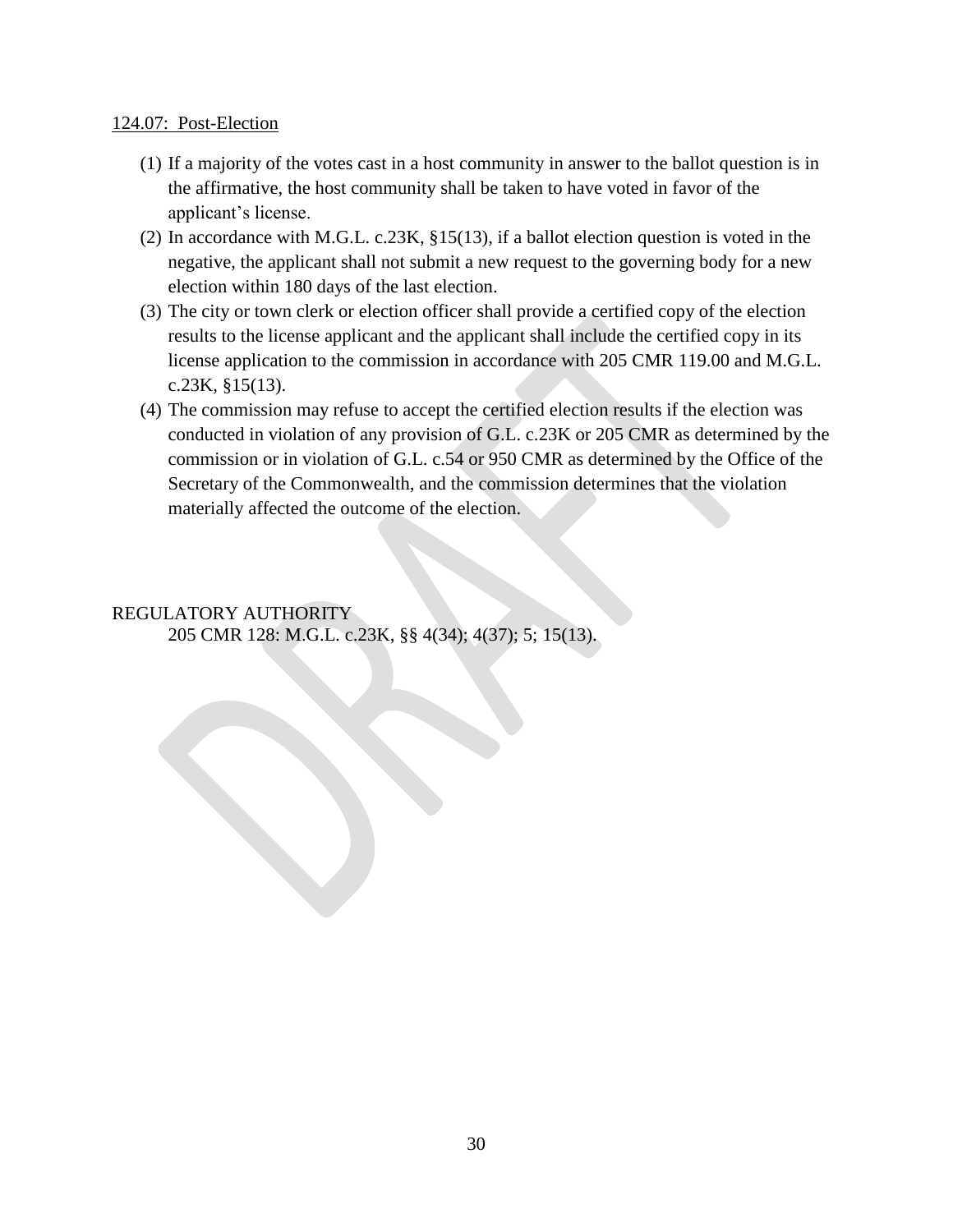124.07: Post-Election

(1) If a majority of the votes cast in a host community in answer to the ballot question is in the affirmative, the host community shall be taken to have voted in favor of the applicant's license.

(2) In accordance with M.G.L. c.23K, §15(13), if a ballot election question is voted in the negative, the applicant shall not submit a new request to the governing body for a new election within 180 days of the last election.

(3) The city or town clerk or election officer shall provide a certified copy of the election results to the license applicant and the applicant shall include the certified copy in its license application to the commission in accordance with 205 CMR 119.00 and M.G.L. c.23K, §15(13).

(4) The commission may refuse to accept the certified election results if the election was conducted in violation of any provision of G.L. c.23K or 205 CMR as determined by the commission or in violation of G.L. c.54 or 950 CMR as determined by the Office of the Secretary of the Commonwealth, and the commission determines that the violation materially affected the outcome of the election.

REGULATORY AUTHORITY

205 CMR 128: M.G.L. c.23K, §§ 4(34); 4(37); 5; 15(13).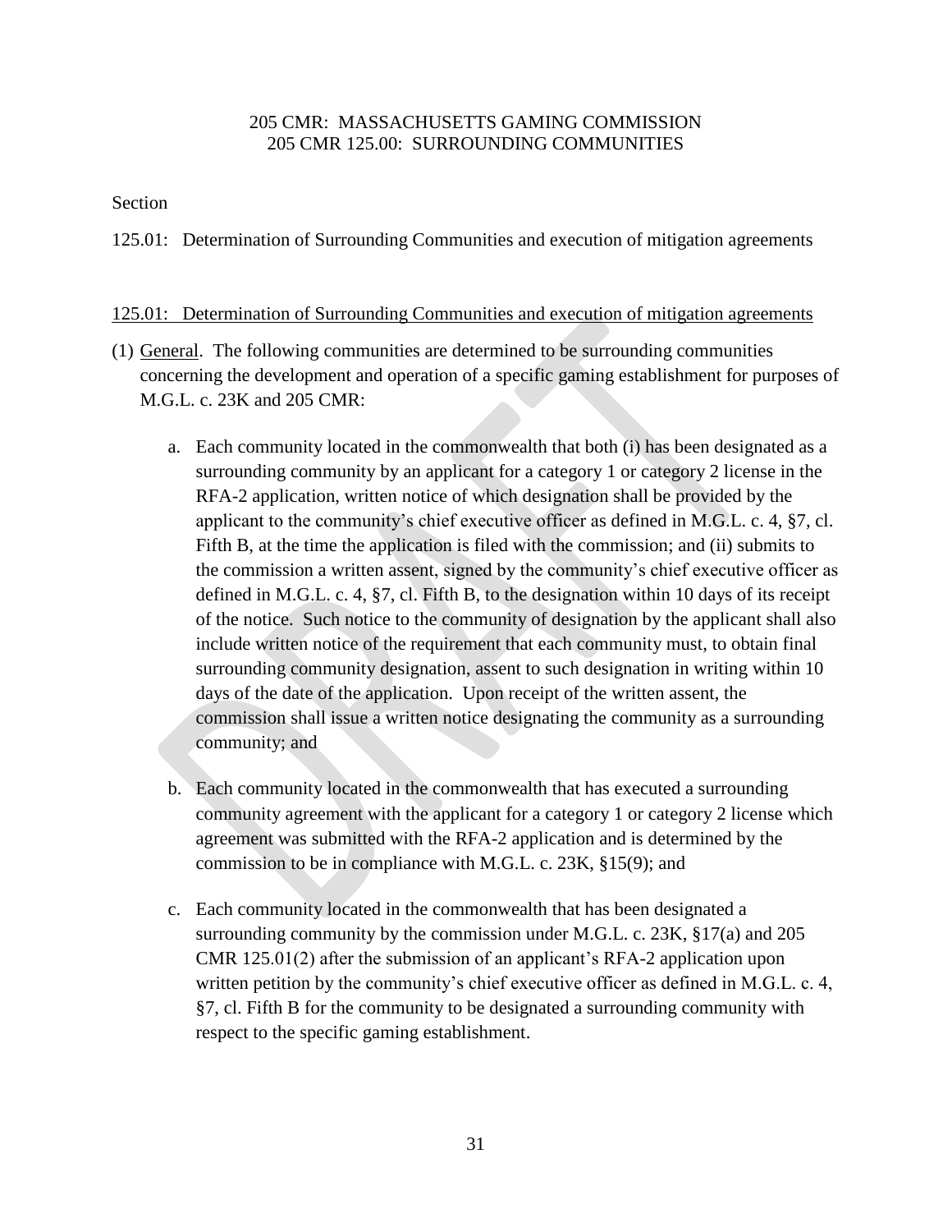205 CMR: MASSACHUSETTS GAMING COMMISSION
205 CMR 125.00: SURROUNDING COMMUNITIES

Section

125.01: Determination of Surrounding Communities and execution of mitigation agreements

125.01: Determination of Surrounding Communities and execution of mitigation agreements

(1) General. The following communities are determined to be surrounding communities concerning the development and operation of a specific gaming establishment for purposes of M.G.L. c. 23K and 205 CMR:

a. Each community located in the commonwealth that both (i) has been designated as a surrounding community by an applicant for a category 1 or category 2 license in the RFA-2 application, written notice of which designation shall be provided by the applicant to the community's chief executive officer as defined in M.G.L. c. 4, §7, cl. Fifth B, at the time the application is filed with the commission; and (ii) submits to the commission a written assent, signed by the community's chief executive officer as defined in M.G.L. c. 4, §7, cl. Fifth B, to the designation within 10 days of its receipt of the notice. Such notice to the community of designation by the applicant shall also include written notice of the requirement that each community must, to obtain final surrounding community designation, assent to such designation in writing within 10 days of the date of the application. Upon receipt of the written assent, the commission shall issue a written notice designating the community as a surrounding community; and

b. Each community located in the commonwealth that has executed a surrounding community agreement with the applicant for a category 1 or category 2 license which agreement was submitted with the RFA-2 application and is determined by the commission to be in compliance with M.G.L. c. 23K, §15(9); and

c. Each community located in the commonwealth that has been designated a surrounding community by the commission under M.G.L. c. 23K, §17(a) and 205 CMR 125.01(2) after the submission of an applicant's RFA-2 application upon written petition by the community's chief executive officer as defined in M.G.L. c. 4, §7, cl. Fifth B for the community to be designated a surrounding community with respect to the specific gaming establishment.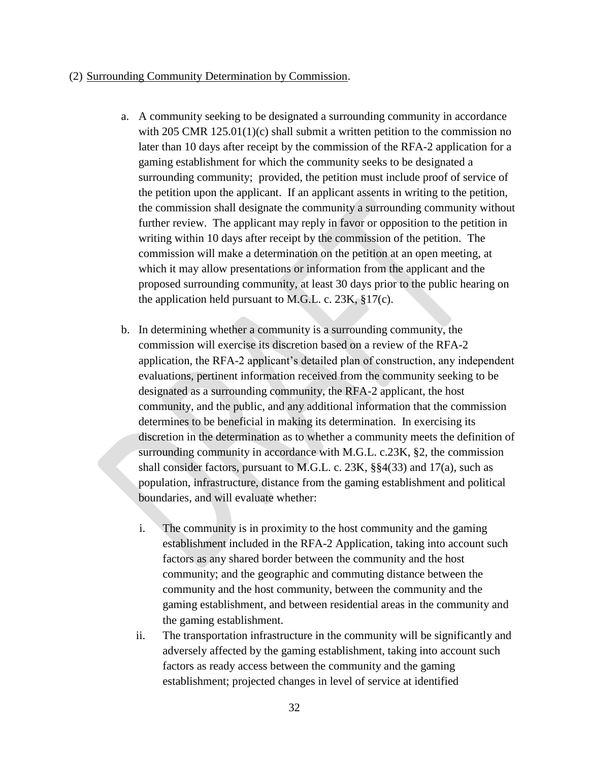(2) Surrounding Community Determination by Commission.

a. A community seeking to be designated a surrounding community in accordance with 205 CMR 125.01(1)(c) shall submit a written petition to the commission no later than 10 days after receipt by the commission of the RFA-2 application for a gaming establishment for which the community seeks to be designated a surrounding community; provided, the petition must include proof of service of the petition upon the applicant. If an applicant assents in writing to the petition, the commission shall designate the community a surrounding community without further review. The applicant may reply in favor or opposition to the petition in writing within 10 days after receipt by the commission of the petition. The commission will make a determination on the petition at an open meeting, at which it may allow presentations or information from the applicant and the proposed surrounding community, at least 30 days prior to the public hearing on the application held pursuant to M.G.L. c. 23K, §17(c).

b. In determining whether a community is a surrounding community, the commission will exercise its discretion based on a review of the RFA-2 application, the RFA-2 applicant's detailed plan of construction, any independent evaluations, pertinent information received from the community seeking to be designated as a surrounding community, the RFA-2 applicant, the host community, and the public, and any additional information that the commission determines to be beneficial in making its determination. In exercising its discretion in the determination as to whether a community meets the definition of surrounding community in accordance with M.G.L. c.23K, §2, the commission shall consider factors, pursuant to M.G.L. c. 23K, §§4(33) and 17(a), such as population, infrastructure, distance from the gaming establishment and political boundaries, and will evaluate whether:

   i. The community is in proximity to the host community and the gaming establishment included in the RFA-2 Application, taking into account such factors as any shared border between the community and the host community; and the geographic and commuting distance between the community and the host community, between the community and the gaming establishment, and between residential areas in the community and the gaming establishment.

   ii. The transportation infrastructure in the community will be significantly and adversely affected by the gaming establishment, taking into account such factors as ready access between the community and the gaming establishment; projected changes in level of service at identified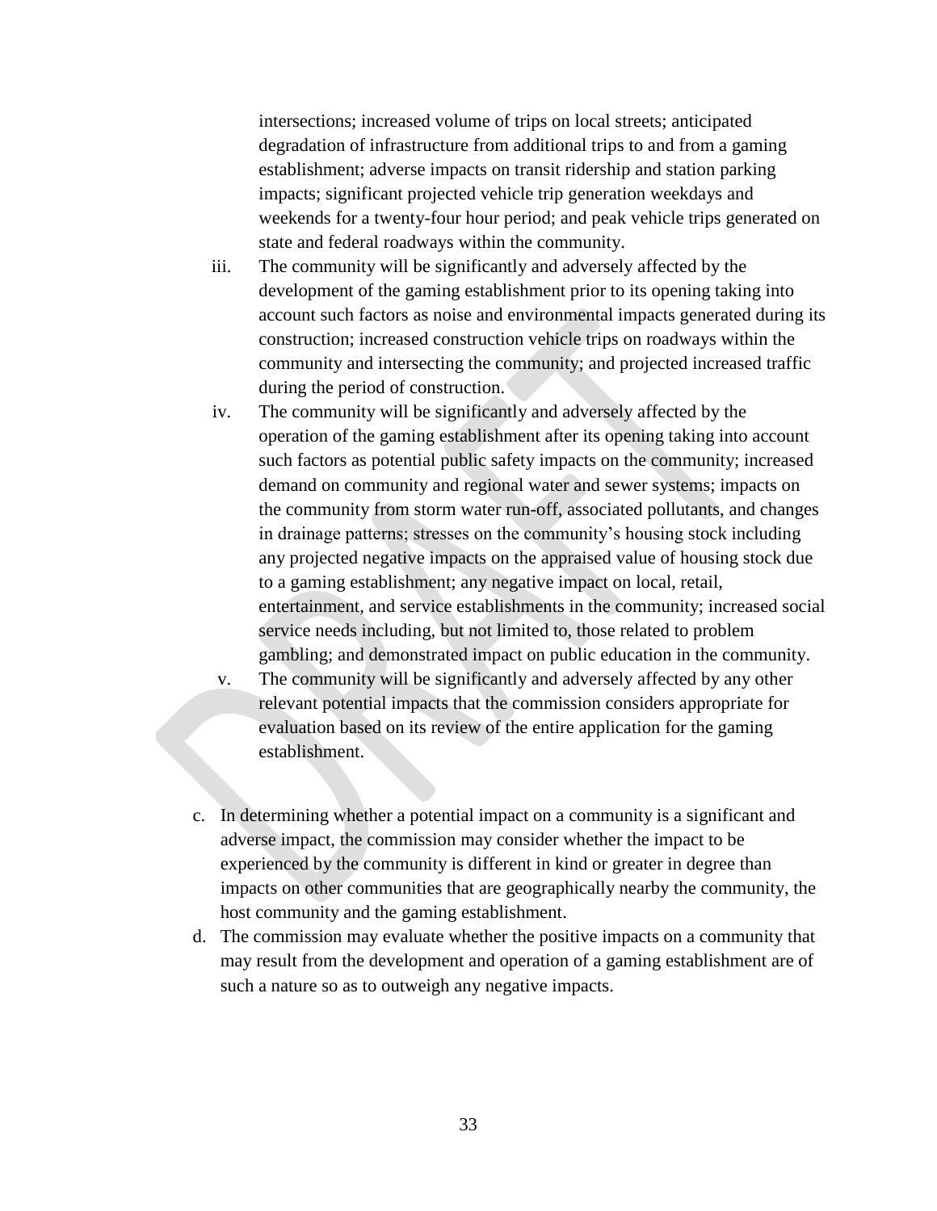intersections; increased volume of trips on local streets; anticipated degradation of infrastructure from additional trips to and from a gaming establishment; adverse impacts on transit ridership and station parking impacts; significant projected vehicle trip generation weekdays and weekends for a twenty-four hour period; and peak vehicle trips generated on state and federal roadways within the community.

iii. The community will be significantly and adversely affected by the development of the gaming establishment prior to its opening taking into account such factors as noise and environmental impacts generated during its construction; increased construction vehicle trips on roadways within the community and intersecting the community; and projected increased traffic during the period of construction.

iv. The community will be significantly and adversely affected by the operation of the gaming establishment after its opening taking into account such factors as potential public safety impacts on the community; increased demand on community and regional water and sewer systems; impacts on the community from storm water run-off, associated pollutants, and changes in drainage patterns; stresses on the community's housing stock including any projected negative impacts on the appraised value of housing stock due to a gaming establishment; any negative impact on local, retail, entertainment, and service establishments in the community; increased social service needs including, but not limited to, those related to problem gambling; and demonstrated impact on public education in the community.

v. The community will be significantly and adversely affected by any other relevant potential impacts that the commission considers appropriate for evaluation based on its review of the entire application for the gaming establishment.

c. In determining whether a potential impact on a community is a significant and adverse impact, the commission may consider whether the impact to be experienced by the community is different in kind or greater in degree than impacts on other communities that are geographically nearby the community, the host community and the gaming establishment.

d. The commission may evaluate whether the positive impacts on a community that may result from the development and operation of a gaming establishment are of such a nature so as to outweigh any negative impacts.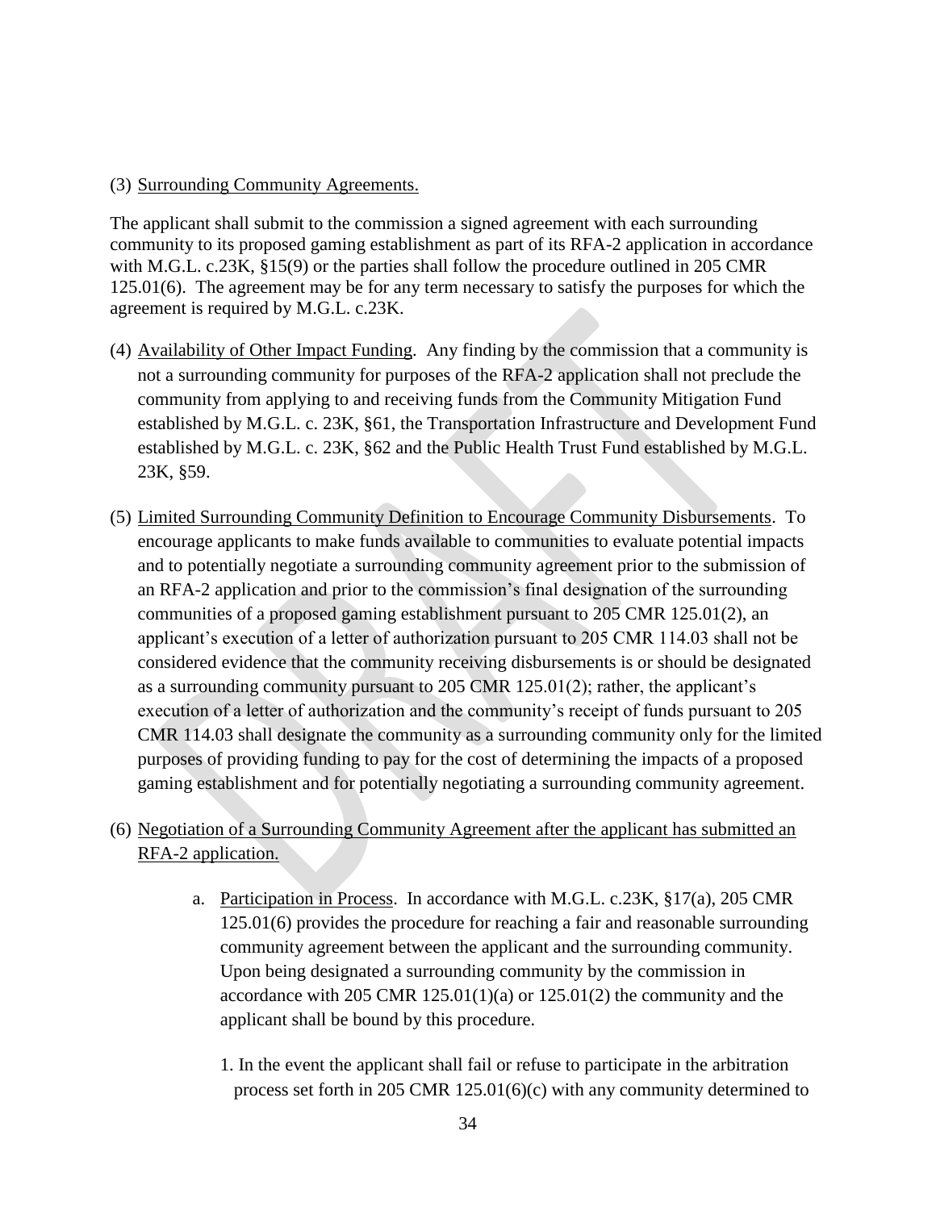(3) Surrounding Community Agreements.

The applicant shall submit to the commission a signed agreement with each surrounding community to its proposed gaming establishment as part of its RFA-2 application in accordance with M.G.L. c.23K, §15(9) or the parties shall follow the procedure outlined in 205 CMR 125.01(6). The agreement may be for any term necessary to satisfy the purposes for which the agreement is required by M.G.L. c.23K.

(4) Availability of Other Impact Funding. Any finding by the commission that a community is not a surrounding community for purposes of the RFA-2 application shall not preclude the community from applying to and receiving funds from the Community Mitigation Fund established by M.G.L. c. 23K, §61, the Transportation Infrastructure and Development Fund established by M.G.L. c. 23K, §62 and the Public Health Trust Fund established by M.G.L. 23K, §59.

(5) Limited Surrounding Community Definition to Encourage Community Disbursements. To encourage applicants to make funds available to communities to evaluate potential impacts and to potentially negotiate a surrounding community agreement prior to the submission of an RFA-2 application and prior to the commission's final designation of the surrounding communities of a proposed gaming establishment pursuant to 205 CMR 125.01(2), an applicant's execution of a letter of authorization pursuant to 205 CMR 114.03 shall not be considered evidence that the community receiving disbursements is or should be designated as a surrounding community pursuant to 205 CMR 125.01(2); rather, the applicant's execution of a letter of authorization and the community's receipt of funds pursuant to 205 CMR 114.03 shall designate the community as a surrounding community only for the limited purposes of providing funding to pay for the cost of determining the impacts of a proposed gaming establishment and for potentially negotiating a surrounding community agreement.

(6) Negotiation of a Surrounding Community Agreement after the applicant has submitted an RFA-2 application.

   a. Participation in Process. In accordance with M.G.L. c.23K, §17(a), 205 CMR 125.01(6) provides the procedure for reaching a fair and reasonable surrounding community agreement between the applicant and the surrounding community. Upon being designated a surrounding community by the commission in accordance with 205 CMR 125.01(1)(a) or 125.01(2) the community and the applicant shall be bound by this procedure.

      1. In the event the applicant shall fail or refuse to participate in the arbitration process set forth in 205 CMR 125.01(6)(c) with any community determined to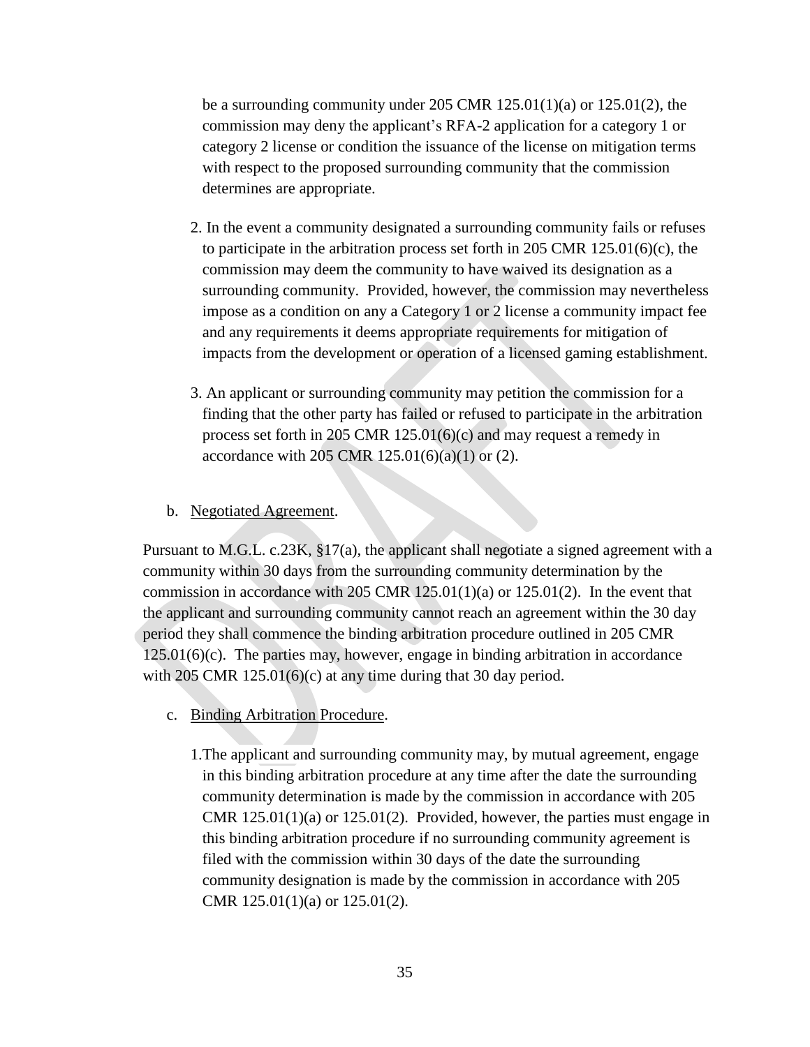be a surrounding community under 205 CMR 125.01(1)(a) or 125.01(2), the commission may deny the applicant's RFA-2 application for a category 1 or category 2 license or condition the issuance of the license on mitigation terms with respect to the proposed surrounding community that the commission determines are appropriate.

2. In the event a community designated a surrounding community fails or refuses to participate in the arbitration process set forth in 205 CMR 125.01(6)(c), the commission may deem the community to have waived its designation as a surrounding community. Provided, however, the commission may nevertheless impose as a condition on any a Category 1 or 2 license a community impact fee and any requirements it deems appropriate requirements for mitigation of impacts from the development or operation of a licensed gaming establishment.

3. An applicant or surrounding community may petition the commission for a finding that the other party has failed or refused to participate in the arbitration process set forth in 205 CMR 125.01(6)(c) and may request a remedy in accordance with 205 CMR 125.01(6)(a)(1) or (2).

b. <u>Negotiated Agreement</u>.

Pursuant to M.G.L. c.23K, §17(a), the applicant shall negotiate a signed agreement with a community within 30 days from the surrounding community determination by the commission in accordance with 205 CMR 125.01(1)(a) or 125.01(2). In the event that the applicant and surrounding community cannot reach an agreement within the 30 day period they shall commence the binding arbitration procedure outlined in 205 CMR 125.01(6)(c). The parties may, however, engage in binding arbitration in accordance with 205 CMR 125.01(6)(c) at any time during that 30 day period.

c. <u>Binding Arbitration Procedure</u>.

1. The applicant and surrounding community may, by mutual agreement, engage in this binding arbitration procedure at any time after the date the surrounding community determination is made by the commission in accordance with 205 CMR 125.01(1)(a) or 125.01(2). Provided, however, the parties must engage in this binding arbitration procedure if no surrounding community agreement is filed with the commission within 30 days of the date the surrounding community designation is made by the commission in accordance with 205 CMR 125.01(1)(a) or 125.01(2).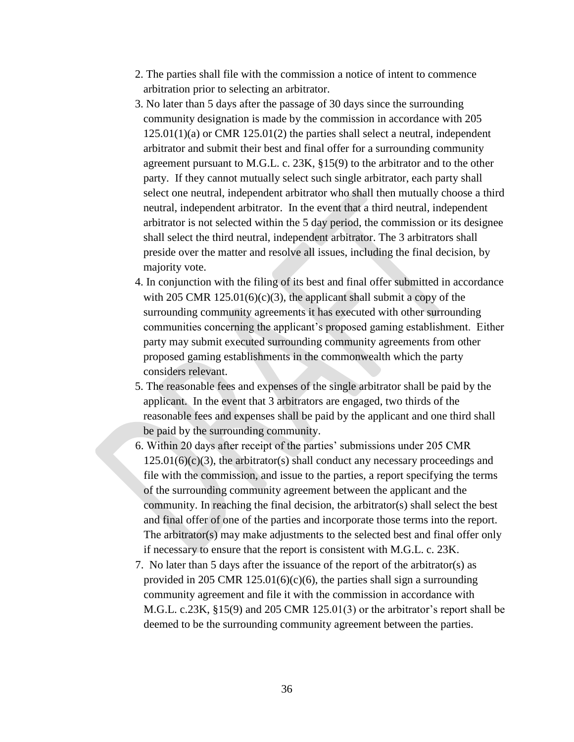2. The parties shall file with the commission a notice of intent to commence arbitration prior to selecting an arbitrator.
3. No later than 5 days after the passage of 30 days since the surrounding community designation is made by the commission in accordance with 205 125.01(1)(a) or CMR 125.01(2) the parties shall select a neutral, independent arbitrator and submit their best and final offer for a surrounding community agreement pursuant to M.G.L. c. 23K, §15(9) to the arbitrator and to the other party. If they cannot mutually select such single arbitrator, each party shall select one neutral, independent arbitrator who shall then mutually choose a third neutral, independent arbitrator. In the event that a third neutral, independent arbitrator is not selected within the 5 day period, the commission or its designee shall select the third neutral, independent arbitrator. The 3 arbitrators shall preside over the matter and resolve all issues, including the final decision, by majority vote.
4. In conjunction with the filing of its best and final offer submitted in accordance with 205 CMR 125.01(6)(c)(3), the applicant shall submit a copy of the surrounding community agreements it has executed with other surrounding communities concerning the applicant's proposed gaming establishment. Either party may submit executed surrounding community agreements from other proposed gaming establishments in the commonwealth which the party considers relevant.
5. The reasonable fees and expenses of the single arbitrator shall be paid by the applicant. In the event that 3 arbitrators are engaged, two thirds of the reasonable fees and expenses shall be paid by the applicant and one third shall be paid by the surrounding community.
6. Within 20 days after receipt of the parties' submissions under 205 CMR 125.01(6)(c)(3), the arbitrator(s) shall conduct any necessary proceedings and file with the commission, and issue to the parties, a report specifying the terms of the surrounding community agreement between the applicant and the community. In reaching the final decision, the arbitrator(s) shall select the best and final offer of one of the parties and incorporate those terms into the report. The arbitrator(s) may make adjustments to the selected best and final offer only if necessary to ensure that the report is consistent with M.G.L. c. 23K.
7. No later than 5 days after the issuance of the report of the arbitrator(s) as provided in 205 CMR 125.01(6)(c)(6), the parties shall sign a surrounding community agreement and file it with the commission in accordance with M.G.L. c.23K, §15(9) and 205 CMR 125.01(3) or the arbitrator's report shall be deemed to be the surrounding community agreement between the parties.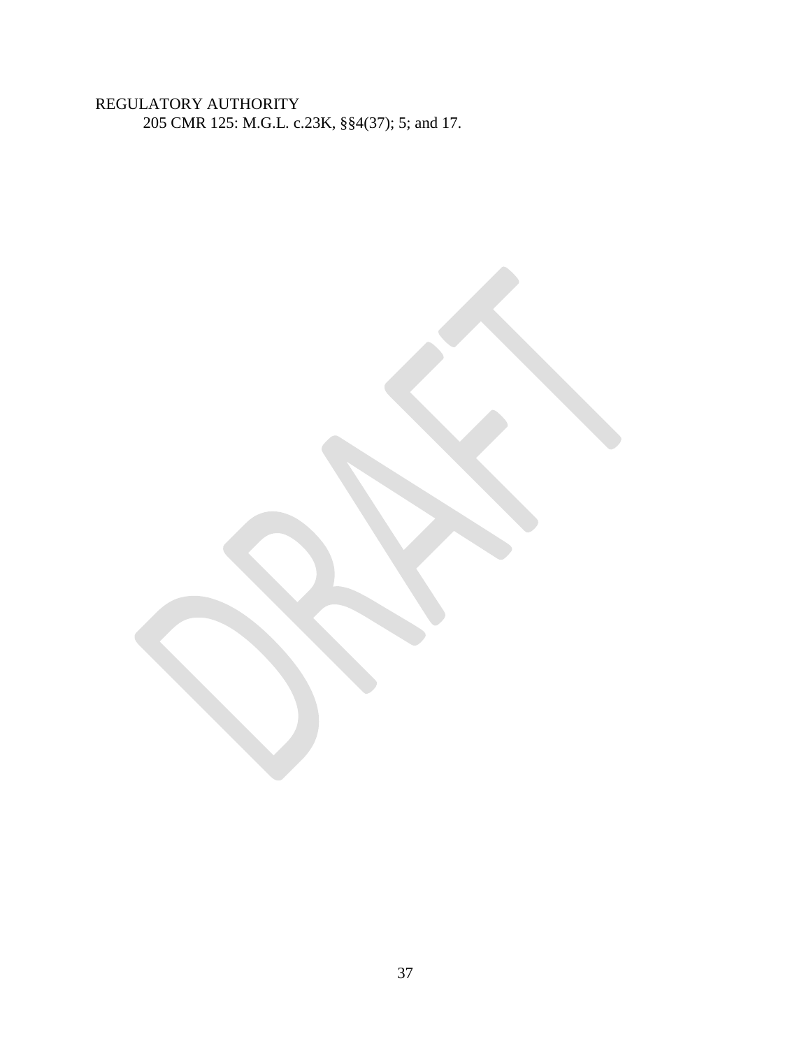REGULATORY AUTHORITY

205 CMR 125: M.G.L. c.23K, §§4(37); 5; and 17.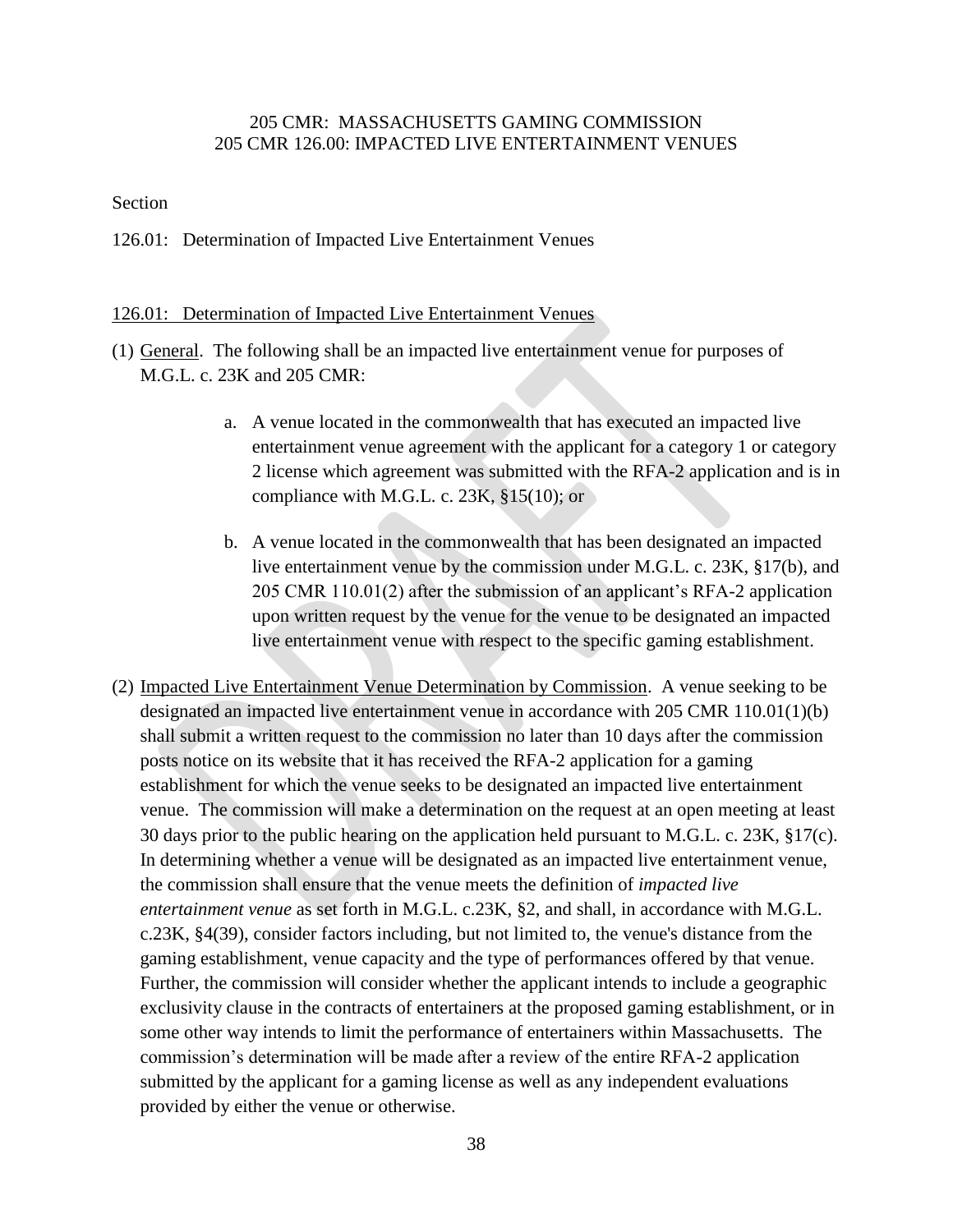205 CMR: MASSACHUSETTS GAMING COMMISSION
205 CMR 126.00: IMPACTED LIVE ENTERTAINMENT VENUES

Section

126.01: Determination of Impacted Live Entertainment Venues

126.01: Determination of Impacted Live Entertainment Venues

(1) General. The following shall be an impacted live entertainment venue for purposes of M.G.L. c. 23K and 205 CMR:

a. A venue located in the commonwealth that has executed an impacted live entertainment venue agreement with the applicant for a category 1 or category 2 license which agreement was submitted with the RFA-2 application and is in compliance with M.G.L. c. 23K, §15(10); or

b. A venue located in the commonwealth that has been designated an impacted live entertainment venue by the commission under M.G.L. c. 23K, §17(b), and 205 CMR 110.01(2) after the submission of an applicant's RFA-2 application upon written request by the venue for the venue to be designated an impacted live entertainment venue with respect to the specific gaming establishment.

(2) Impacted Live Entertainment Venue Determination by Commission. A venue seeking to be designated an impacted live entertainment venue in accordance with 205 CMR 110.01(1)(b) shall submit a written request to the commission no later than 10 days after the commission posts notice on its website that it has received the RFA-2 application for a gaming establishment for which the venue seeks to be designated an impacted live entertainment venue. The commission will make a determination on the request at an open meeting at least 30 days prior to the public hearing on the application held pursuant to M.G.L. c. 23K, §17(c). In determining whether a venue will be designated as an impacted live entertainment venue, the commission shall ensure that the venue meets the definition of *impacted live entertainment venue* as set forth in M.G.L. c.23K, §2, and shall, in accordance with M.G.L. c.23K, §4(39), consider factors including, but not limited to, the venue's distance from the gaming establishment, venue capacity and the type of performances offered by that venue. Further, the commission will consider whether the applicant intends to include a geographic exclusivity clause in the contracts of entertainers at the proposed gaming establishment, or in some other way intends to limit the performance of entertainers within Massachusetts. The commission's determination will be made after a review of the entire RFA-2 application submitted by the applicant for a gaming license as well as any independent evaluations provided by either the venue or otherwise.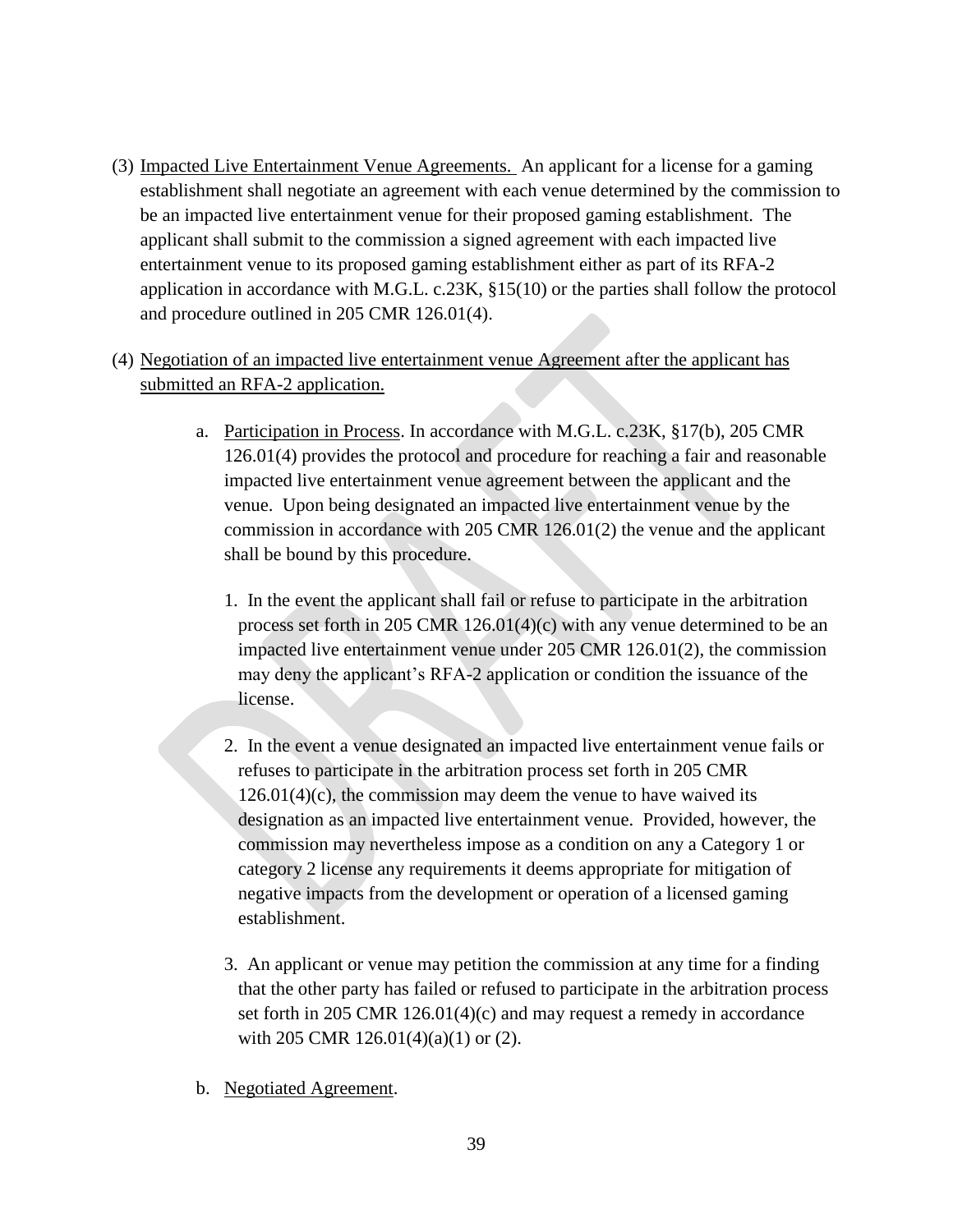(3) Impacted Live Entertainment Venue Agreements. An applicant for a license for a gaming establishment shall negotiate an agreement with each venue determined by the commission to be an impacted live entertainment venue for their proposed gaming establishment. The applicant shall submit to the commission a signed agreement with each impacted live entertainment venue to its proposed gaming establishment either as part of its RFA-2 application in accordance with M.G.L. c.23K, §15(10) or the parties shall follow the protocol and procedure outlined in 205 CMR 126.01(4).

(4) Negotiation of an impacted live entertainment venue Agreement after the applicant has submitted an RFA-2 application.

a. Participation in Process. In accordance with M.G.L. c.23K, §17(b), 205 CMR 126.01(4) provides the protocol and procedure for reaching a fair and reasonable impacted live entertainment venue agreement between the applicant and the venue. Upon being designated an impacted live entertainment venue by the commission in accordance with 205 CMR 126.01(2) the venue and the applicant shall be bound by this procedure.

1. In the event the applicant shall fail or refuse to participate in the arbitration process set forth in 205 CMR 126.01(4)(c) with any venue determined to be an impacted live entertainment venue under 205 CMR 126.01(2), the commission may deny the applicant's RFA-2 application or condition the issuance of the license.

2. In the event a venue designated an impacted live entertainment venue fails or refuses to participate in the arbitration process set forth in 205 CMR 126.01(4)(c), the commission may deem the venue to have waived its designation as an impacted live entertainment venue. Provided, however, the commission may nevertheless impose as a condition on any a Category 1 or category 2 license any requirements it deems appropriate for mitigation of negative impacts from the development or operation of a licensed gaming establishment.

3. An applicant or venue may petition the commission at any time for a finding that the other party has failed or refused to participate in the arbitration process set forth in 205 CMR 126.01(4)(c) and may request a remedy in accordance with 205 CMR 126.01(4)(a)(1) or (2).

b. Negotiated Agreement.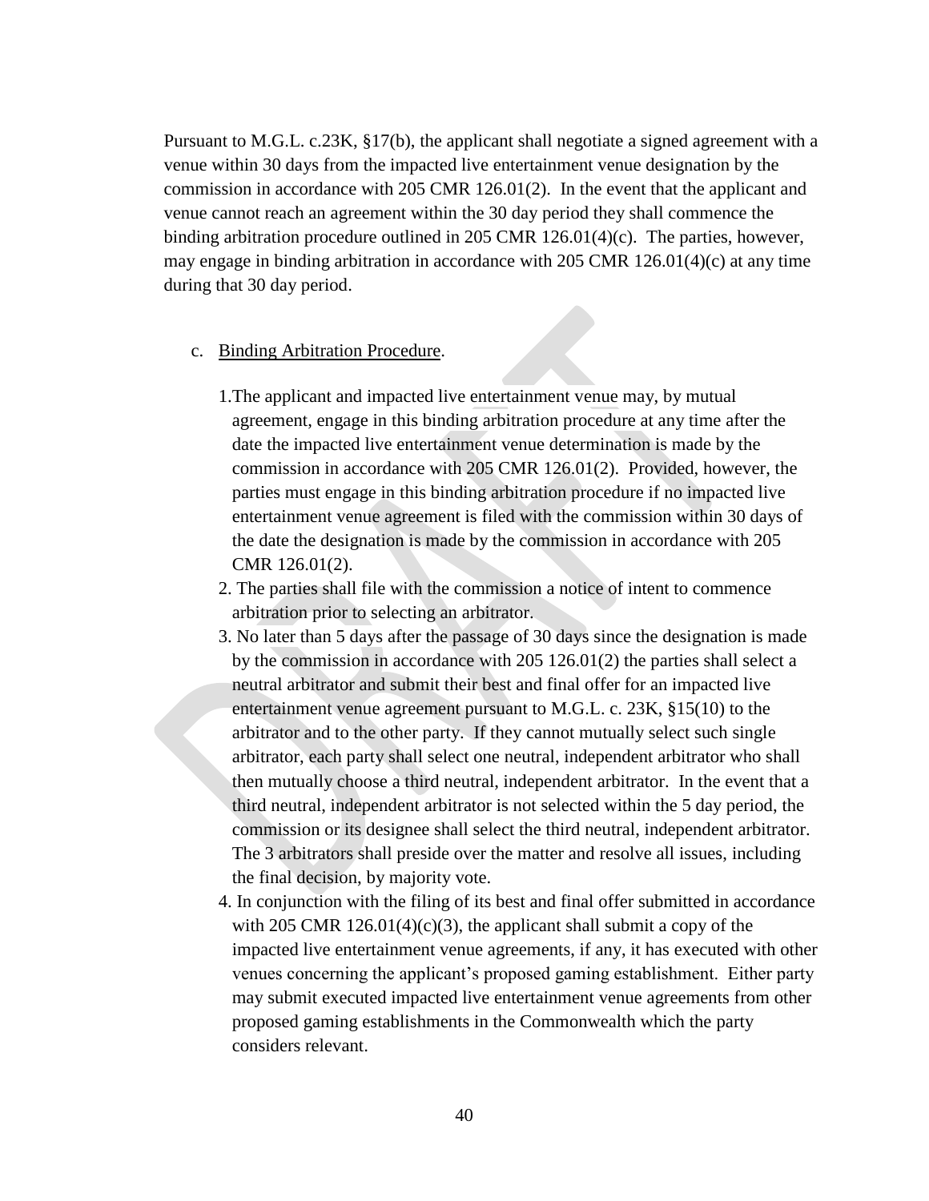Pursuant to M.G.L. c.23K, §17(b), the applicant shall negotiate a signed agreement with a venue within 30 days from the impacted live entertainment venue designation by the commission in accordance with 205 CMR 126.01(2). In the event that the applicant and venue cannot reach an agreement within the 30 day period they shall commence the binding arbitration procedure outlined in 205 CMR 126.01(4)(c). The parties, however, may engage in binding arbitration in accordance with 205 CMR 126.01(4)(c) at any time during that 30 day period.

c. Binding Arbitration Procedure.

1. The applicant and impacted live entertainment venue may, by mutual agreement, engage in this binding arbitration procedure at any time after the date the impacted live entertainment venue determination is made by the commission in accordance with 205 CMR 126.01(2). Provided, however, the parties must engage in this binding arbitration procedure if no impacted live entertainment venue agreement is filed with the commission within 30 days of the date the designation is made by the commission in accordance with 205 CMR 126.01(2).
2. The parties shall file with the commission a notice of intent to commence arbitration prior to selecting an arbitrator.
3. No later than 5 days after the passage of 30 days since the designation is made by the commission in accordance with 205 126.01(2) the parties shall select a neutral arbitrator and submit their best and final offer for an impacted live entertainment venue agreement pursuant to M.G.L. c. 23K, §15(10) to the arbitrator and to the other party. If they cannot mutually select such single arbitrator, each party shall select one neutral, independent arbitrator who shall then mutually choose a third neutral, independent arbitrator. In the event that a third neutral, independent arbitrator is not selected within the 5 day period, the commission or its designee shall select the third neutral, independent arbitrator. The 3 arbitrators shall preside over the matter and resolve all issues, including the final decision, by majority vote.
4. In conjunction with the filing of its best and final offer submitted in accordance with 205 CMR 126.01(4)(c)(3), the applicant shall submit a copy of the impacted live entertainment venue agreements, if any, it has executed with other venues concerning the applicant's proposed gaming establishment. Either party may submit executed impacted live entertainment venue agreements from other proposed gaming establishments in the Commonwealth which the party considers relevant.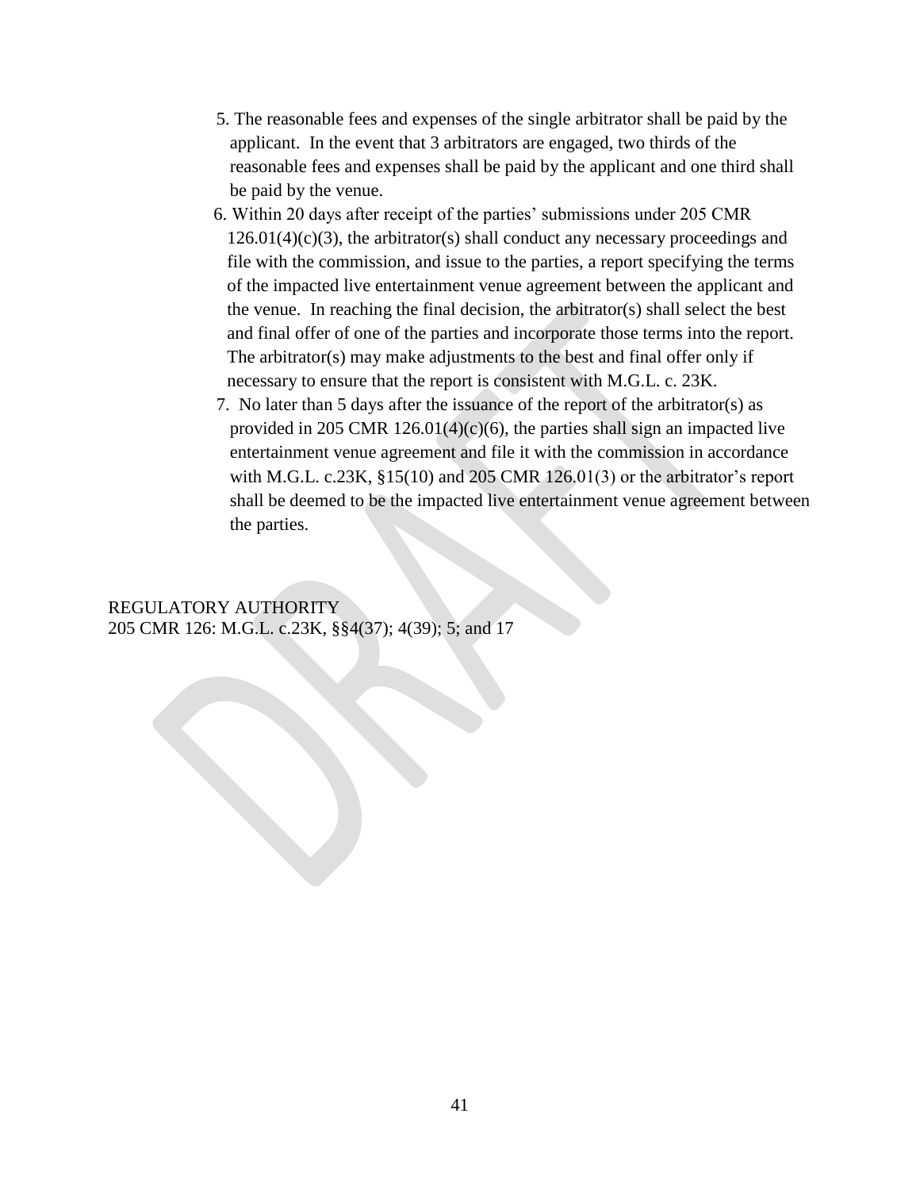5. The reasonable fees and expenses of the single arbitrator shall be paid by the applicant. In the event that 3 arbitrators are engaged, two thirds of the reasonable fees and expenses shall be paid by the applicant and one third shall be paid by the venue.
6. Within 20 days after receipt of the parties' submissions under 205 CMR 126.01(4)(c)(3), the arbitrator(s) shall conduct any necessary proceedings and file with the commission, and issue to the parties, a report specifying the terms of the impacted live entertainment venue agreement between the applicant and the venue. In reaching the final decision, the arbitrator(s) shall select the best and final offer of one of the parties and incorporate those terms into the report. The arbitrator(s) may make adjustments to the best and final offer only if necessary to ensure that the report is consistent with M.G.L. c. 23K.
7. No later than 5 days after the issuance of the report of the arbitrator(s) as provided in 205 CMR 126.01(4)(c)(6), the parties shall sign an impacted live entertainment venue agreement and file it with the commission in accordance with M.G.L. c.23K, §15(10) and 205 CMR 126.01(3) or the arbitrator's report shall be deemed to be the impacted live entertainment venue agreement between the parties.

REGULATORY AUTHORITY
205 CMR 126: M.G.L. c.23K, §§4(37); 4(39); 5; and 17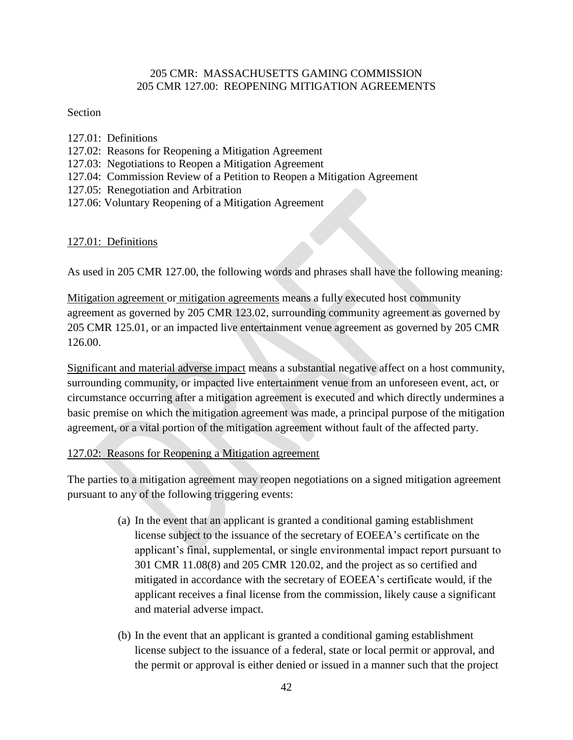205 CMR: MASSACHUSETTS GAMING COMMISSION
205 CMR 127.00: REOPENING MITIGATION AGREEMENTS

Section

127.01: Definitions
127.02: Reasons for Reopening a Mitigation Agreement
127.03: Negotiations to Reopen a Mitigation Agreement
127.04: Commission Review of a Petition to Reopen a Mitigation Agreement
127.05: Renegotiation and Arbitration
127.06: Voluntary Reopening of a Mitigation Agreement

127.01: Definitions

As used in 205 CMR 127.00, the following words and phrases shall have the following meaning:

Mitigation agreement or mitigation agreements means a fully executed host community agreement as governed by 205 CMR 123.02, surrounding community agreement as governed by 205 CMR 125.01, or an impacted live entertainment venue agreement as governed by 205 CMR 126.00.

Significant and material adverse impact means a substantial negative affect on a host community, surrounding community, or impacted live entertainment venue from an unforeseen event, act, or circumstance occurring after a mitigation agreement is executed and which directly undermines a basic premise on which the mitigation agreement was made, a principal purpose of the mitigation agreement, or a vital portion of the mitigation agreement without fault of the affected party.

127.02: Reasons for Reopening a Mitigation agreement

The parties to a mitigation agreement may reopen negotiations on a signed mitigation agreement pursuant to any of the following triggering events:

(a) In the event that an applicant is granted a conditional gaming establishment license subject to the issuance of the secretary of EOEEA's certificate on the applicant's final, supplemental, or single environmental impact report pursuant to 301 CMR 11.08(8) and 205 CMR 120.02, and the project as so certified and mitigated in accordance with the secretary of EOEEA's certificate would, if the applicant receives a final license from the commission, likely cause a significant and material adverse impact.

(b) In the event that an applicant is granted a conditional gaming establishment license subject to the issuance of a federal, state or local permit or approval, and the permit or approval is either denied or issued in a manner such that the project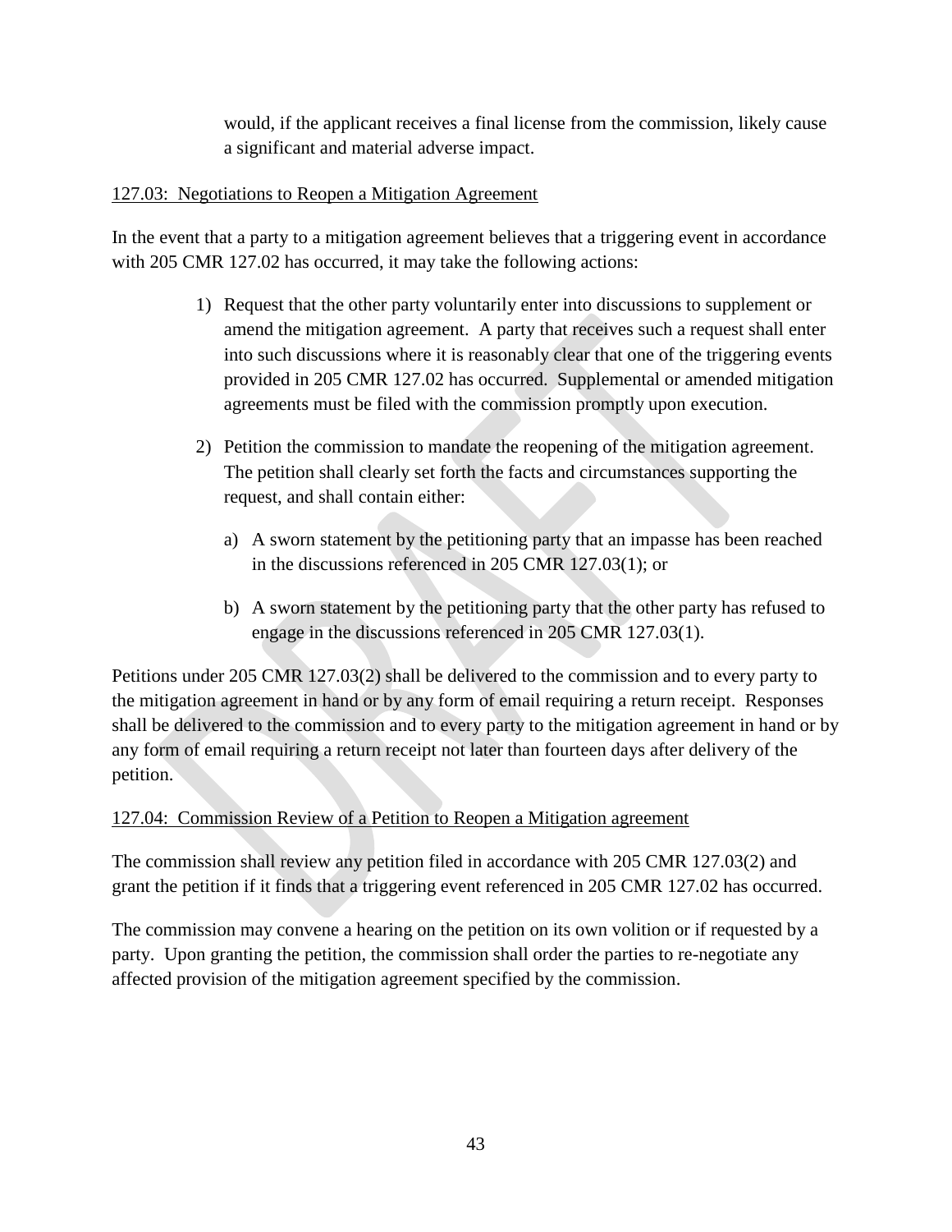would, if the applicant receives a final license from the commission, likely cause a significant and material adverse impact.

127.03: Negotiations to Reopen a Mitigation Agreement

In the event that a party to a mitigation agreement believes that a triggering event in accordance with 205 CMR 127.02 has occurred, it may take the following actions:

1) Request that the other party voluntarily enter into discussions to supplement or amend the mitigation agreement. A party that receives such a request shall enter into such discussions where it is reasonably clear that one of the triggering events provided in 205 CMR 127.02 has occurred. Supplemental or amended mitigation agreements must be filed with the commission promptly upon execution.

2) Petition the commission to mandate the reopening of the mitigation agreement. The petition shall clearly set forth the facts and circumstances supporting the request, and shall contain either:

   a) A sworn statement by the petitioning party that an impasse has been reached in the discussions referenced in 205 CMR 127.03(1); or

   b) A sworn statement by the petitioning party that the other party has refused to engage in the discussions referenced in 205 CMR 127.03(1).

Petitions under 205 CMR 127.03(2) shall be delivered to the commission and to every party to the mitigation agreement in hand or by any form of email requiring a return receipt. Responses shall be delivered to the commission and to every party to the mitigation agreement in hand or by any form of email requiring a return receipt not later than fourteen days after delivery of the petition.

127.04: Commission Review of a Petition to Reopen a Mitigation agreement

The commission shall review any petition filed in accordance with 205 CMR 127.03(2) and grant the petition if it finds that a triggering event referenced in 205 CMR 127.02 has occurred.

The commission may convene a hearing on the petition on its own volition or if requested by a party. Upon granting the petition, the commission shall order the parties to re-negotiate any affected provision of the mitigation agreement specified by the commission.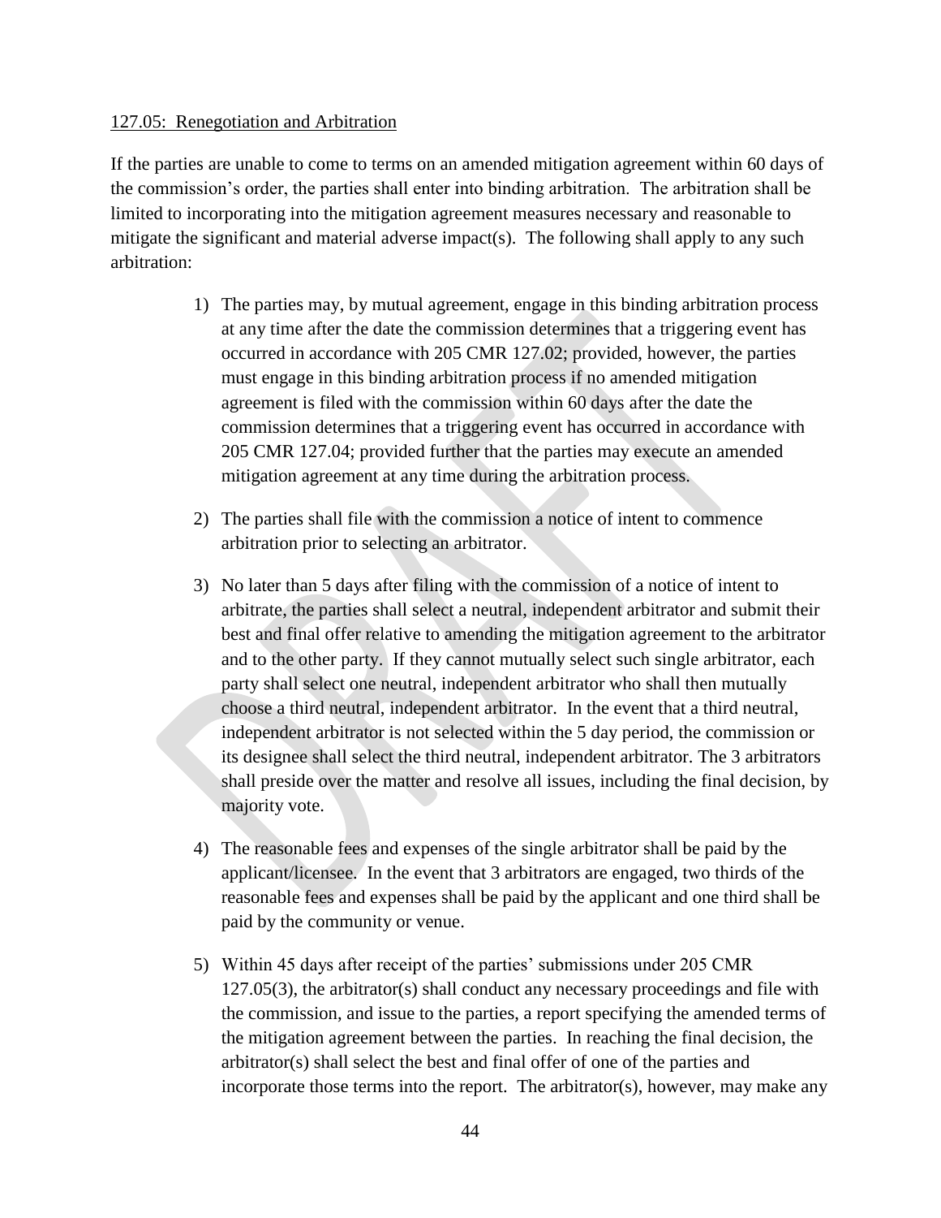127.05: Renegotiation and Arbitration

If the parties are unable to come to terms on an amended mitigation agreement within 60 days of the commission's order, the parties shall enter into binding arbitration. The arbitration shall be limited to incorporating into the mitigation agreement measures necessary and reasonable to mitigate the significant and material adverse impact(s). The following shall apply to any such arbitration:

1) The parties may, by mutual agreement, engage in this binding arbitration process at any time after the date the commission determines that a triggering event has occurred in accordance with 205 CMR 127.02; provided, however, the parties must engage in this binding arbitration process if no amended mitigation agreement is filed with the commission within 60 days after the date the commission determines that a triggering event has occurred in accordance with 205 CMR 127.04; provided further that the parties may execute an amended mitigation agreement at any time during the arbitration process.

2) The parties shall file with the commission a notice of intent to commence arbitration prior to selecting an arbitrator.

3) No later than 5 days after filing with the commission of a notice of intent to arbitrate, the parties shall select a neutral, independent arbitrator and submit their best and final offer relative to amending the mitigation agreement to the arbitrator and to the other party. If they cannot mutually select such single arbitrator, each party shall select one neutral, independent arbitrator who shall then mutually choose a third neutral, independent arbitrator. In the event that a third neutral, independent arbitrator is not selected within the 5 day period, the commission or its designee shall select the third neutral, independent arbitrator. The 3 arbitrators shall preside over the matter and resolve all issues, including the final decision, by majority vote.

4) The reasonable fees and expenses of the single arbitrator shall be paid by the applicant/licensee. In the event that 3 arbitrators are engaged, two thirds of the reasonable fees and expenses shall be paid by the applicant and one third shall be paid by the community or venue.

5) Within 45 days after receipt of the parties' submissions under 205 CMR 127.05(3), the arbitrator(s) shall conduct any necessary proceedings and file with the commission, and issue to the parties, a report specifying the amended terms of the mitigation agreement between the parties. In reaching the final decision, the arbitrator(s) shall select the best and final offer of one of the parties and incorporate those terms into the report. The arbitrator(s), however, may make any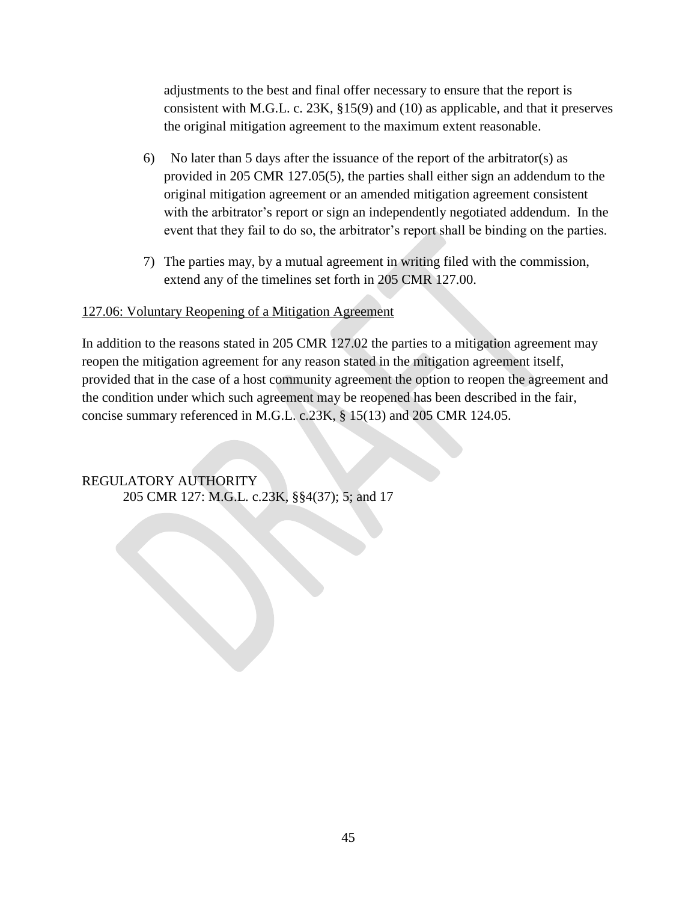adjustments to the best and final offer necessary to ensure that the report is consistent with M.G.L. c. 23K, §15(9) and (10) as applicable, and that it preserves the original mitigation agreement to the maximum extent reasonable.

6) No later than 5 days after the issuance of the report of the arbitrator(s) as provided in 205 CMR 127.05(5), the parties shall either sign an addendum to the original mitigation agreement or an amended mitigation agreement consistent with the arbitrator's report or sign an independently negotiated addendum. In the event that they fail to do so, the arbitrator's report shall be binding on the parties.

7) The parties may, by a mutual agreement in writing filed with the commission, extend any of the timelines set forth in 205 CMR 127.00.

127.06: Voluntary Reopening of a Mitigation Agreement

In addition to the reasons stated in 205 CMR 127.02 the parties to a mitigation agreement may reopen the mitigation agreement for any reason stated in the mitigation agreement itself, provided that in the case of a host community agreement the option to reopen the agreement and the condition under which such agreement may be reopened has been described in the fair, concise summary referenced in M.G.L. c.23K, § 15(13) and 205 CMR 124.05.

REGULATORY AUTHORITY

205 CMR 127: M.G.L. c.23K, §§4(37); 5; and 17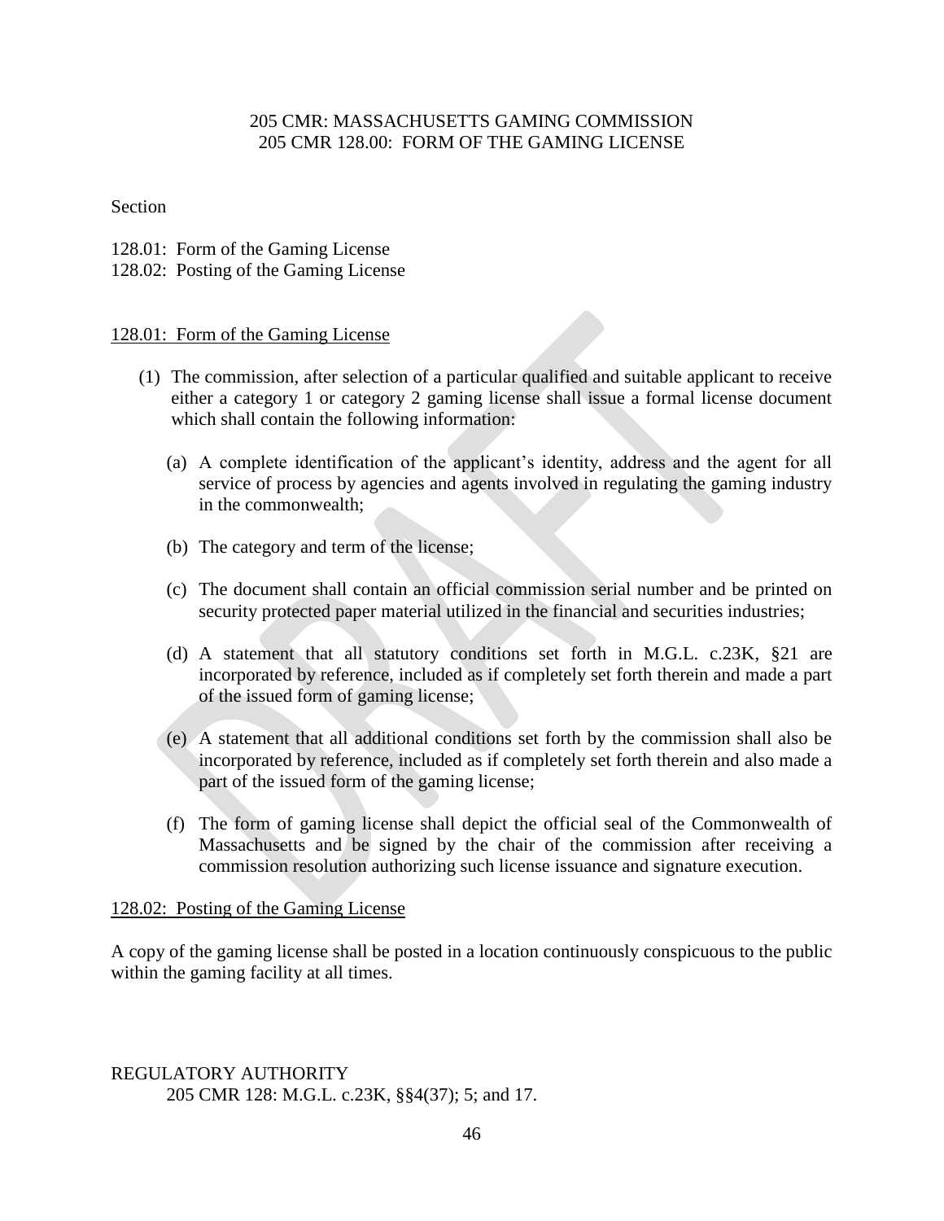205 CMR: MASSACHUSETTS GAMING COMMISSION
205 CMR 128.00: FORM OF THE GAMING LICENSE

Section

128.01: Form of the Gaming License
128.02: Posting of the Gaming License

## 128.01: Form of the Gaming License

(1) The commission, after selection of a particular qualified and suitable applicant to receive either a category 1 or category 2 gaming license shall issue a formal license document which shall contain the following information:

(a) A complete identification of the applicant's identity, address and the agent for all service of process by agencies and agents involved in regulating the gaming industry in the commonwealth;

(b) The category and term of the license;

(c) The document shall contain an official commission serial number and be printed on security protected paper material utilized in the financial and securities industries;

(d) A statement that all statutory conditions set forth in M.G.L. c.23K, §21 are incorporated by reference, included as if completely set forth therein and made a part of the issued form of gaming license;

(e) A statement that all additional conditions set forth by the commission shall also be incorporated by reference, included as if completely set forth therein and also made a part of the issued form of the gaming license;

(f) The form of gaming license shall depict the official seal of the Commonwealth of Massachusetts and be signed by the chair of the commission after receiving a commission resolution authorizing such license issuance and signature execution.

## 128.02: Posting of the Gaming License

A copy of the gaming license shall be posted in a location continuously conspicuous to the public within the gaming facility at all times.

REGULATORY AUTHORITY
205 CMR 128: M.G.L. c.23K, §§4(37); 5; and 17.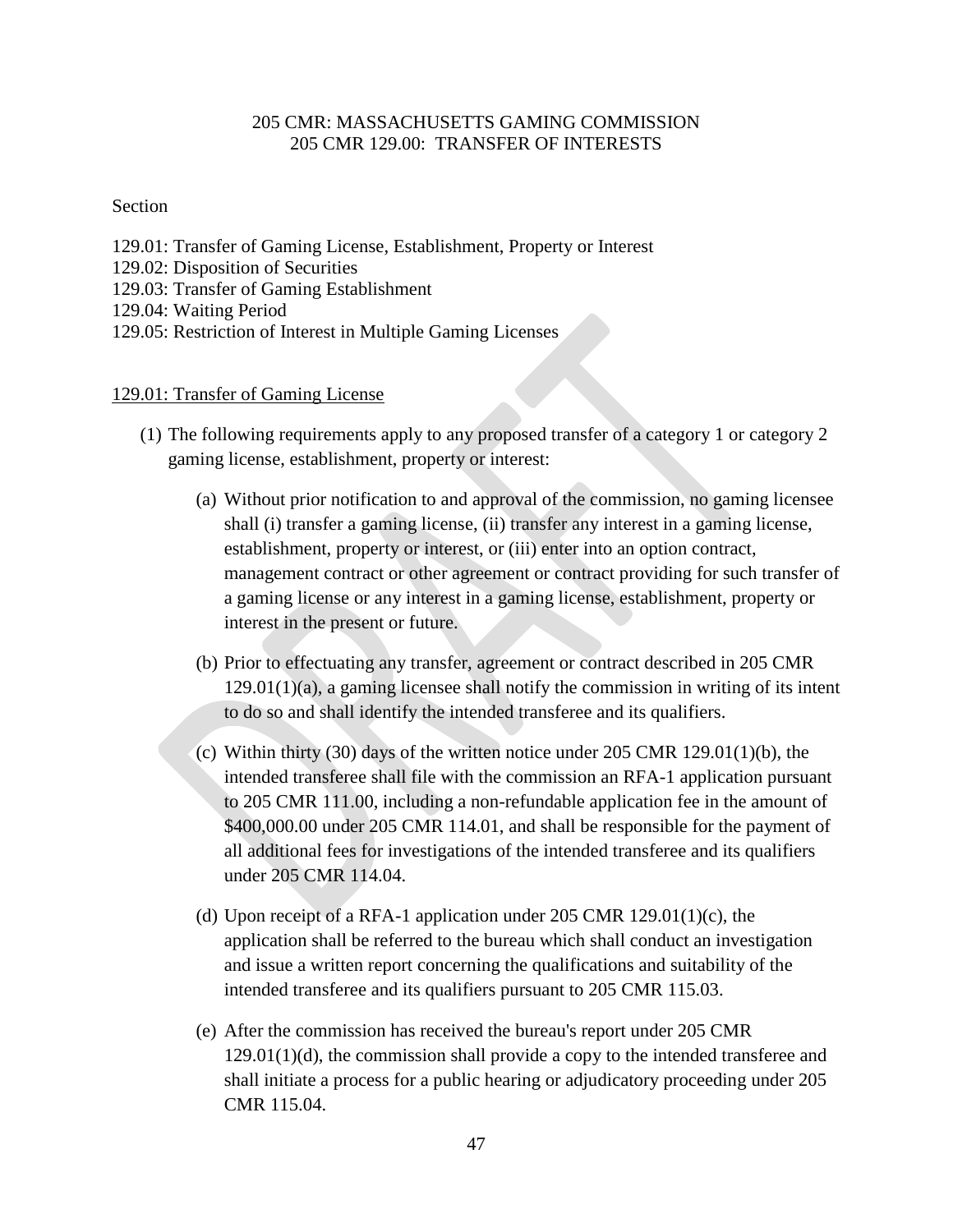205 CMR: MASSACHUSETTS GAMING COMMISSION
205 CMR 129.00: TRANSFER OF INTERESTS

Section

129.01: Transfer of Gaming License, Establishment, Property or Interest
129.02: Disposition of Securities
129.03: Transfer of Gaming Establishment
129.04: Waiting Period
129.05: Restriction of Interest in Multiple Gaming Licenses

129.01: Transfer of Gaming License

(1) The following requirements apply to any proposed transfer of a category 1 or category 2 gaming license, establishment, property or interest:

(a) Without prior notification to and approval of the commission, no gaming licensee shall (i) transfer a gaming license, (ii) transfer any interest in a gaming license, establishment, property or interest, or (iii) enter into an option contract, management contract or other agreement or contract providing for such transfer of a gaming license or any interest in a gaming license, establishment, property or interest in the present or future.

(b) Prior to effectuating any transfer, agreement or contract described in 205 CMR 129.01(1)(a), a gaming licensee shall notify the commission in writing of its intent to do so and shall identify the intended transferee and its qualifiers.

(c) Within thirty (30) days of the written notice under 205 CMR 129.01(1)(b), the intended transferee shall file with the commission an RFA-1 application pursuant to 205 CMR 111.00, including a non-refundable application fee in the amount of $400,000.00 under 205 CMR 114.01, and shall be responsible for the payment of all additional fees for investigations of the intended transferee and its qualifiers under 205 CMR 114.04.

(d) Upon receipt of a RFA-1 application under 205 CMR 129.01(1)(c), the application shall be referred to the bureau which shall conduct an investigation and issue a written report concerning the qualifications and suitability of the intended transferee and its qualifiers pursuant to 205 CMR 115.03.

(e) After the commission has received the bureau's report under 205 CMR 129.01(1)(d), the commission shall provide a copy to the intended transferee and shall initiate a process for a public hearing or adjudicatory proceeding under 205 CMR 115.04.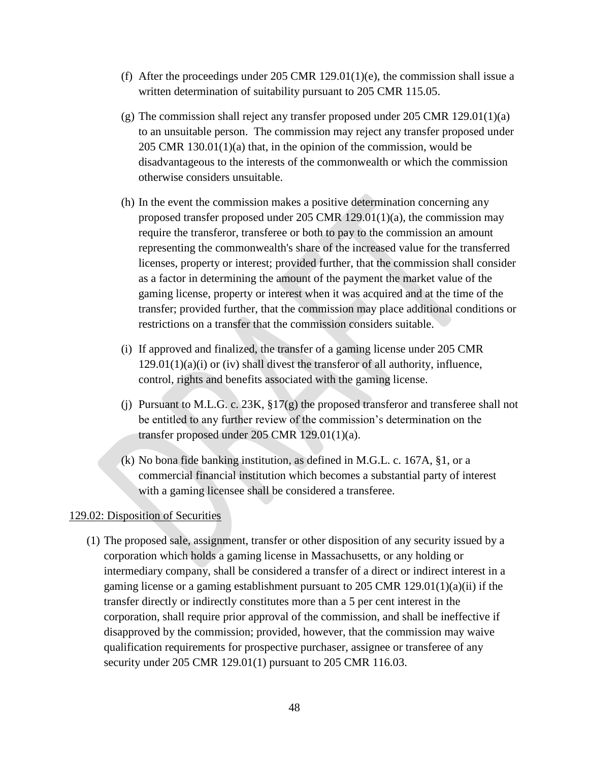(f) After the proceedings under 205 CMR 129.01(1)(e), the commission shall issue a written determination of suitability pursuant to 205 CMR 115.05.

(g) The commission shall reject any transfer proposed under 205 CMR 129.01(1)(a) to an unsuitable person. The commission may reject any transfer proposed under 205 CMR 130.01(1)(a) that, in the opinion of the commission, would be disadvantageous to the interests of the commonwealth or which the commission otherwise considers unsuitable.

(h) In the event the commission makes a positive determination concerning any proposed transfer proposed under 205 CMR 129.01(1)(a), the commission may require the transferor, transferee or both to pay to the commission an amount representing the commonwealth's share of the increased value for the transferred licenses, property or interest; provided further, that the commission shall consider as a factor in determining the amount of the payment the market value of the gaming license, property or interest when it was acquired and at the time of the transfer; provided further, that the commission may place additional conditions or restrictions on a transfer that the commission considers suitable.

(i) If approved and finalized, the transfer of a gaming license under 205 CMR 129.01(1)(a)(i) or (iv) shall divest the transferor of all authority, influence, control, rights and benefits associated with the gaming license.

(j) Pursuant to M.L.G. c. 23K, §17(g) the proposed transferor and transferee shall not be entitled to any further review of the commission's determination on the transfer proposed under 205 CMR 129.01(1)(a).

(k) No bona fide banking institution, as defined in M.G.L. c. 167A, §1, or a commercial financial institution which becomes a substantial party of interest with a gaming licensee shall be considered a transferee.

129.02: Disposition of Securities

(1) The proposed sale, assignment, transfer or other disposition of any security issued by a corporation which holds a gaming license in Massachusetts, or any holding or intermediary company, shall be considered a transfer of a direct or indirect interest in a gaming license or a gaming establishment pursuant to 205 CMR 129.01(1)(a)(ii) if the transfer directly or indirectly constitutes more than a 5 per cent interest in the corporation, shall require prior approval of the commission, and shall be ineffective if disapproved by the commission; provided, however, that the commission may waive qualification requirements for prospective purchaser, assignee or transferee of any security under 205 CMR 129.01(1) pursuant to 205 CMR 116.03.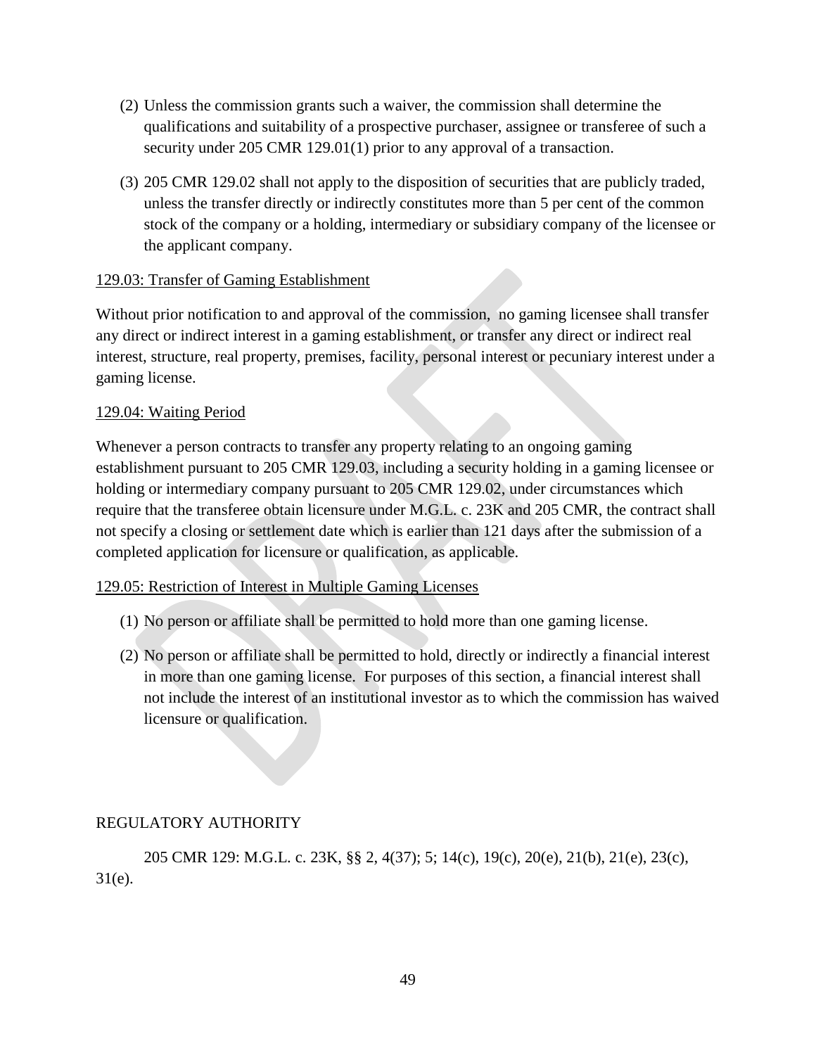(2) Unless the commission grants such a waiver, the commission shall determine the qualifications and suitability of a prospective purchaser, assignee or transferee of such a security under 205 CMR 129.01(1) prior to any approval of a transaction.

(3) 205 CMR 129.02 shall not apply to the disposition of securities that are publicly traded, unless the transfer directly or indirectly constitutes more than 5 per cent of the common stock of the company or a holding, intermediary or subsidiary company of the licensee or the applicant company.

129.03: Transfer of Gaming Establishment

Without prior notification to and approval of the commission, no gaming licensee shall transfer any direct or indirect interest in a gaming establishment, or transfer any direct or indirect real interest, structure, real property, premises, facility, personal interest or pecuniary interest under a gaming license.

129.04: Waiting Period

Whenever a person contracts to transfer any property relating to an ongoing gaming establishment pursuant to 205 CMR 129.03, including a security holding in a gaming licensee or holding or intermediary company pursuant to 205 CMR 129.02, under circumstances which require that the transferee obtain licensure under M.G.L. c. 23K and 205 CMR, the contract shall not specify a closing or settlement date which is earlier than 121 days after the submission of a completed application for licensure or qualification, as applicable.

129.05: Restriction of Interest in Multiple Gaming Licenses

(1) No person or affiliate shall be permitted to hold more than one gaming license.

(2) No person or affiliate shall be permitted to hold, directly or indirectly a financial interest in more than one gaming license. For purposes of this section, a financial interest shall not include the interest of an institutional investor as to which the commission has waived licensure or qualification.

REGULATORY AUTHORITY

205 CMR 129: M.G.L. c. 23K, §§ 2, 4(37); 5; 14(c), 19(c), 20(e), 21(b), 21(e), 23(c), 31(e).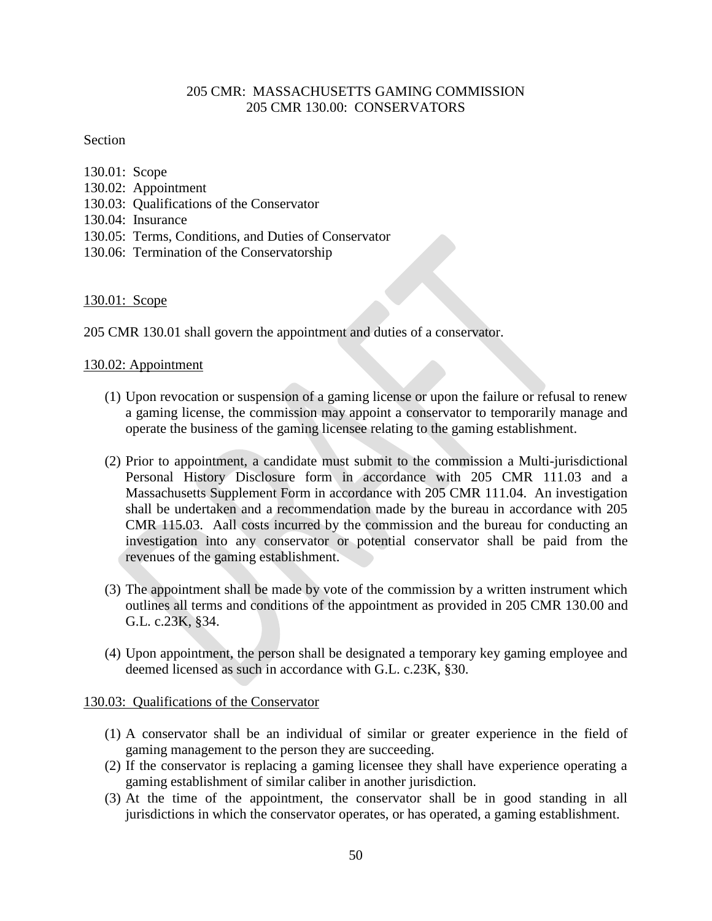205 CMR: MASSACHUSETTS GAMING COMMISSION
205 CMR 130.00: CONSERVATORS

Section

130.01: Scope
130.02: Appointment
130.03: Qualifications of the Conservator
130.04: Insurance
130.05: Terms, Conditions, and Duties of Conservator
130.06: Termination of the Conservatorship

130.01: Scope

205 CMR 130.01 shall govern the appointment and duties of a conservator.

130.02: Appointment

(1) Upon revocation or suspension of a gaming license or upon the failure or refusal to renew a gaming license, the commission may appoint a conservator to temporarily manage and operate the business of the gaming licensee relating to the gaming establishment.

(2) Prior to appointment, a candidate must submit to the commission a Multi-jurisdictional Personal History Disclosure form in accordance with 205 CMR 111.03 and a Massachusetts Supplement Form in accordance with 205 CMR 111.04. An investigation shall be undertaken and a recommendation made by the bureau in accordance with 205 CMR 115.03. Aall costs incurred by the commission and the bureau for conducting an investigation into any conservator or potential conservator shall be paid from the revenues of the gaming establishment.

(3) The appointment shall be made by vote of the commission by a written instrument which outlines all terms and conditions of the appointment as provided in 205 CMR 130.00 and G.L. c.23K, §34.

(4) Upon appointment, the person shall be designated a temporary key gaming employee and deemed licensed as such in accordance with G.L. c.23K, §30.

130.03: Qualifications of the Conservator

(1) A conservator shall be an individual of similar or greater experience in the field of gaming management to the person they are succeeding.
(2) If the conservator is replacing a gaming licensee they shall have experience operating a gaming establishment of similar caliber in another jurisdiction.
(3) At the time of the appointment, the conservator shall be in good standing in all jurisdictions in which the conservator operates, or has operated, a gaming establishment.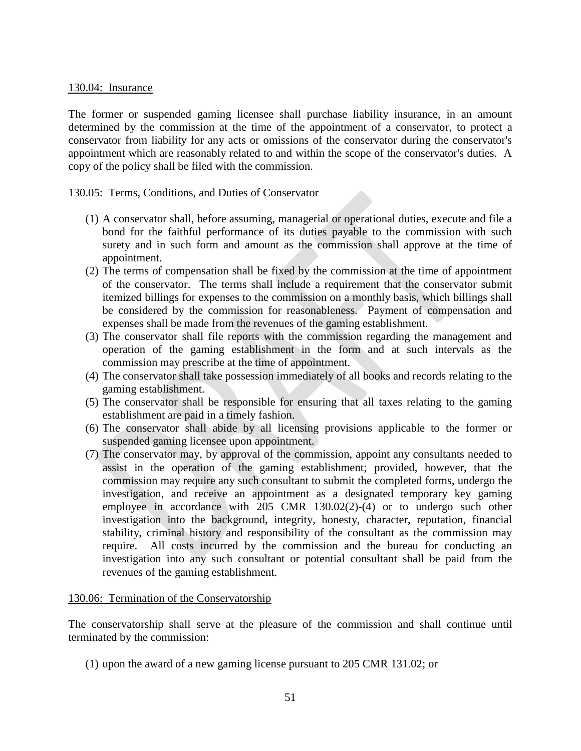130.04: Insurance

The former or suspended gaming licensee shall purchase liability insurance, in an amount determined by the commission at the time of the appointment of a conservator, to protect a conservator from liability for any acts or omissions of the conservator during the conservator's appointment which are reasonably related to and within the scope of the conservator's duties. A copy of the policy shall be filed with the commission.

130.05: Terms, Conditions, and Duties of Conservator

(1) A conservator shall, before assuming, managerial or operational duties, execute and file a bond for the faithful performance of its duties payable to the commission with such surety and in such form and amount as the commission shall approve at the time of appointment.
(2) The terms of compensation shall be fixed by the commission at the time of appointment of the conservator. The terms shall include a requirement that the conservator submit itemized billings for expenses to the commission on a monthly basis, which billings shall be considered by the commission for reasonableness. Payment of compensation and expenses shall be made from the revenues of the gaming establishment.
(3) The conservator shall file reports with the commission regarding the management and operation of the gaming establishment in the form and at such intervals as the commission may prescribe at the time of appointment.
(4) The conservator shall take possession immediately of all books and records relating to the gaming establishment.
(5) The conservator shall be responsible for ensuring that all taxes relating to the gaming establishment are paid in a timely fashion.
(6) The conservator shall abide by all licensing provisions applicable to the former or suspended gaming licensee upon appointment.
(7) The conservator may, by approval of the commission, appoint any consultants needed to assist in the operation of the gaming establishment; provided, however, that the commission may require any such consultant to submit the completed forms, undergo the investigation, and receive an appointment as a designated temporary key gaming employee in accordance with 205 CMR 130.02(2)-(4) or to undergo such other investigation into the background, integrity, honesty, character, reputation, financial stability, criminal history and responsibility of the consultant as the commission may require. All costs incurred by the commission and the bureau for conducting an investigation into any such consultant or potential consultant shall be paid from the revenues of the gaming establishment.

130.06: Termination of the Conservatorship

The conservatorship shall serve at the pleasure of the commission and shall continue until terminated by the commission:

(1) upon the award of a new gaming license pursuant to 205 CMR 131.02; or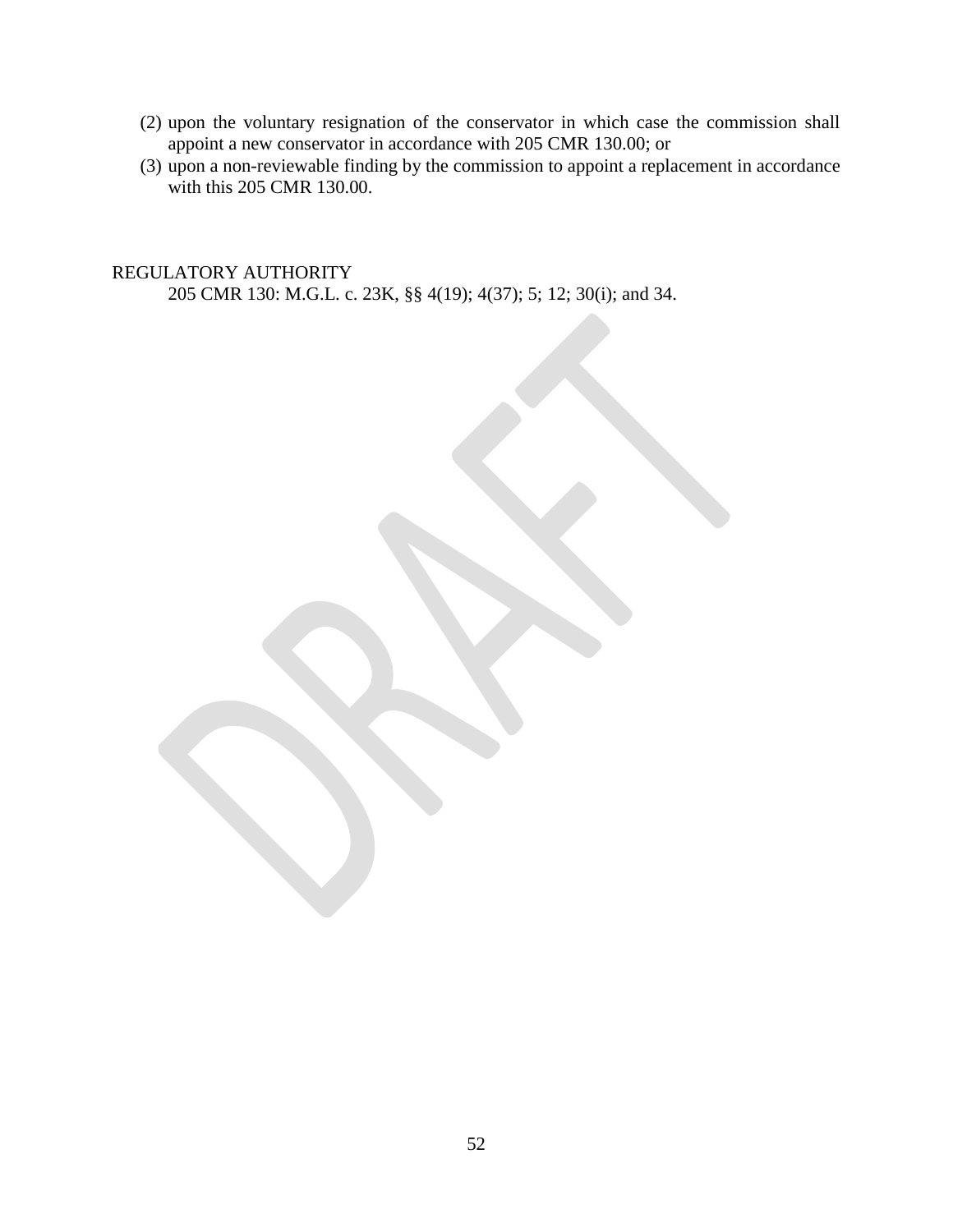(2) upon the voluntary resignation of the conservator in which case the commission shall appoint a new conservator in accordance with 205 CMR 130.00; or

(3) upon a non-reviewable finding by the commission to appoint a replacement in accordance with this 205 CMR 130.00.

REGULATORY AUTHORITY

205 CMR 130: M.G.L. c. 23K, §§ 4(19); 4(37); 5; 12; 30(i); and 34.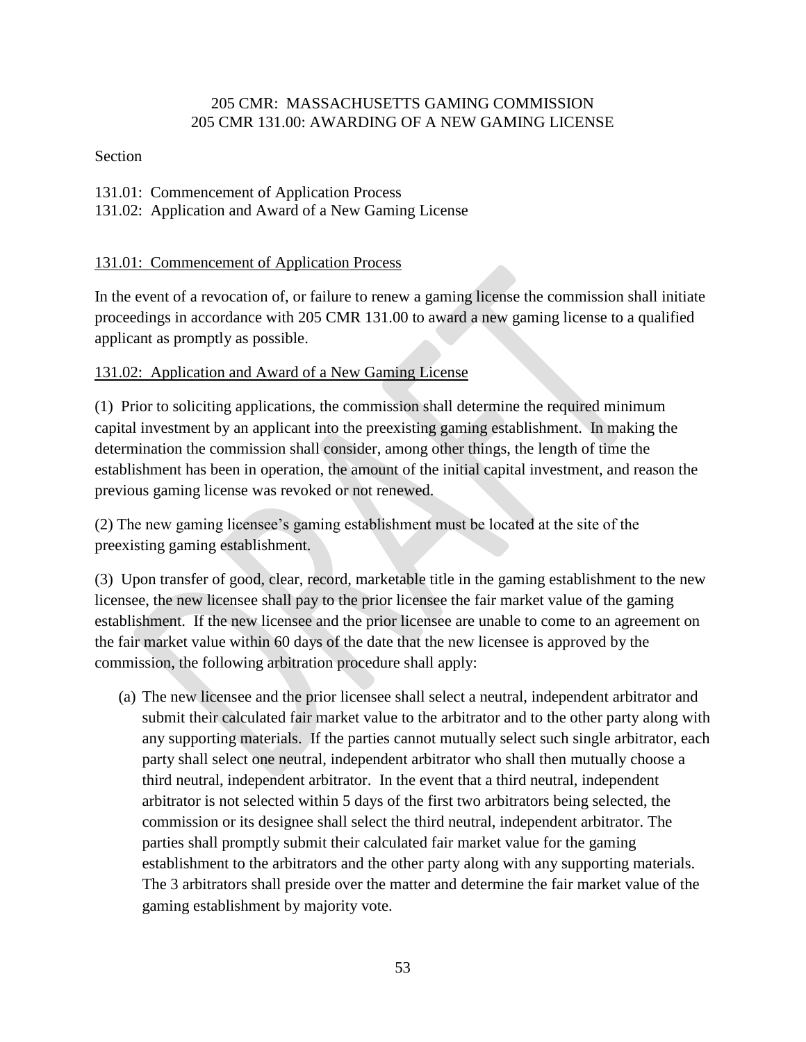205 CMR: MASSACHUSETTS GAMING COMMISSION
205 CMR 131.00: AWARDING OF A NEW GAMING LICENSE

Section

131.01: Commencement of Application Process
131.02: Application and Award of a New Gaming License

131.01: Commencement of Application Process

In the event of a revocation of, or failure to renew a gaming license the commission shall initiate proceedings in accordance with 205 CMR 131.00 to award a new gaming license to a qualified applicant as promptly as possible.

131.02: Application and Award of a New Gaming License

(1) Prior to soliciting applications, the commission shall determine the required minimum capital investment by an applicant into the preexisting gaming establishment. In making the determination the commission shall consider, among other things, the length of time the establishment has been in operation, the amount of the initial capital investment, and reason the previous gaming license was revoked or not renewed.

(2) The new gaming licensee's gaming establishment must be located at the site of the preexisting gaming establishment.

(3) Upon transfer of good, clear, record, marketable title in the gaming establishment to the new licensee, the new licensee shall pay to the prior licensee the fair market value of the gaming establishment. If the new licensee and the prior licensee are unable to come to an agreement on the fair market value within 60 days of the date that the new licensee is approved by the commission, the following arbitration procedure shall apply:

(a) The new licensee and the prior licensee shall select a neutral, independent arbitrator and submit their calculated fair market value to the arbitrator and to the other party along with any supporting materials. If the parties cannot mutually select such single arbitrator, each party shall select one neutral, independent arbitrator who shall then mutually choose a third neutral, independent arbitrator. In the event that a third neutral, independent arbitrator is not selected within 5 days of the first two arbitrators being selected, the commission or its designee shall select the third neutral, independent arbitrator. The parties shall promptly submit their calculated fair market value for the gaming establishment to the arbitrators and the other party along with any supporting materials. The 3 arbitrators shall preside over the matter and determine the fair market value of the gaming establishment by majority vote.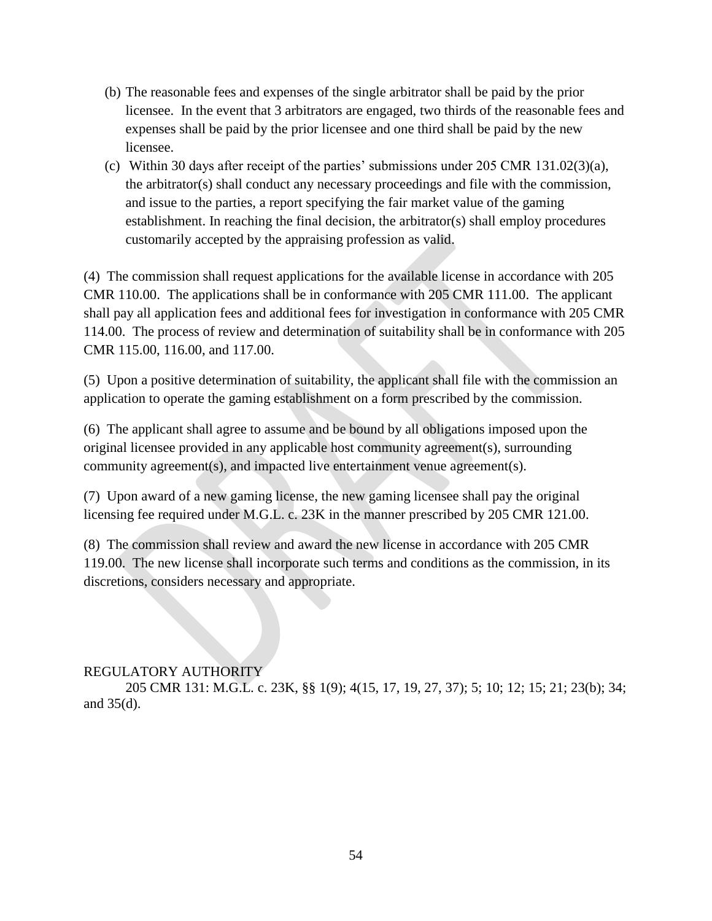(b) The reasonable fees and expenses of the single arbitrator shall be paid by the prior licensee. In the event that 3 arbitrators are engaged, two thirds of the reasonable fees and expenses shall be paid by the prior licensee and one third shall be paid by the new licensee.

(c) Within 30 days after receipt of the parties' submissions under 205 CMR 131.02(3)(a), the arbitrator(s) shall conduct any necessary proceedings and file with the commission, and issue to the parties, a report specifying the fair market value of the gaming establishment. In reaching the final decision, the arbitrator(s) shall employ procedures customarily accepted by the appraising profession as valid.

(4) The commission shall request applications for the available license in accordance with 205 CMR 110.00. The applications shall be in conformance with 205 CMR 111.00. The applicant shall pay all application fees and additional fees for investigation in conformance with 205 CMR 114.00. The process of review and determination of suitability shall be in conformance with 205 CMR 115.00, 116.00, and 117.00.

(5) Upon a positive determination of suitability, the applicant shall file with the commission an application to operate the gaming establishment on a form prescribed by the commission.

(6) The applicant shall agree to assume and be bound by all obligations imposed upon the original licensee provided in any applicable host community agreement(s), surrounding community agreement(s), and impacted live entertainment venue agreement(s).

(7) Upon award of a new gaming license, the new gaming licensee shall pay the original licensing fee required under M.G.L. c. 23K in the manner prescribed by 205 CMR 121.00.

(8) The commission shall review and award the new license in accordance with 205 CMR 119.00. The new license shall incorporate such terms and conditions as the commission, in its discretions, considers necessary and appropriate.

REGULATORY AUTHORITY

205 CMR 131: M.G.L. c. 23K, §§ 1(9); 4(15, 17, 19, 27, 37); 5; 10; 12; 15; 21; 23(b); 34; and 35(d).